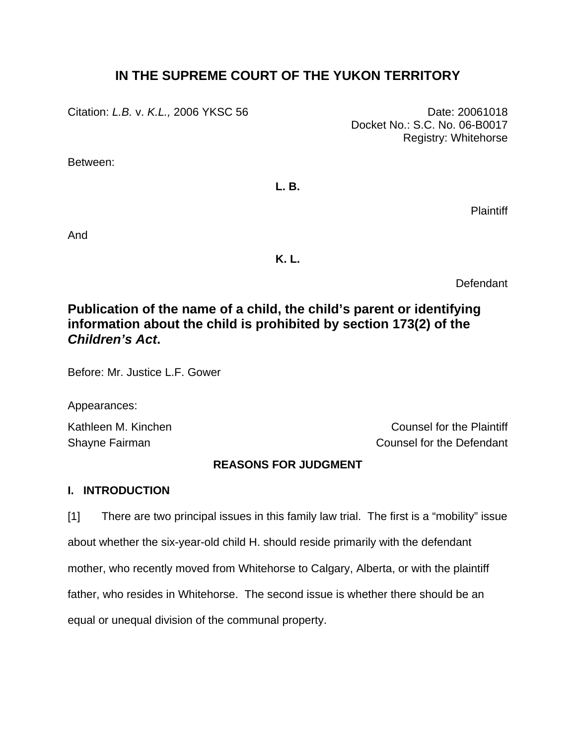# IN THE SUPREME COURT OF THE YUKON TERRITORY

Citation: *L.B.* v. *K.L.,* 2006 YKSC 56

Date: 20061018
Docket No.: S.C. No. 06-B0017
Registry: Whitehorse

Between:

**L. B.**

Plaintiff

And

**K. L.**

Defendant

## Publication of the name of a child, the child's parent or identifying information about the child is prohibited by section 173(2) of the *Children's Act*.

Before: Mr. Justice L.F. Gower

Appearances:

Kathleen M. Kinchen — Counsel for the Plaintiff
Shayne Fairman — Counsel for the Defendant

### REASONS FOR JUDGMENT

### I. INTRODUCTION

[1] There are two principal issues in this family law trial. The first is a "mobility" issue about whether the six-year-old child H. should reside primarily with the defendant mother, who recently moved from Whitehorse to Calgary, Alberta, or with the plaintiff father, who resides in Whitehorse. The second issue is whether there should be an equal or unequal division of the communal property.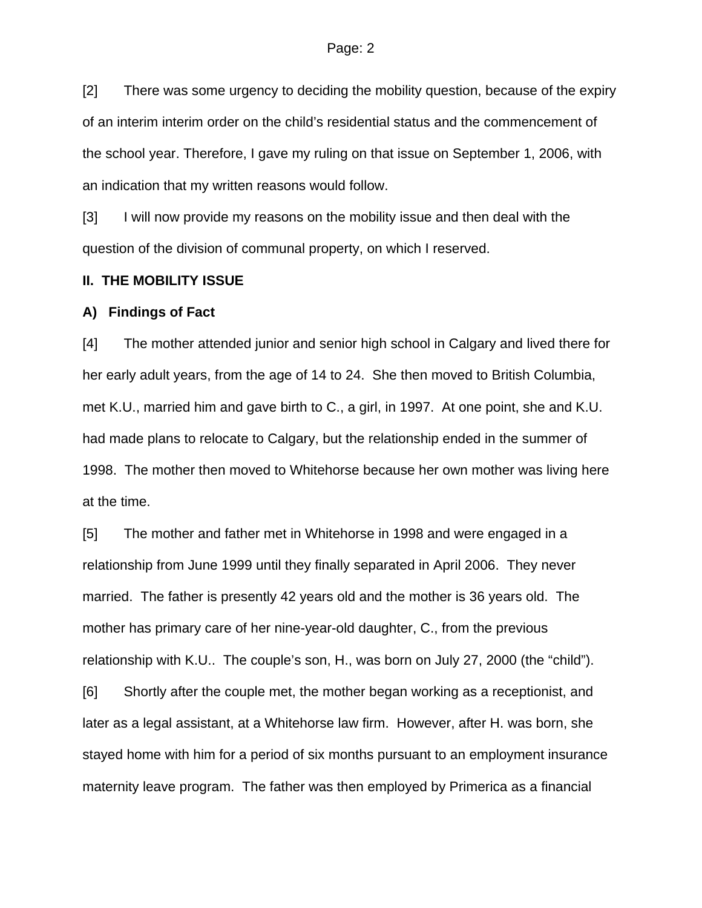[2] There was some urgency to deciding the mobility question, because of the expiry of an interim interim order on the child's residential status and the commencement of the school year. Therefore, I gave my ruling on that issue on September 1, 2006, with an indication that my written reasons would follow.

[3] I will now provide my reasons on the mobility issue and then deal with the question of the division of communal property, on which I reserved.

## II. THE MOBILITY ISSUE

### A) Findings of Fact

[4] The mother attended junior and senior high school in Calgary and lived there for her early adult years, from the age of 14 to 24. She then moved to British Columbia, met K.U., married him and gave birth to C., a girl, in 1997. At one point, she and K.U. had made plans to relocate to Calgary, but the relationship ended in the summer of 1998. The mother then moved to Whitehorse because her own mother was living here at the time.

[5] The mother and father met in Whitehorse in 1998 and were engaged in a relationship from June 1999 until they finally separated in April 2006. They never married. The father is presently 42 years old and the mother is 36 years old. The mother has primary care of her nine-year-old daughter, C., from the previous relationship with K.U.. The couple's son, H., was born on July 27, 2000 (the "child").

[6] Shortly after the couple met, the mother began working as a receptionist, and later as a legal assistant, at a Whitehorse law firm. However, after H. was born, she stayed home with him for a period of six months pursuant to an employment insurance maternity leave program. The father was then employed by Primerica as a financial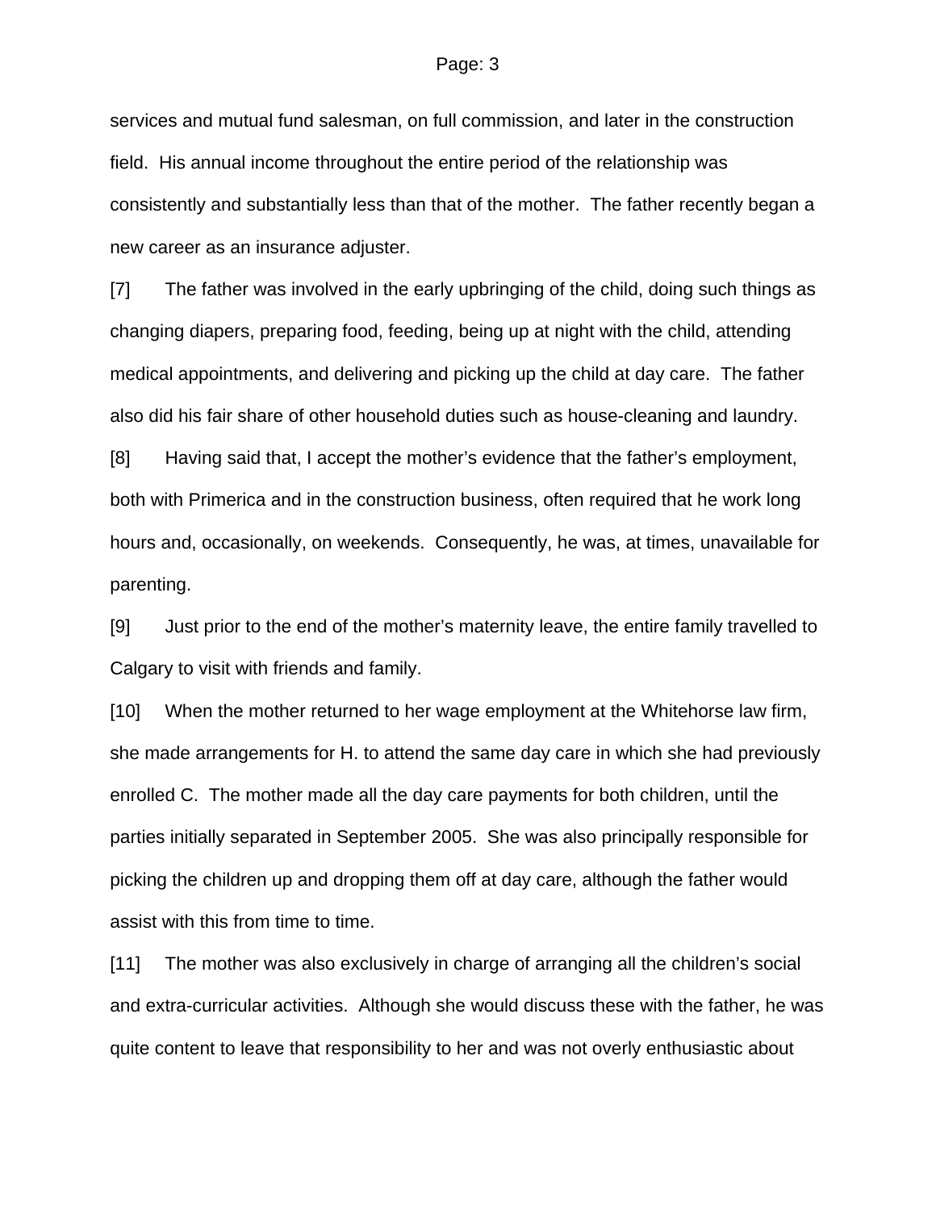services and mutual fund salesman, on full commission, and later in the construction field. His annual income throughout the entire period of the relationship was consistently and substantially less than that of the mother. The father recently began a new career as an insurance adjuster.

[7] The father was involved in the early upbringing of the child, doing such things as changing diapers, preparing food, feeding, being up at night with the child, attending medical appointments, and delivering and picking up the child at day care. The father also did his fair share of other household duties such as house-cleaning and laundry.

[8] Having said that, I accept the mother's evidence that the father's employment, both with Primerica and in the construction business, often required that he work long hours and, occasionally, on weekends. Consequently, he was, at times, unavailable for parenting.

[9] Just prior to the end of the mother's maternity leave, the entire family travelled to Calgary to visit with friends and family.

[10] When the mother returned to her wage employment at the Whitehorse law firm, she made arrangements for H. to attend the same day care in which she had previously enrolled C. The mother made all the day care payments for both children, until the parties initially separated in September 2005. She was also principally responsible for picking the children up and dropping them off at day care, although the father would assist with this from time to time.

[11] The mother was also exclusively in charge of arranging all the children's social and extra-curricular activities. Although she would discuss these with the father, he was quite content to leave that responsibility to her and was not overly enthusiastic about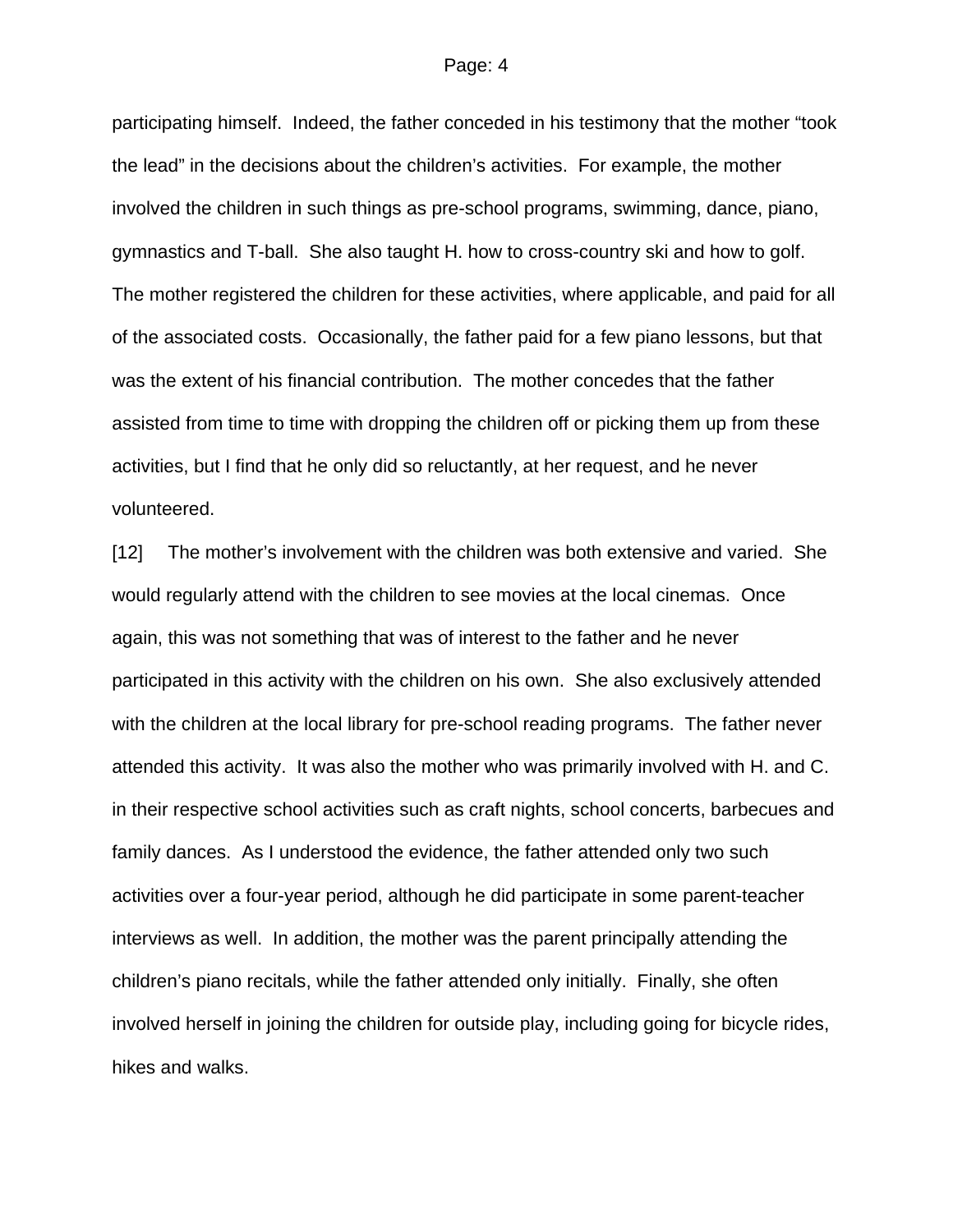participating himself. Indeed, the father conceded in his testimony that the mother "took the lead" in the decisions about the children's activities. For example, the mother involved the children in such things as pre-school programs, swimming, dance, piano, gymnastics and T-ball. She also taught H. how to cross-country ski and how to golf. The mother registered the children for these activities, where applicable, and paid for all of the associated costs. Occasionally, the father paid for a few piano lessons, but that was the extent of his financial contribution. The mother concedes that the father assisted from time to time with dropping the children off or picking them up from these activities, but I find that he only did so reluctantly, at her request, and he never volunteered.

[12] The mother's involvement with the children was both extensive and varied. She would regularly attend with the children to see movies at the local cinemas. Once again, this was not something that was of interest to the father and he never participated in this activity with the children on his own. She also exclusively attended with the children at the local library for pre-school reading programs. The father never attended this activity. It was also the mother who was primarily involved with H. and C. in their respective school activities such as craft nights, school concerts, barbecues and family dances. As I understood the evidence, the father attended only two such activities over a four-year period, although he did participate in some parent-teacher interviews as well. In addition, the mother was the parent principally attending the children's piano recitals, while the father attended only initially. Finally, she often involved herself in joining the children for outside play, including going for bicycle rides, hikes and walks.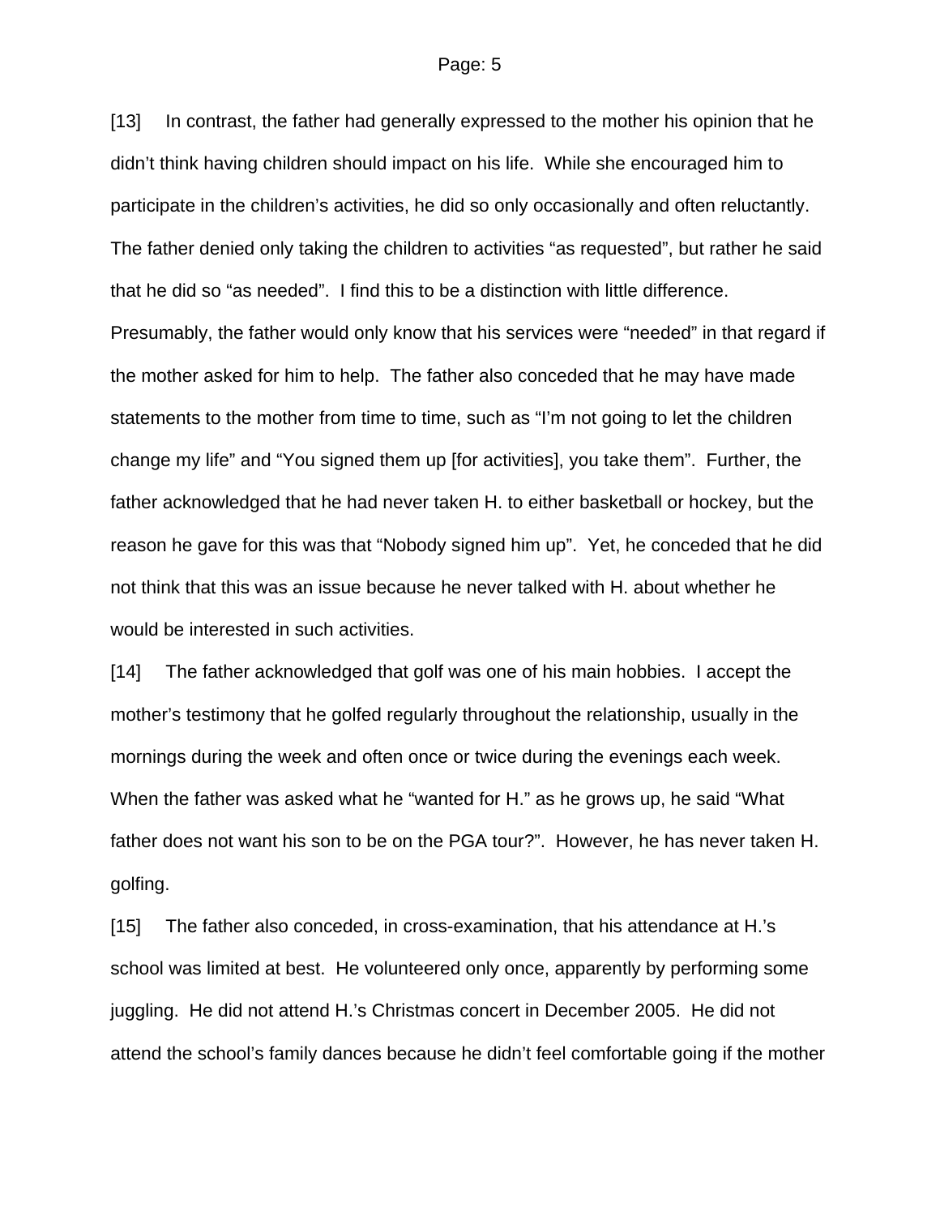[13] In contrast, the father had generally expressed to the mother his opinion that he didn't think having children should impact on his life. While she encouraged him to participate in the children's activities, he did so only occasionally and often reluctantly. The father denied only taking the children to activities "as requested", but rather he said that he did so "as needed". I find this to be a distinction with little difference. Presumably, the father would only know that his services were "needed" in that regard if the mother asked for him to help. The father also conceded that he may have made statements to the mother from time to time, such as "I'm not going to let the children change my life" and "You signed them up [for activities], you take them". Further, the father acknowledged that he had never taken H. to either basketball or hockey, but the reason he gave for this was that "Nobody signed him up". Yet, he conceded that he did not think that this was an issue because he never talked with H. about whether he would be interested in such activities.

[14] The father acknowledged that golf was one of his main hobbies. I accept the mother's testimony that he golfed regularly throughout the relationship, usually in the mornings during the week and often once or twice during the evenings each week. When the father was asked what he "wanted for H." as he grows up, he said "What father does not want his son to be on the PGA tour?". However, he has never taken H. golfing.

[15] The father also conceded, in cross-examination, that his attendance at H.'s school was limited at best. He volunteered only once, apparently by performing some juggling. He did not attend H.'s Christmas concert in December 2005. He did not attend the school's family dances because he didn't feel comfortable going if the mother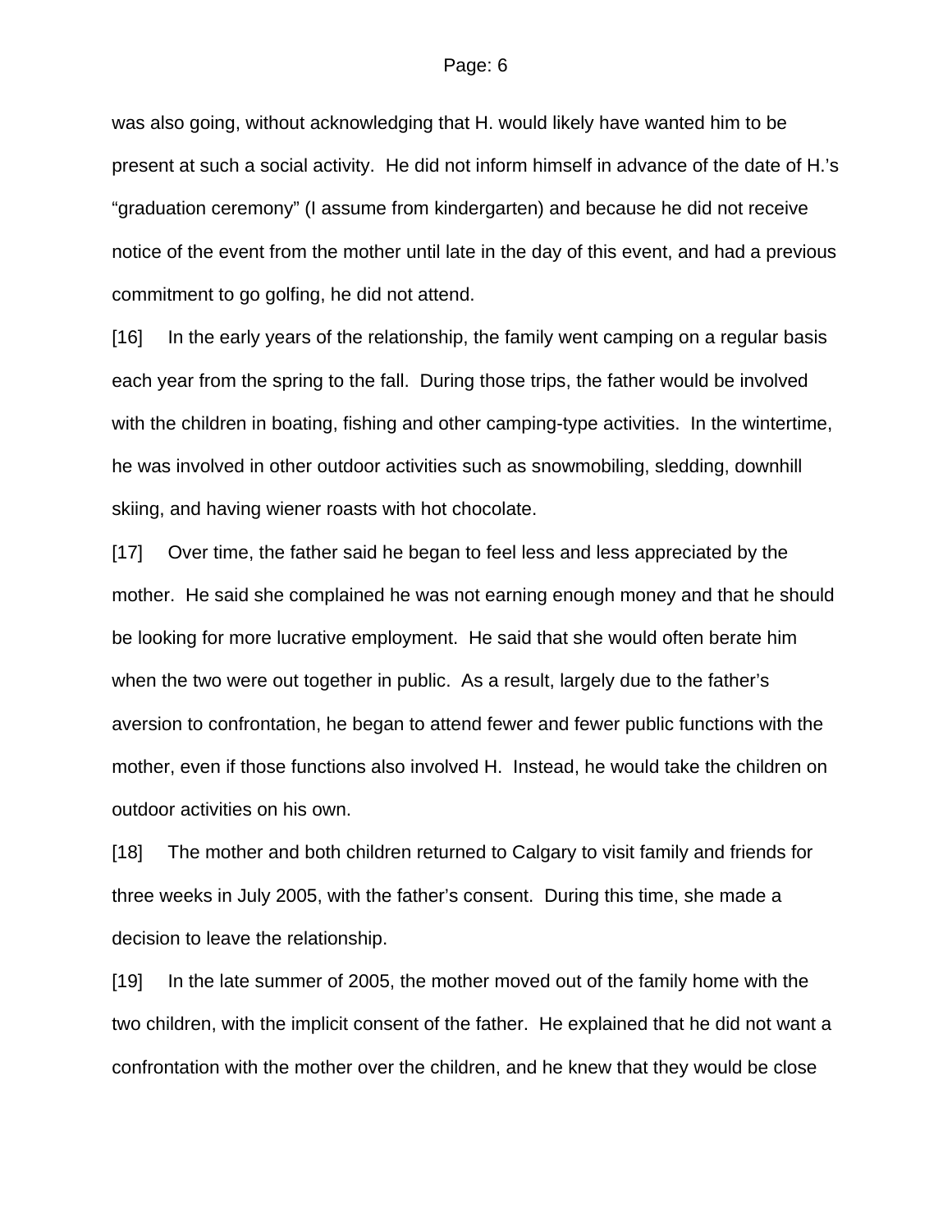was also going, without acknowledging that H. would likely have wanted him to be present at such a social activity. He did not inform himself in advance of the date of H.'s "graduation ceremony" (I assume from kindergarten) and because he did not receive notice of the event from the mother until late in the day of this event, and had a previous commitment to go golfing, he did not attend.

[16] In the early years of the relationship, the family went camping on a regular basis each year from the spring to the fall. During those trips, the father would be involved with the children in boating, fishing and other camping-type activities. In the wintertime, he was involved in other outdoor activities such as snowmobiling, sledding, downhill skiing, and having wiener roasts with hot chocolate.

[17] Over time, the father said he began to feel less and less appreciated by the mother. He said she complained he was not earning enough money and that he should be looking for more lucrative employment. He said that she would often berate him when the two were out together in public. As a result, largely due to the father's aversion to confrontation, he began to attend fewer and fewer public functions with the mother, even if those functions also involved H. Instead, he would take the children on outdoor activities on his own.

[18] The mother and both children returned to Calgary to visit family and friends for three weeks in July 2005, with the father's consent. During this time, she made a decision to leave the relationship.

[19] In the late summer of 2005, the mother moved out of the family home with the two children, with the implicit consent of the father. He explained that he did not want a confrontation with the mother over the children, and he knew that they would be close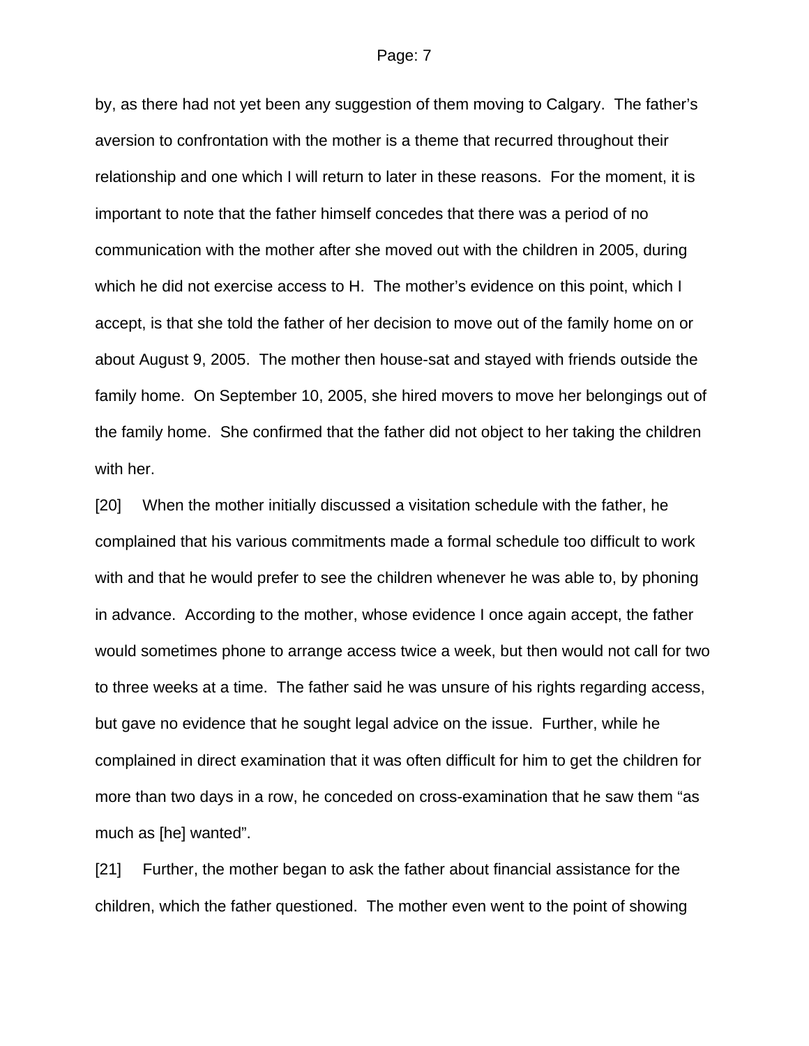by, as there had not yet been any suggestion of them moving to Calgary. The father's aversion to confrontation with the mother is a theme that recurred throughout their relationship and one which I will return to later in these reasons. For the moment, it is important to note that the father himself concedes that there was a period of no communication with the mother after she moved out with the children in 2005, during which he did not exercise access to H. The mother's evidence on this point, which I accept, is that she told the father of her decision to move out of the family home on or about August 9, 2005. The mother then house-sat and stayed with friends outside the family home. On September 10, 2005, she hired movers to move her belongings out of the family home. She confirmed that the father did not object to her taking the children with her.

[20] When the mother initially discussed a visitation schedule with the father, he complained that his various commitments made a formal schedule too difficult to work with and that he would prefer to see the children whenever he was able to, by phoning in advance. According to the mother, whose evidence I once again accept, the father would sometimes phone to arrange access twice a week, but then would not call for two to three weeks at a time. The father said he was unsure of his rights regarding access, but gave no evidence that he sought legal advice on the issue. Further, while he complained in direct examination that it was often difficult for him to get the children for more than two days in a row, he conceded on cross-examination that he saw them "as much as [he] wanted".

[21] Further, the mother began to ask the father about financial assistance for the children, which the father questioned. The mother even went to the point of showing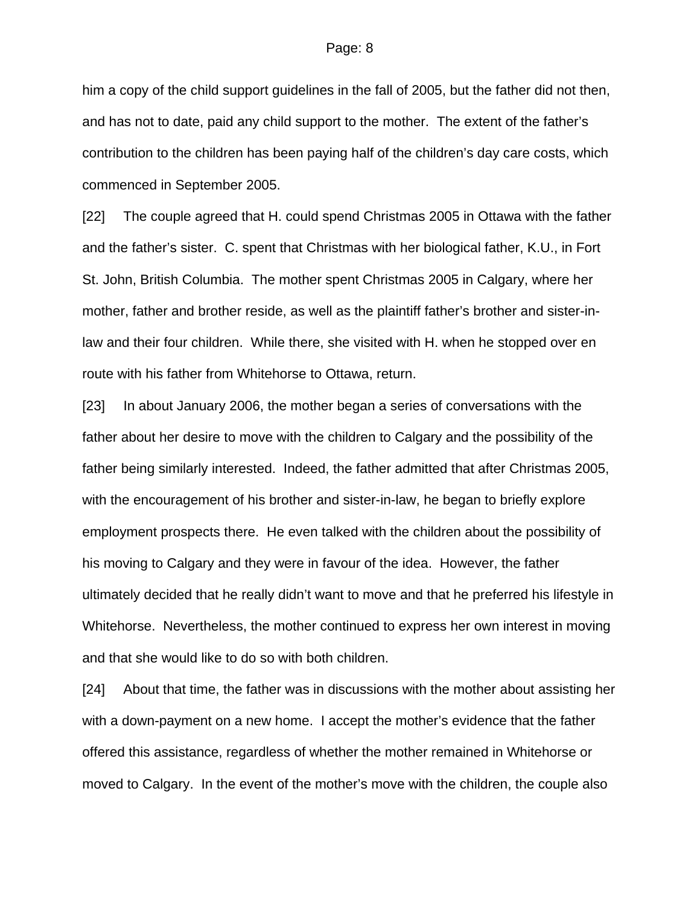him a copy of the child support guidelines in the fall of 2005, but the father did not then, and has not to date, paid any child support to the mother. The extent of the father's contribution to the children has been paying half of the children's day care costs, which commenced in September 2005.

[22] The couple agreed that H. could spend Christmas 2005 in Ottawa with the father and the father's sister. C. spent that Christmas with her biological father, K.U., in Fort St. John, British Columbia. The mother spent Christmas 2005 in Calgary, where her mother, father and brother reside, as well as the plaintiff father's brother and sister-in-law and their four children. While there, she visited with H. when he stopped over en route with his father from Whitehorse to Ottawa, return.

[23] In about January 2006, the mother began a series of conversations with the father about her desire to move with the children to Calgary and the possibility of the father being similarly interested. Indeed, the father admitted that after Christmas 2005, with the encouragement of his brother and sister-in-law, he began to briefly explore employment prospects there. He even talked with the children about the possibility of his moving to Calgary and they were in favour of the idea. However, the father ultimately decided that he really didn't want to move and that he preferred his lifestyle in Whitehorse. Nevertheless, the mother continued to express her own interest in moving and that she would like to do so with both children.

[24] About that time, the father was in discussions with the mother about assisting her with a down-payment on a new home. I accept the mother's evidence that the father offered this assistance, regardless of whether the mother remained in Whitehorse or moved to Calgary. In the event of the mother's move with the children, the couple also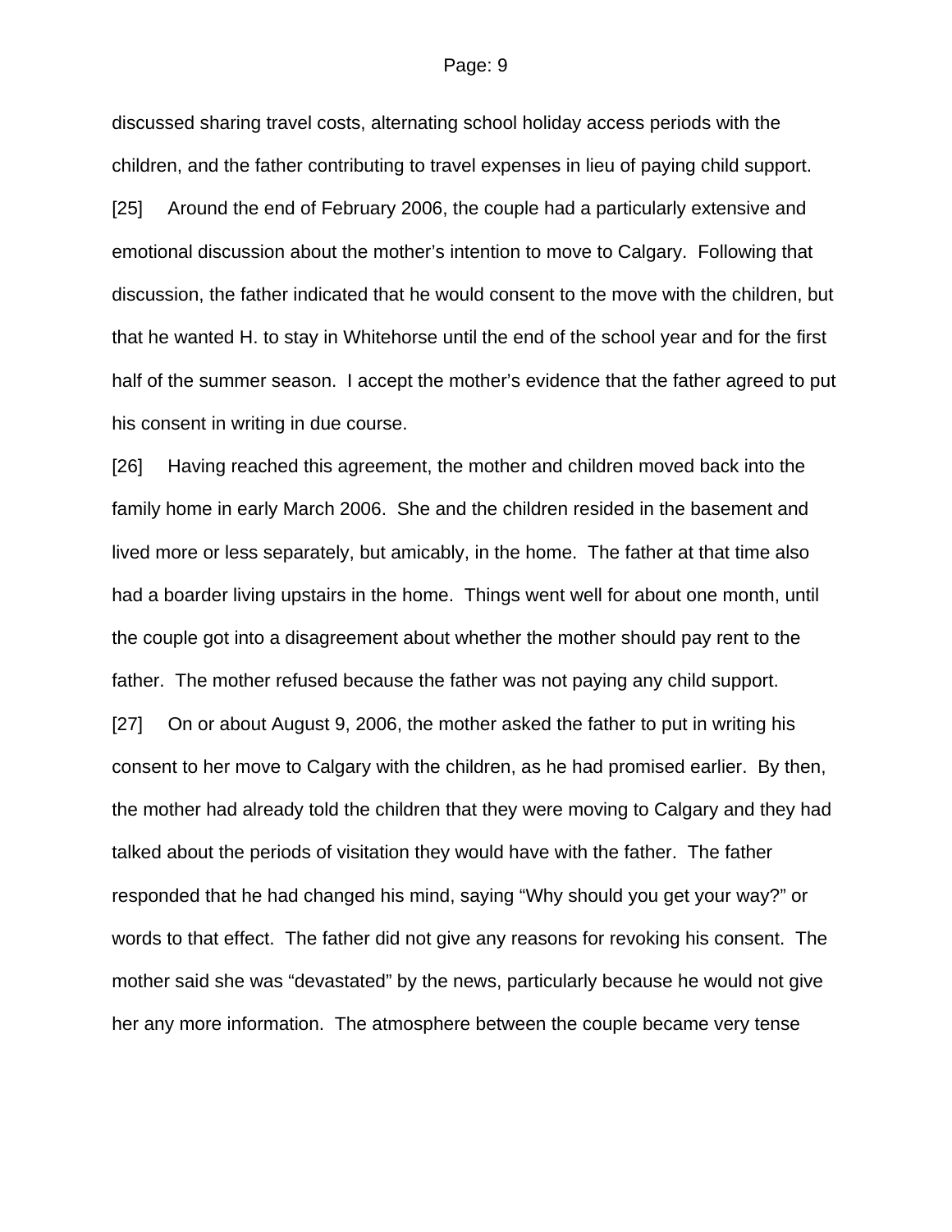discussed sharing travel costs, alternating school holiday access periods with the children, and the father contributing to travel expenses in lieu of paying child support.

[25] Around the end of February 2006, the couple had a particularly extensive and emotional discussion about the mother's intention to move to Calgary. Following that discussion, the father indicated that he would consent to the move with the children, but that he wanted H. to stay in Whitehorse until the end of the school year and for the first half of the summer season. I accept the mother's evidence that the father agreed to put his consent in writing in due course.

[26] Having reached this agreement, the mother and children moved back into the family home in early March 2006. She and the children resided in the basement and lived more or less separately, but amicably, in the home. The father at that time also had a boarder living upstairs in the home. Things went well for about one month, until the couple got into a disagreement about whether the mother should pay rent to the father. The mother refused because the father was not paying any child support.

[27] On or about August 9, 2006, the mother asked the father to put in writing his consent to her move to Calgary with the children, as he had promised earlier. By then, the mother had already told the children that they were moving to Calgary and they had talked about the periods of visitation they would have with the father. The father responded that he had changed his mind, saying "Why should you get your way?" or words to that effect. The father did not give any reasons for revoking his consent. The mother said she was "devastated" by the news, particularly because he would not give her any more information. The atmosphere between the couple became very tense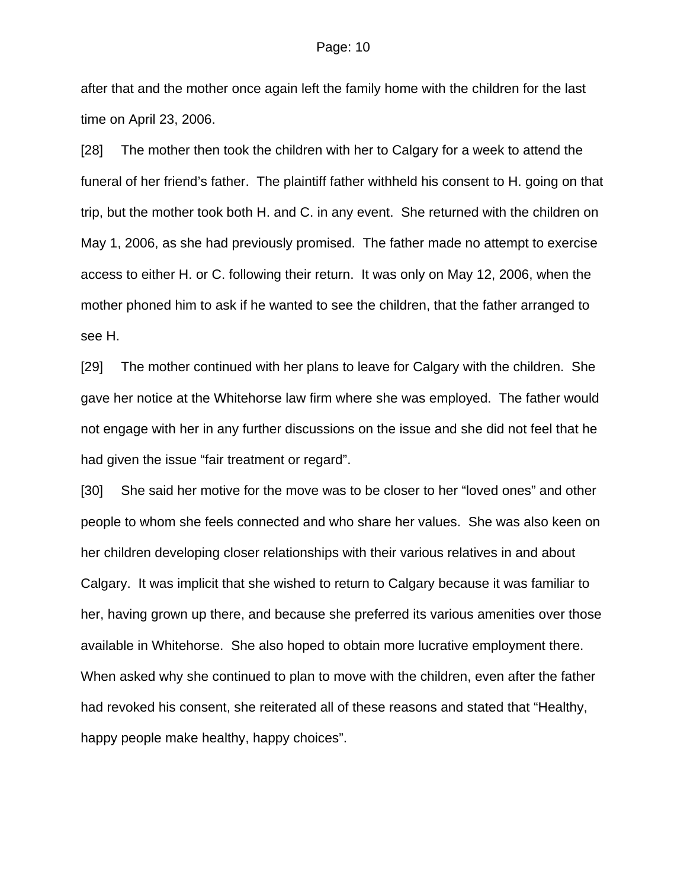after that and the mother once again left the family home with the children for the last time on April 23, 2006.

[28] The mother then took the children with her to Calgary for a week to attend the funeral of her friend's father. The plaintiff father withheld his consent to H. going on that trip, but the mother took both H. and C. in any event. She returned with the children on May 1, 2006, as she had previously promised. The father made no attempt to exercise access to either H. or C. following their return. It was only on May 12, 2006, when the mother phoned him to ask if he wanted to see the children, that the father arranged to see H.

[29] The mother continued with her plans to leave for Calgary with the children. She gave her notice at the Whitehorse law firm where she was employed. The father would not engage with her in any further discussions on the issue and she did not feel that he had given the issue "fair treatment or regard".

[30] She said her motive for the move was to be closer to her "loved ones" and other people to whom she feels connected and who share her values. She was also keen on her children developing closer relationships with their various relatives in and about Calgary. It was implicit that she wished to return to Calgary because it was familiar to her, having grown up there, and because she preferred its various amenities over those available in Whitehorse. She also hoped to obtain more lucrative employment there. When asked why she continued to plan to move with the children, even after the father had revoked his consent, she reiterated all of these reasons and stated that "Healthy, happy people make healthy, happy choices".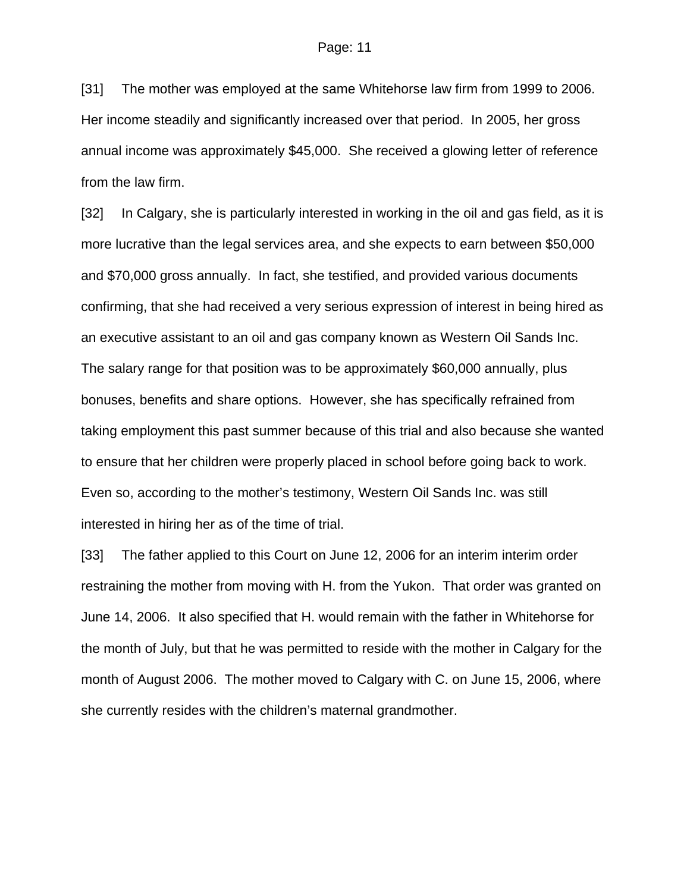[31] The mother was employed at the same Whitehorse law firm from 1999 to 2006. Her income steadily and significantly increased over that period. In 2005, her gross annual income was approximately $45,000. She received a glowing letter of reference from the law firm.

[32] In Calgary, she is particularly interested in working in the oil and gas field, as it is more lucrative than the legal services area, and she expects to earn between $50,000 and $70,000 gross annually. In fact, she testified, and provided various documents confirming, that she had received a very serious expression of interest in being hired as an executive assistant to an oil and gas company known as Western Oil Sands Inc. The salary range for that position was to be approximately $60,000 annually, plus bonuses, benefits and share options. However, she has specifically refrained from taking employment this past summer because of this trial and also because she wanted to ensure that her children were properly placed in school before going back to work. Even so, according to the mother's testimony, Western Oil Sands Inc. was still interested in hiring her as of the time of trial.

[33] The father applied to this Court on June 12, 2006 for an interim interim order restraining the mother from moving with H. from the Yukon. That order was granted on June 14, 2006. It also specified that H. would remain with the father in Whitehorse for the month of July, but that he was permitted to reside with the mother in Calgary for the month of August 2006. The mother moved to Calgary with C. on June 15, 2006, where she currently resides with the children's maternal grandmother.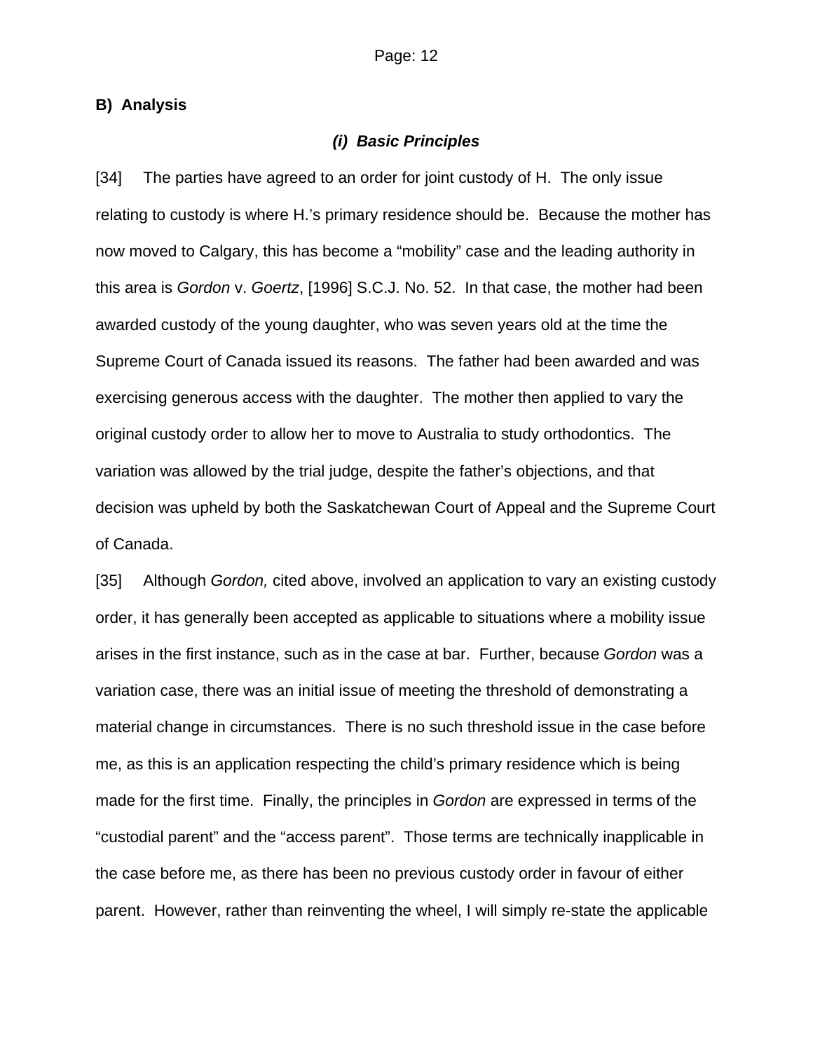## B) Analysis

### *(i) Basic Principles*

[34] The parties have agreed to an order for joint custody of H. The only issue relating to custody is where H.'s primary residence should be. Because the mother has now moved to Calgary, this has become a "mobility" case and the leading authority in this area is *Gordon* v. *Goertz*, [1996] S.C.J. No. 52. In that case, the mother had been awarded custody of the young daughter, who was seven years old at the time the Supreme Court of Canada issued its reasons. The father had been awarded and was exercising generous access with the daughter. The mother then applied to vary the original custody order to allow her to move to Australia to study orthodontics. The variation was allowed by the trial judge, despite the father's objections, and that decision was upheld by both the Saskatchewan Court of Appeal and the Supreme Court of Canada.

[35] Although *Gordon,* cited above, involved an application to vary an existing custody order, it has generally been accepted as applicable to situations where a mobility issue arises in the first instance, such as in the case at bar. Further, because *Gordon* was a variation case, there was an initial issue of meeting the threshold of demonstrating a material change in circumstances. There is no such threshold issue in the case before me, as this is an application respecting the child's primary residence which is being made for the first time. Finally, the principles in *Gordon* are expressed in terms of the "custodial parent" and the "access parent". Those terms are technically inapplicable in the case before me, as there has been no previous custody order in favour of either parent. However, rather than reinventing the wheel, I will simply re-state the applicable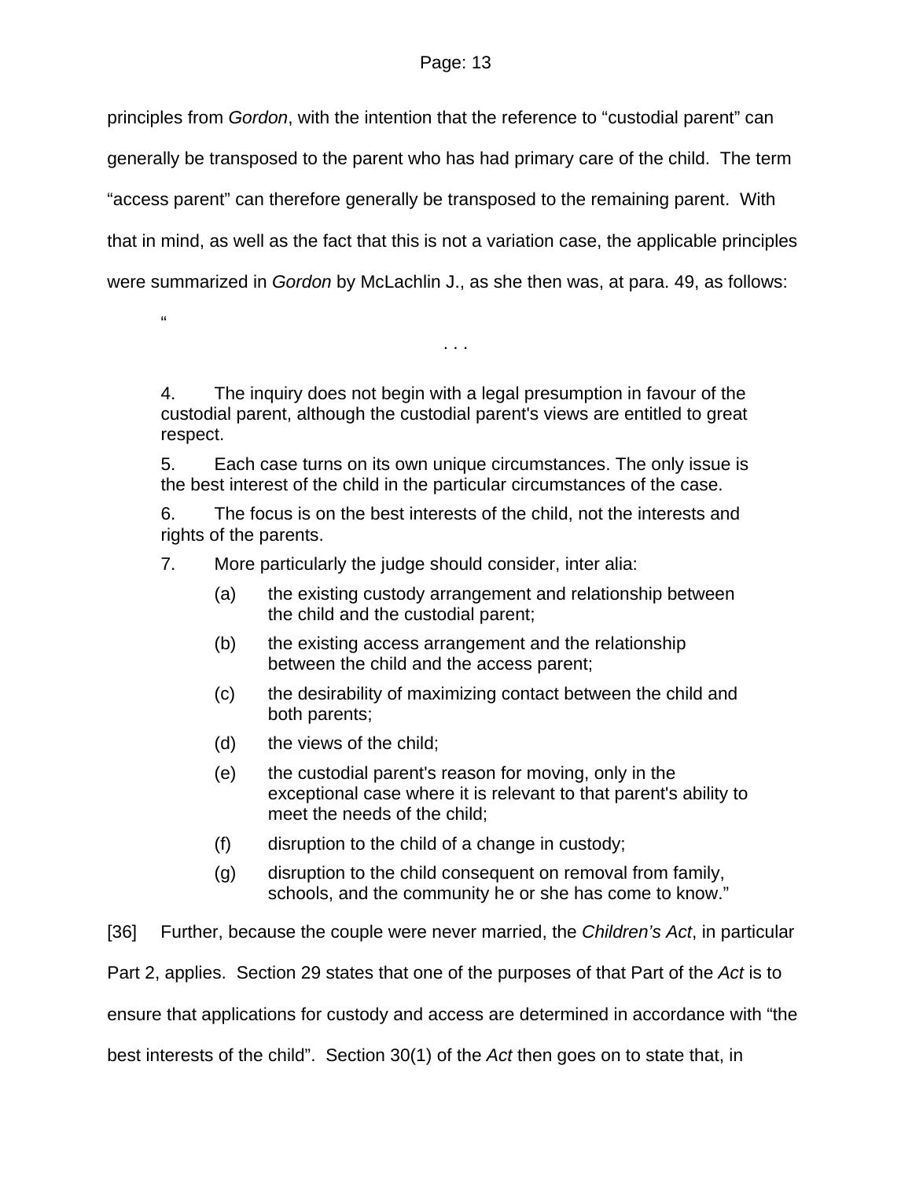principles from *Gordon*, with the intention that the reference to “custodial parent” can generally be transposed to the parent who has had primary care of the child. The term “access parent” can therefore generally be transposed to the remaining parent. With that in mind, as well as the fact that this is not a variation case, the applicable principles were summarized in *Gordon* by McLachlin J., as she then was, at para. 49, as follows:

> “
>
> . . .
>
> 4. The inquiry does not begin with a legal presumption in favour of the custodial parent, although the custodial parent's views are entitled to great respect.
>
> 5. Each case turns on its own unique circumstances. The only issue is the best interest of the child in the particular circumstances of the case.
>
> 6. The focus is on the best interests of the child, not the interests and rights of the parents.
>
> 7. More particularly the judge should consider, inter alia:
>
>    (a) the existing custody arrangement and relationship between the child and the custodial parent;
>
>    (b) the existing access arrangement and the relationship between the child and the access parent;
>
>    (c) the desirability of maximizing contact between the child and both parents;
>
>    (d) the views of the child;
>
>    (e) the custodial parent's reason for moving, only in the exceptional case where it is relevant to that parent's ability to meet the needs of the child;
>
>    (f) disruption to the child of a change in custody;
>
>    (g) disruption to the child consequent on removal from family, schools, and the community he or she has come to know.”

[36] Further, because the couple were never married, the *Children’s Act*, in particular Part 2, applies. Section 29 states that one of the purposes of that Part of the *Act* is to ensure that applications for custody and access are determined in accordance with “the best interests of the child”. Section 30(1) of the *Act* then goes on to state that, in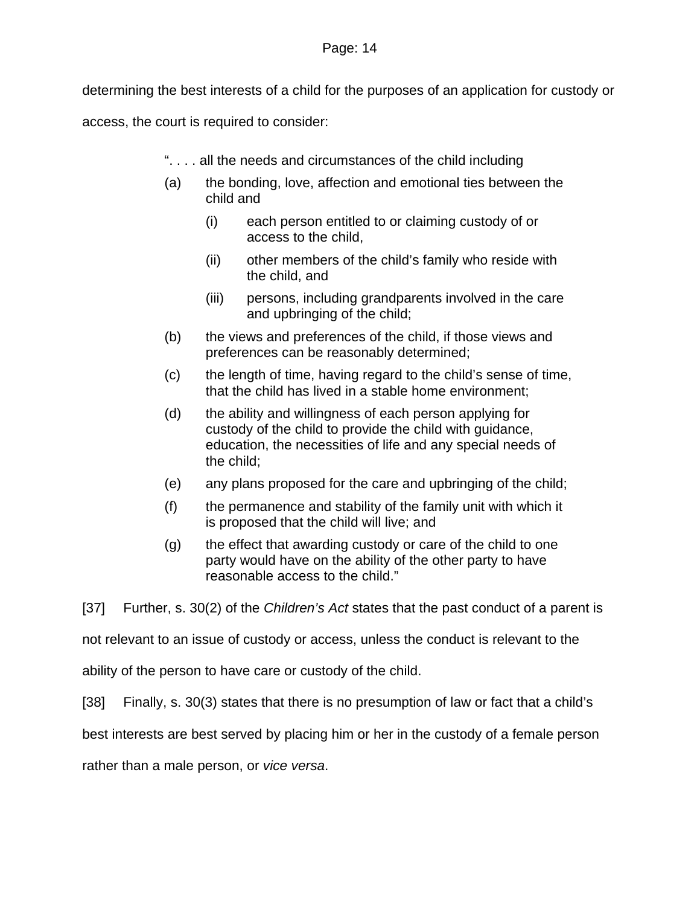determining the best interests of a child for the purposes of an application for custody or access, the court is required to consider:

> “. . . . all the needs and circumstances of the child including
>
> (a) the bonding, love, affection and emotional ties between the child and
>
> > (i) each person entitled to or claiming custody of or access to the child,
> >
> > (ii) other members of the child’s family who reside with the child, and
> >
> > (iii) persons, including grandparents involved in the care and upbringing of the child;
>
> (b) the views and preferences of the child, if those views and preferences can be reasonably determined;
>
> (c) the length of time, having regard to the child’s sense of time, that the child has lived in a stable home environment;
>
> (d) the ability and willingness of each person applying for custody of the child to provide the child with guidance, education, the necessities of life and any special needs of the child;
>
> (e) any plans proposed for the care and upbringing of the child;
>
> (f) the permanence and stability of the family unit with which it is proposed that the child will live; and
>
> (g) the effect that awarding custody or care of the child to one party would have on the ability of the other party to have reasonable access to the child.”

[37] Further, s. 30(2) of the *Children’s Act* states that the past conduct of a parent is not relevant to an issue of custody or access, unless the conduct is relevant to the ability of the person to have care or custody of the child.

[38] Finally, s. 30(3) states that there is no presumption of law or fact that a child’s best interests are best served by placing him or her in the custody of a female person rather than a male person, or *vice versa*.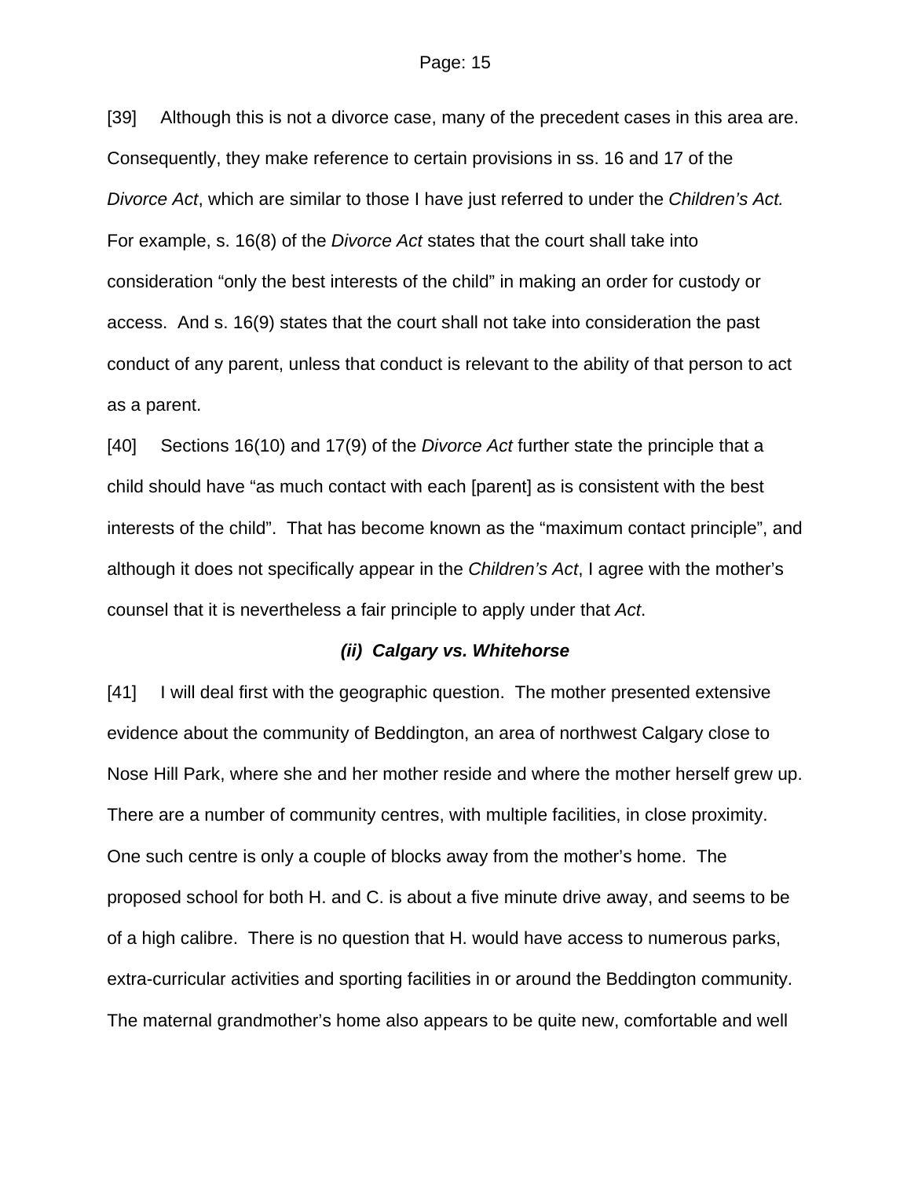[39] Although this is not a divorce case, many of the precedent cases in this area are. Consequently, they make reference to certain provisions in ss. 16 and 17 of the *Divorce Act*, which are similar to those I have just referred to under the *Children's Act.* For example, s. 16(8) of the *Divorce Act* states that the court shall take into consideration "only the best interests of the child" in making an order for custody or access. And s. 16(9) states that the court shall not take into consideration the past conduct of any parent, unless that conduct is relevant to the ability of that person to act as a parent.

[40] Sections 16(10) and 17(9) of the *Divorce Act* further state the principle that a child should have "as much contact with each [parent] as is consistent with the best interests of the child". That has become known as the "maximum contact principle", and although it does not specifically appear in the *Children's Act*, I agree with the mother's counsel that it is nevertheless a fair principle to apply under that *Act*.

### *(ii) Calgary vs. Whitehorse*

[41] I will deal first with the geographic question. The mother presented extensive evidence about the community of Beddington, an area of northwest Calgary close to Nose Hill Park, where she and her mother reside and where the mother herself grew up. There are a number of community centres, with multiple facilities, in close proximity. One such centre is only a couple of blocks away from the mother's home. The proposed school for both H. and C. is about a five minute drive away, and seems to be of a high calibre. There is no question that H. would have access to numerous parks, extra-curricular activities and sporting facilities in or around the Beddington community. The maternal grandmother's home also appears to be quite new, comfortable and well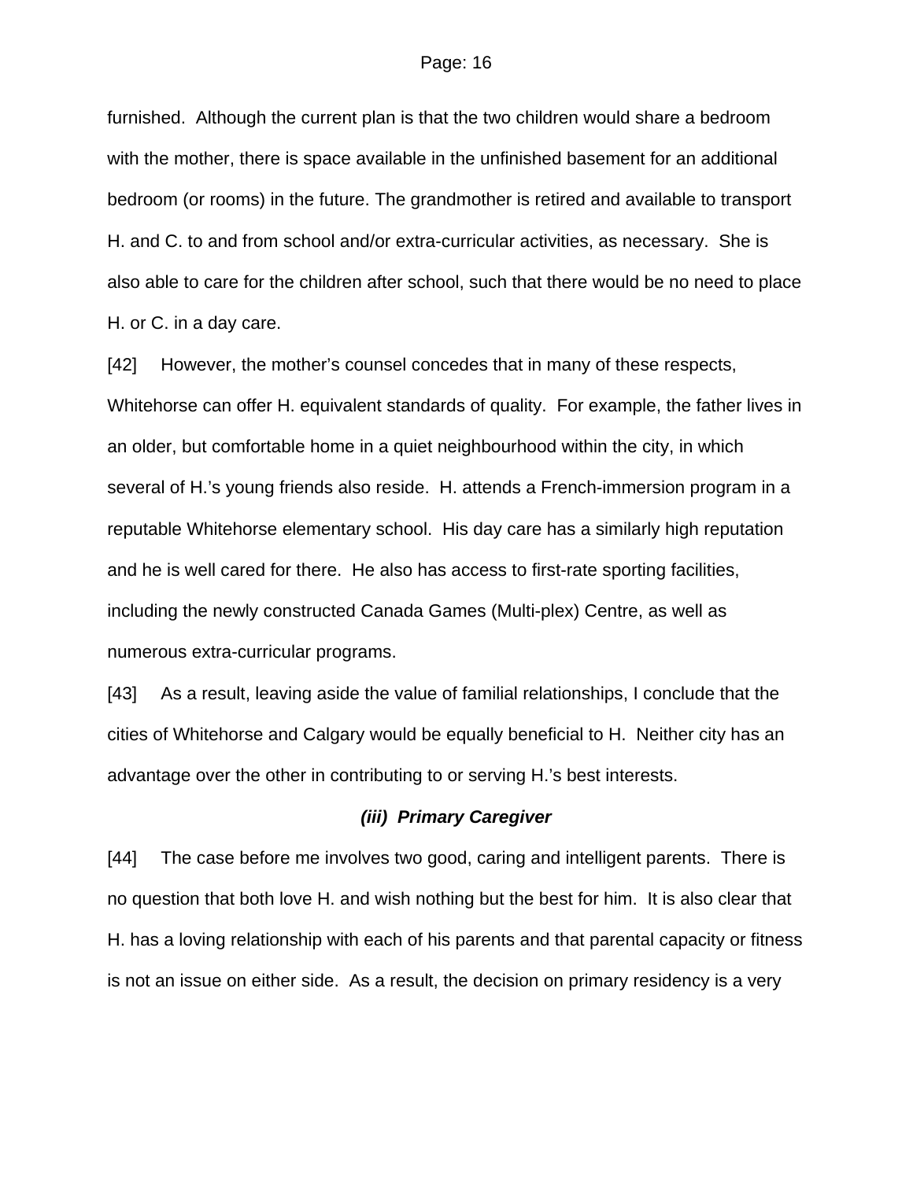furnished. Although the current plan is that the two children would share a bedroom with the mother, there is space available in the unfinished basement for an additional bedroom (or rooms) in the future. The grandmother is retired and available to transport H. and C. to and from school and/or extra-curricular activities, as necessary. She is also able to care for the children after school, such that there would be no need to place H. or C. in a day care.

[42] However, the mother's counsel concedes that in many of these respects, Whitehorse can offer H. equivalent standards of quality. For example, the father lives in an older, but comfortable home in a quiet neighbourhood within the city, in which several of H.'s young friends also reside. H. attends a French-immersion program in a reputable Whitehorse elementary school. His day care has a similarly high reputation and he is well cared for there. He also has access to first-rate sporting facilities, including the newly constructed Canada Games (Multi-plex) Centre, as well as numerous extra-curricular programs.

[43] As a result, leaving aside the value of familial relationships, I conclude that the cities of Whitehorse and Calgary would be equally beneficial to H. Neither city has an advantage over the other in contributing to or serving H.'s best interests.

### ***(iii) Primary Caregiver***

[44] The case before me involves two good, caring and intelligent parents. There is no question that both love H. and wish nothing but the best for him. It is also clear that H. has a loving relationship with each of his parents and that parental capacity or fitness is not an issue on either side. As a result, the decision on primary residency is a very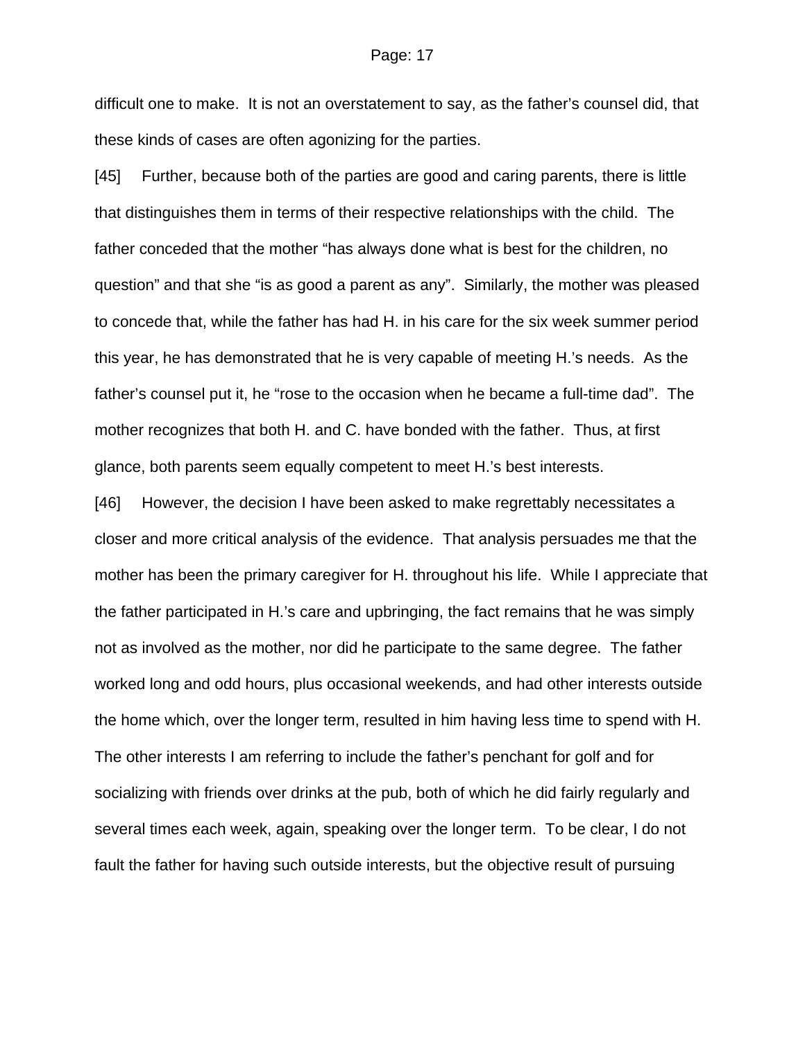difficult one to make. It is not an overstatement to say, as the father's counsel did, that these kinds of cases are often agonizing for the parties.

[45] Further, because both of the parties are good and caring parents, there is little that distinguishes them in terms of their respective relationships with the child. The father conceded that the mother "has always done what is best for the children, no question" and that she "is as good a parent as any". Similarly, the mother was pleased to concede that, while the father has had H. in his care for the six week summer period this year, he has demonstrated that he is very capable of meeting H.'s needs. As the father's counsel put it, he "rose to the occasion when he became a full-time dad". The mother recognizes that both H. and C. have bonded with the father. Thus, at first glance, both parents seem equally competent to meet H.'s best interests.

[46] However, the decision I have been asked to make regrettably necessitates a closer and more critical analysis of the evidence. That analysis persuades me that the mother has been the primary caregiver for H. throughout his life. While I appreciate that the father participated in H.'s care and upbringing, the fact remains that he was simply not as involved as the mother, nor did he participate to the same degree. The father worked long and odd hours, plus occasional weekends, and had other interests outside the home which, over the longer term, resulted in him having less time to spend with H. The other interests I am referring to include the father's penchant for golf and for socializing with friends over drinks at the pub, both of which he did fairly regularly and several times each week, again, speaking over the longer term. To be clear, I do not fault the father for having such outside interests, but the objective result of pursuing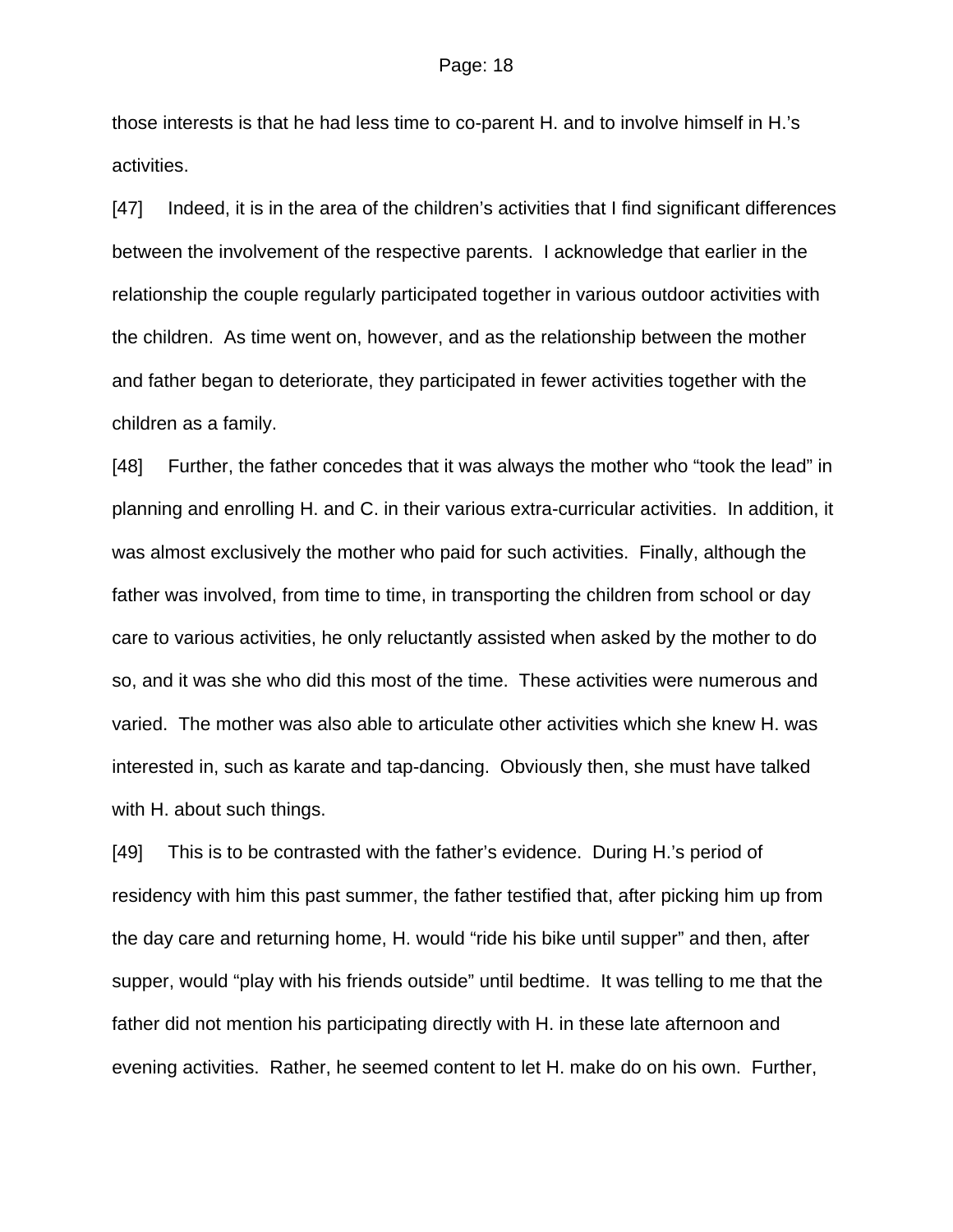those interests is that he had less time to co-parent H. and to involve himself in H.'s activities.

[47] Indeed, it is in the area of the children's activities that I find significant differences between the involvement of the respective parents. I acknowledge that earlier in the relationship the couple regularly participated together in various outdoor activities with the children. As time went on, however, and as the relationship between the mother and father began to deteriorate, they participated in fewer activities together with the children as a family.

[48] Further, the father concedes that it was always the mother who "took the lead" in planning and enrolling H. and C. in their various extra-curricular activities. In addition, it was almost exclusively the mother who paid for such activities. Finally, although the father was involved, from time to time, in transporting the children from school or day care to various activities, he only reluctantly assisted when asked by the mother to do so, and it was she who did this most of the time. These activities were numerous and varied. The mother was also able to articulate other activities which she knew H. was interested in, such as karate and tap-dancing. Obviously then, she must have talked with H. about such things.

[49] This is to be contrasted with the father's evidence. During H.'s period of residency with him this past summer, the father testified that, after picking him up from the day care and returning home, H. would "ride his bike until supper" and then, after supper, would "play with his friends outside" until bedtime. It was telling to me that the father did not mention his participating directly with H. in these late afternoon and evening activities. Rather, he seemed content to let H. make do on his own. Further,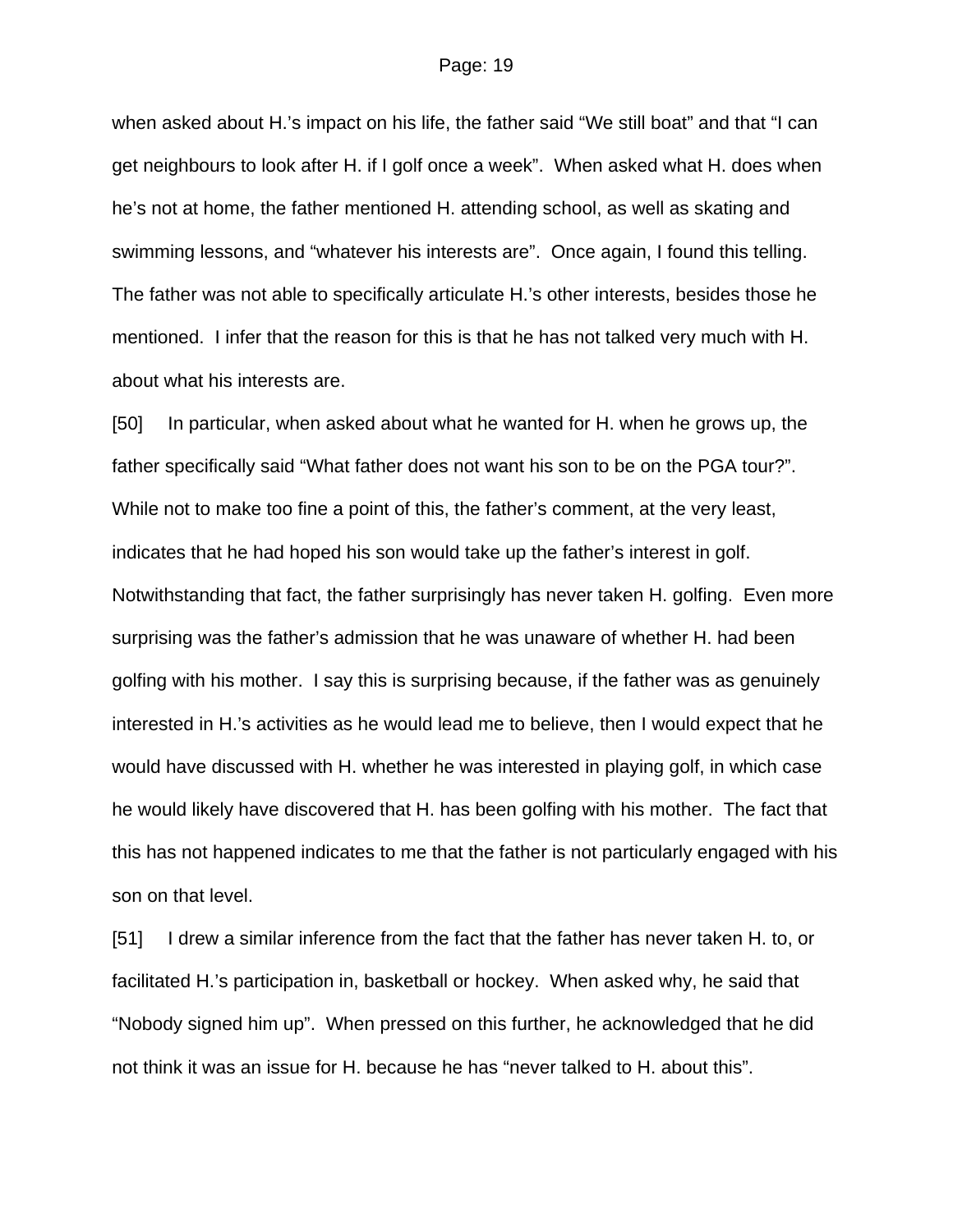when asked about H.'s impact on his life, the father said "We still boat" and that "I can get neighbours to look after H. if I golf once a week". When asked what H. does when he's not at home, the father mentioned H. attending school, as well as skating and swimming lessons, and "whatever his interests are". Once again, I found this telling. The father was not able to specifically articulate H.'s other interests, besides those he mentioned. I infer that the reason for this is that he has not talked very much with H. about what his interests are.

[50] In particular, when asked about what he wanted for H. when he grows up, the father specifically said "What father does not want his son to be on the PGA tour?". While not to make too fine a point of this, the father's comment, at the very least, indicates that he had hoped his son would take up the father's interest in golf. Notwithstanding that fact, the father surprisingly has never taken H. golfing. Even more surprising was the father's admission that he was unaware of whether H. had been golfing with his mother. I say this is surprising because, if the father was as genuinely interested in H.'s activities as he would lead me to believe, then I would expect that he would have discussed with H. whether he was interested in playing golf, in which case he would likely have discovered that H. has been golfing with his mother. The fact that this has not happened indicates to me that the father is not particularly engaged with his son on that level.

[51] I drew a similar inference from the fact that the father has never taken H. to, or facilitated H.'s participation in, basketball or hockey. When asked why, he said that "Nobody signed him up". When pressed on this further, he acknowledged that he did not think it was an issue for H. because he has "never talked to H. about this".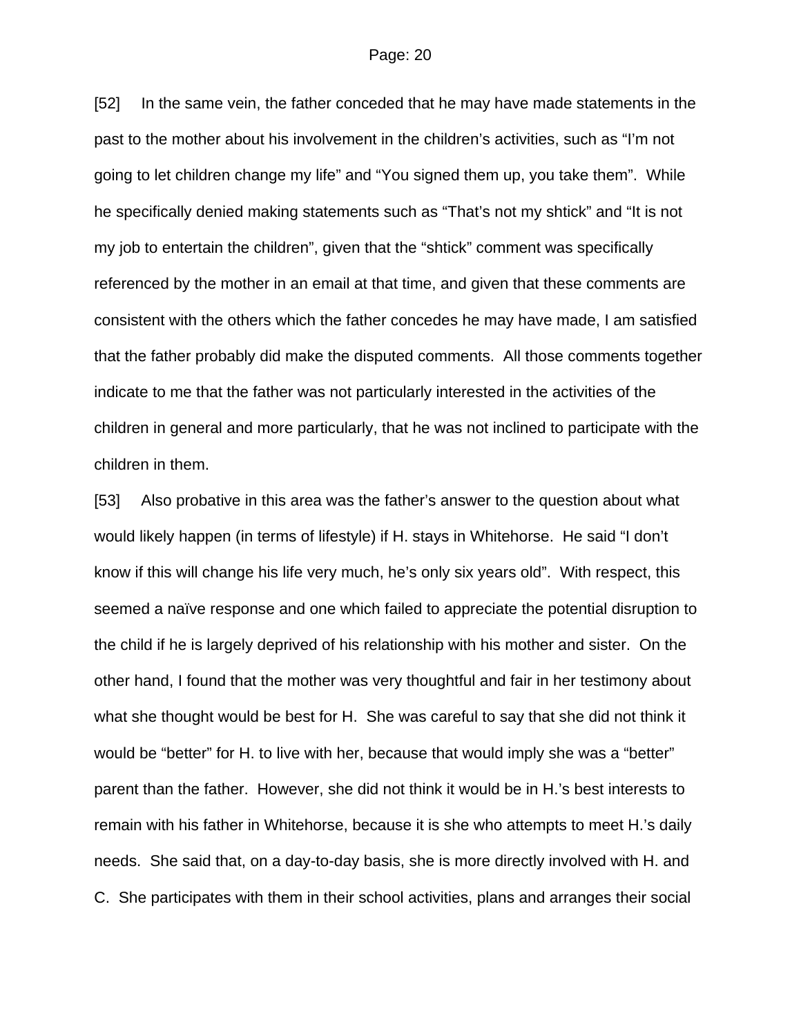[52] In the same vein, the father conceded that he may have made statements in the past to the mother about his involvement in the children's activities, such as "I'm not going to let children change my life" and "You signed them up, you take them". While he specifically denied making statements such as "That's not my shtick" and "It is not my job to entertain the children", given that the "shtick" comment was specifically referenced by the mother in an email at that time, and given that these comments are consistent with the others which the father concedes he may have made, I am satisfied that the father probably did make the disputed comments. All those comments together indicate to me that the father was not particularly interested in the activities of the children in general and more particularly, that he was not inclined to participate with the children in them.

[53] Also probative in this area was the father's answer to the question about what would likely happen (in terms of lifestyle) if H. stays in Whitehorse. He said "I don't know if this will change his life very much, he's only six years old". With respect, this seemed a naïve response and one which failed to appreciate the potential disruption to the child if he is largely deprived of his relationship with his mother and sister. On the other hand, I found that the mother was very thoughtful and fair in her testimony about what she thought would be best for H. She was careful to say that she did not think it would be "better" for H. to live with her, because that would imply she was a "better" parent than the father. However, she did not think it would be in H.'s best interests to remain with his father in Whitehorse, because it is she who attempts to meet H.'s daily needs. She said that, on a day-to-day basis, she is more directly involved with H. and C. She participates with them in their school activities, plans and arranges their social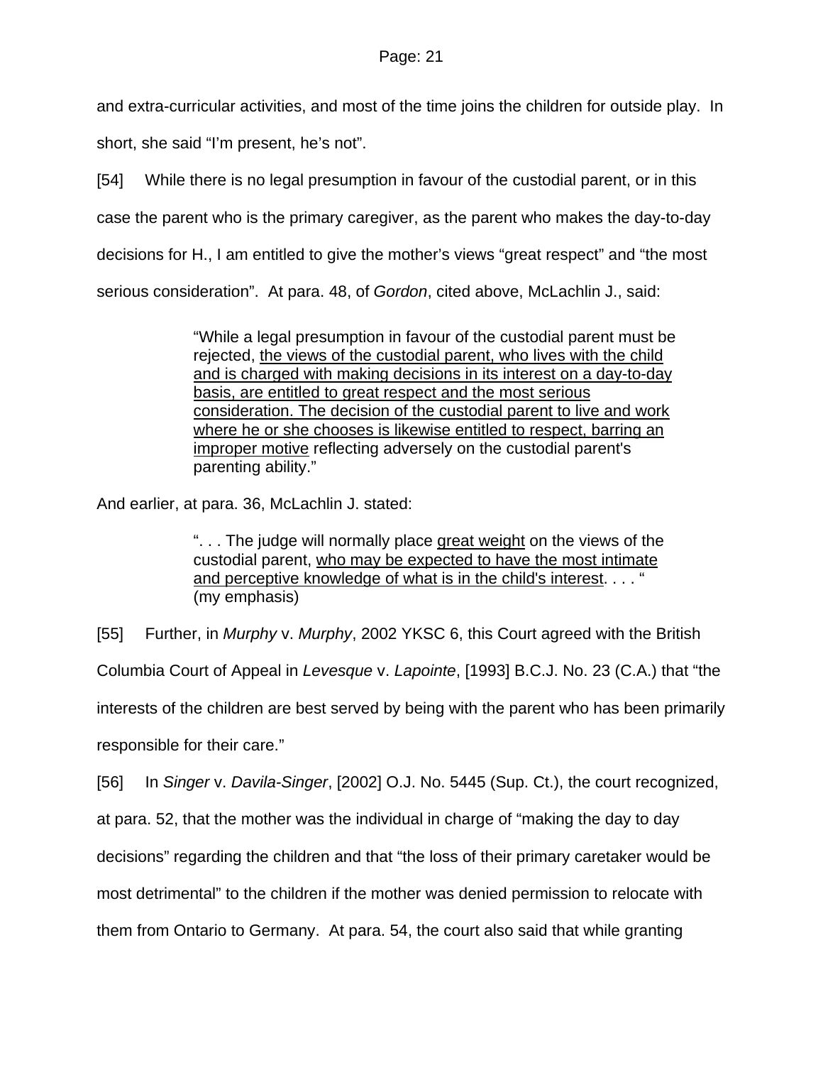and extra-curricular activities, and most of the time joins the children for outside play. In short, she said "I'm present, he's not".

[54] While there is no legal presumption in favour of the custodial parent, or in this case the parent who is the primary caregiver, as the parent who makes the day-to-day decisions for H., I am entitled to give the mother's views "great respect" and "the most serious consideration". At para. 48, of *Gordon*, cited above, McLachlin J., said:

> "While a legal presumption in favour of the custodial parent must be rejected, <u>the views of the custodial parent, who lives with the child and is charged with making decisions in its interest on a day-to-day basis, are entitled to great respect and the most serious consideration. The decision of the custodial parent to live and work where he or she chooses is likewise entitled to respect, barring an improper motive</u> reflecting adversely on the custodial parent's parenting ability."

And earlier, at para. 36, McLachlin J. stated:

> ". . . The judge will normally place <u>great weight</u> on the views of the custodial parent, <u>who may be expected to have the most intimate and perceptive knowledge of what is in the child's interest</u>. . . . "
> (my emphasis)

[55] Further, in *Murphy* v. *Murphy*, 2002 YKSC 6, this Court agreed with the British Columbia Court of Appeal in *Levesque* v. *Lapointe*, [1993] B.C.J. No. 23 (C.A.) that "the interests of the children are best served by being with the parent who has been primarily responsible for their care."

[56] In *Singer* v. *Davila-Singer*, [2002] O.J. No. 5445 (Sup. Ct.), the court recognized, at para. 52, that the mother was the individual in charge of "making the day to day decisions" regarding the children and that "the loss of their primary caretaker would be most detrimental" to the children if the mother was denied permission to relocate with them from Ontario to Germany. At para. 54, the court also said that while granting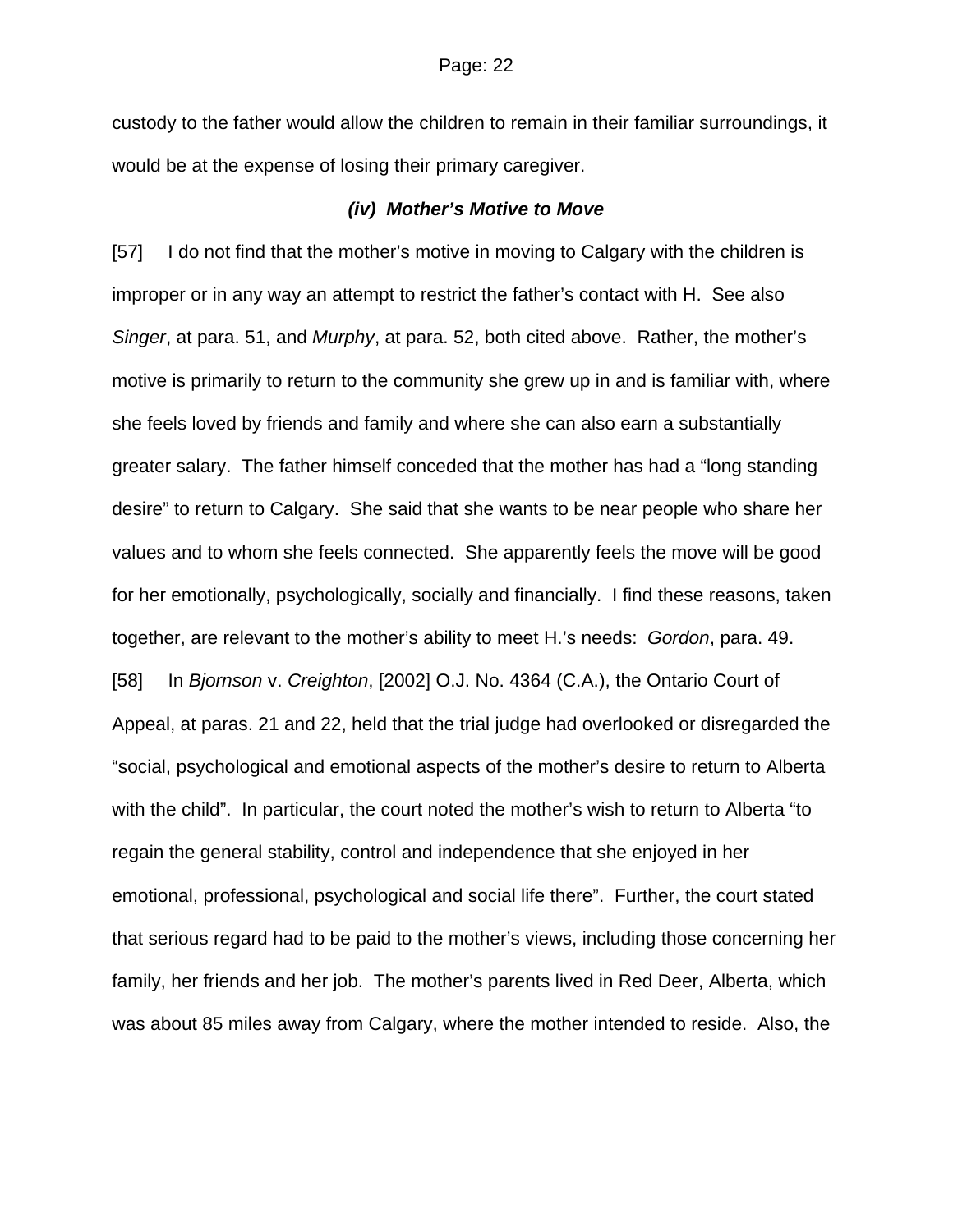custody to the father would allow the children to remain in their familiar surroundings, it would be at the expense of losing their primary caregiver.

### *(iv) Mother's Motive to Move*

[57] I do not find that the mother's motive in moving to Calgary with the children is improper or in any way an attempt to restrict the father's contact with H. See also *Singer*, at para. 51, and *Murphy*, at para. 52, both cited above. Rather, the mother's motive is primarily to return to the community she grew up in and is familiar with, where she feels loved by friends and family and where she can also earn a substantially greater salary. The father himself conceded that the mother has had a "long standing desire" to return to Calgary. She said that she wants to be near people who share her values and to whom she feels connected. She apparently feels the move will be good for her emotionally, psychologically, socially and financially. I find these reasons, taken together, are relevant to the mother's ability to meet H.'s needs: *Gordon*, para. 49.

[58] In *Bjornson* v. *Creighton*, [2002] O.J. No. 4364 (C.A.), the Ontario Court of Appeal, at paras. 21 and 22, held that the trial judge had overlooked or disregarded the "social, psychological and emotional aspects of the mother's desire to return to Alberta with the child". In particular, the court noted the mother's wish to return to Alberta "to regain the general stability, control and independence that she enjoyed in her emotional, professional, psychological and social life there". Further, the court stated that serious regard had to be paid to the mother's views, including those concerning her family, her friends and her job. The mother's parents lived in Red Deer, Alberta, which was about 85 miles away from Calgary, where the mother intended to reside. Also, the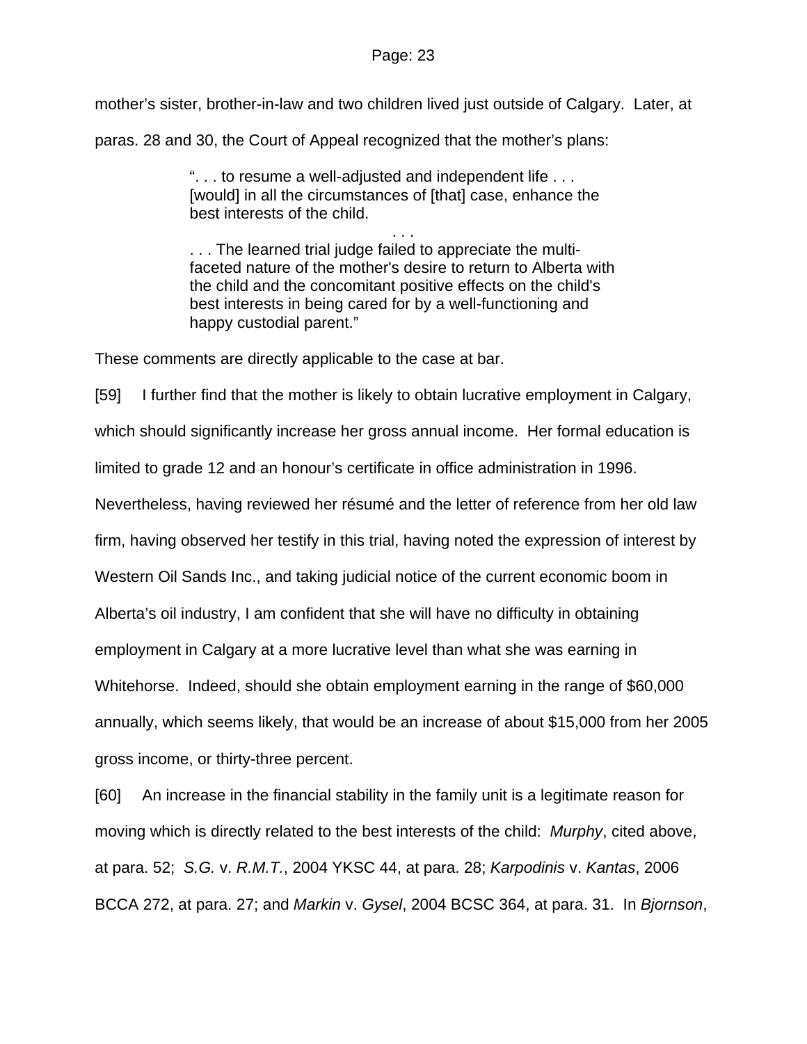mother's sister, brother-in-law and two children lived just outside of Calgary. Later, at paras. 28 and 30, the Court of Appeal recognized that the mother's plans:

> ". . . to resume a well-adjusted and independent life . . . [would] in all the circumstances of [that] case, enhance the best interests of the child.
>
> . . .
>
> . . . The learned trial judge failed to appreciate the multi-faceted nature of the mother's desire to return to Alberta with the child and the concomitant positive effects on the child's best interests in being cared for by a well-functioning and happy custodial parent."

These comments are directly applicable to the case at bar.

[59] I further find that the mother is likely to obtain lucrative employment in Calgary, which should significantly increase her gross annual income. Her formal education is limited to grade 12 and an honour's certificate in office administration in 1996. Nevertheless, having reviewed her résumé and the letter of reference from her old law firm, having observed her testify in this trial, having noted the expression of interest by Western Oil Sands Inc., and taking judicial notice of the current economic boom in Alberta's oil industry, I am confident that she will have no difficulty in obtaining employment in Calgary at a more lucrative level than what she was earning in Whitehorse. Indeed, should she obtain employment earning in the range of $60,000 annually, which seems likely, that would be an increase of about $15,000 from her 2005 gross income, or thirty-three percent.

[60] An increase in the financial stability in the family unit is a legitimate reason for moving which is directly related to the best interests of the child: *Murphy*, cited above, at para. 52; *S.G.* v. *R.M.T.*, 2004 YKSC 44, at para. 28; *Karpodinis* v. *Kantas*, 2006 BCCA 272, at para. 27; and *Markin* v. *Gysel*, 2004 BCSC 364, at para. 31. In *Bjornson*,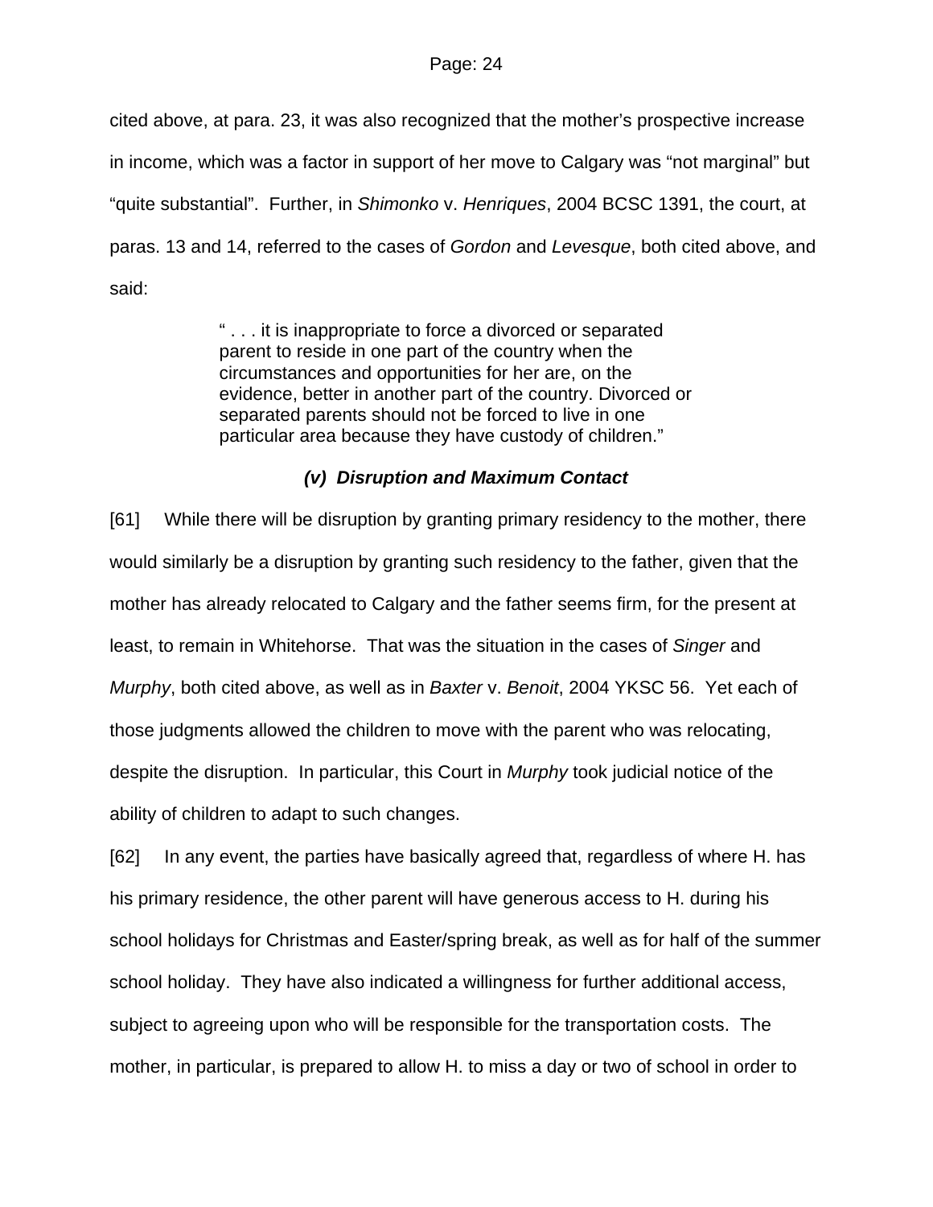cited above, at para. 23, it was also recognized that the mother's prospective increase in income, which was a factor in support of her move to Calgary was "not marginal" but "quite substantial". Further, in *Shimonko* v. *Henriques*, 2004 BCSC 1391, the court, at paras. 13 and 14, referred to the cases of *Gordon* and *Levesque*, both cited above, and said:

> " . . . it is inappropriate to force a divorced or separated parent to reside in one part of the country when the circumstances and opportunities for her are, on the evidence, better in another part of the country. Divorced or separated parents should not be forced to live in one particular area because they have custody of children."

### *(v) Disruption and Maximum Contact*

[61] While there will be disruption by granting primary residency to the mother, there would similarly be a disruption by granting such residency to the father, given that the mother has already relocated to Calgary and the father seems firm, for the present at least, to remain in Whitehorse. That was the situation in the cases of *Singer* and *Murphy*, both cited above, as well as in *Baxter* v. *Benoit*, 2004 YKSC 56. Yet each of those judgments allowed the children to move with the parent who was relocating, despite the disruption. In particular, this Court in *Murphy* took judicial notice of the ability of children to adapt to such changes.

[62] In any event, the parties have basically agreed that, regardless of where H. has his primary residence, the other parent will have generous access to H. during his school holidays for Christmas and Easter/spring break, as well as for half of the summer school holiday. They have also indicated a willingness for further additional access, subject to agreeing upon who will be responsible for the transportation costs. The mother, in particular, is prepared to allow H. to miss a day or two of school in order to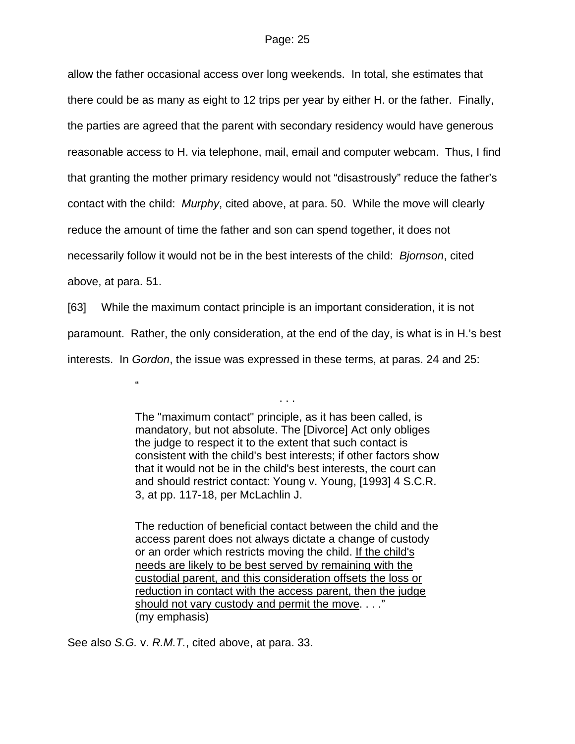allow the father occasional access over long weekends. In total, she estimates that there could be as many as eight to 12 trips per year by either H. or the father. Finally, the parties are agreed that the parent with secondary residency would have generous reasonable access to H. via telephone, mail, email and computer webcam. Thus, I find that granting the mother primary residency would not "disastrously" reduce the father's contact with the child: *Murphy*, cited above, at para. 50. While the move will clearly reduce the amount of time the father and son can spend together, it does not necessarily follow it would not be in the best interests of the child: *Bjornson*, cited above, at para. 51.

[63] While the maximum contact principle is an important consideration, it is not paramount. Rather, the only consideration, at the end of the day, is what is in H.'s best interests. In *Gordon*, the issue was expressed in these terms, at paras. 24 and 25:

> "
>
> . . .
>
> The "maximum contact" principle, as it has been called, is mandatory, but not absolute. The [Divorce] Act only obliges the judge to respect it to the extent that such contact is consistent with the child's best interests; if other factors show that it would not be in the child's best interests, the court can and should restrict contact: Young v. Young, [1993] 4 S.C.R. 3, at pp. 117-18, per McLachlin J.
>
> The reduction of beneficial contact between the child and the access parent does not always dictate a change of custody or an order which restricts moving the child. <u>If the child's needs are likely to be best served by remaining with the custodial parent, and this consideration offsets the loss or reduction in contact with the access parent, then the judge should not vary custody and permit the move</u>. . . ."
> (my emphasis)

See also *S.G.* v. *R.M.T.*, cited above, at para. 33.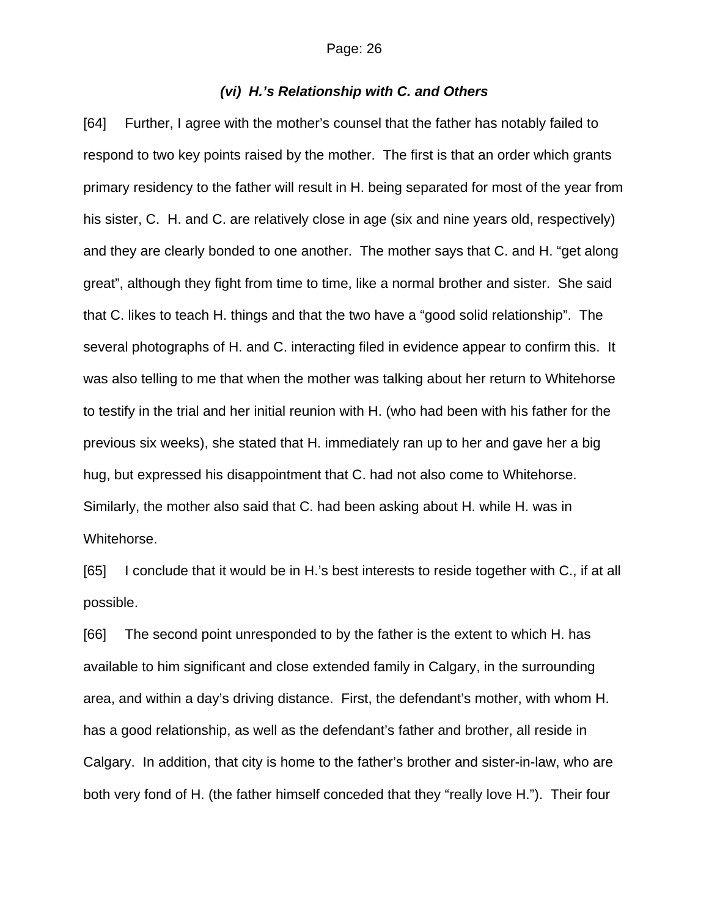### *(vi) H.'s Relationship with C. and Others*

[64] Further, I agree with the mother's counsel that the father has notably failed to respond to two key points raised by the mother. The first is that an order which grants primary residency to the father will result in H. being separated for most of the year from his sister, C. H. and C. are relatively close in age (six and nine years old, respectively) and they are clearly bonded to one another. The mother says that C. and H. "get along great", although they fight from time to time, like a normal brother and sister. She said that C. likes to teach H. things and that the two have a "good solid relationship". The several photographs of H. and C. interacting filed in evidence appear to confirm this. It was also telling to me that when the mother was talking about her return to Whitehorse to testify in the trial and her initial reunion with H. (who had been with his father for the previous six weeks), she stated that H. immediately ran up to her and gave her a big hug, but expressed his disappointment that C. had not also come to Whitehorse. Similarly, the mother also said that C. had been asking about H. while H. was in Whitehorse.

[65] I conclude that it would be in H.'s best interests to reside together with C., if at all possible.

[66] The second point unresponded to by the father is the extent to which H. has available to him significant and close extended family in Calgary, in the surrounding area, and within a day's driving distance. First, the defendant's mother, with whom H. has a good relationship, as well as the defendant's father and brother, all reside in Calgary. In addition, that city is home to the father's brother and sister-in-law, who are both very fond of H. (the father himself conceded that they "really love H."). Their four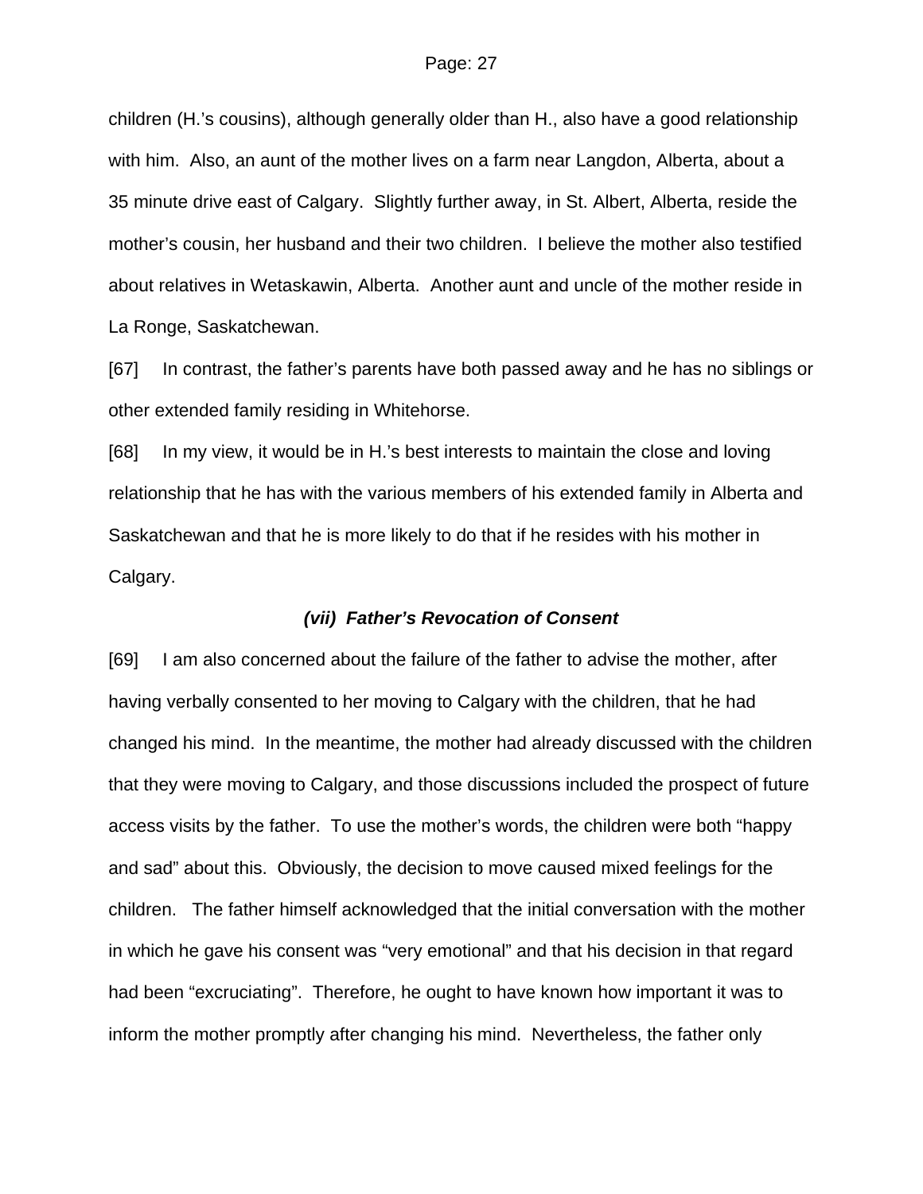children (H.'s cousins), although generally older than H., also have a good relationship with him. Also, an aunt of the mother lives on a farm near Langdon, Alberta, about a 35 minute drive east of Calgary. Slightly further away, in St. Albert, Alberta, reside the mother's cousin, her husband and their two children. I believe the mother also testified about relatives in Wetaskawin, Alberta. Another aunt and uncle of the mother reside in La Ronge, Saskatchewan.

[67] In contrast, the father's parents have both passed away and he has no siblings or other extended family residing in Whitehorse.

[68] In my view, it would be in H.'s best interests to maintain the close and loving relationship that he has with the various members of his extended family in Alberta and Saskatchewan and that he is more likely to do that if he resides with his mother in Calgary.

### *(vii) Father's Revocation of Consent*

[69] I am also concerned about the failure of the father to advise the mother, after having verbally consented to her moving to Calgary with the children, that he had changed his mind. In the meantime, the mother had already discussed with the children that they were moving to Calgary, and those discussions included the prospect of future access visits by the father. To use the mother's words, the children were both "happy and sad" about this. Obviously, the decision to move caused mixed feelings for the children. The father himself acknowledged that the initial conversation with the mother in which he gave his consent was "very emotional" and that his decision in that regard had been "excruciating". Therefore, he ought to have known how important it was to inform the mother promptly after changing his mind. Nevertheless, the father only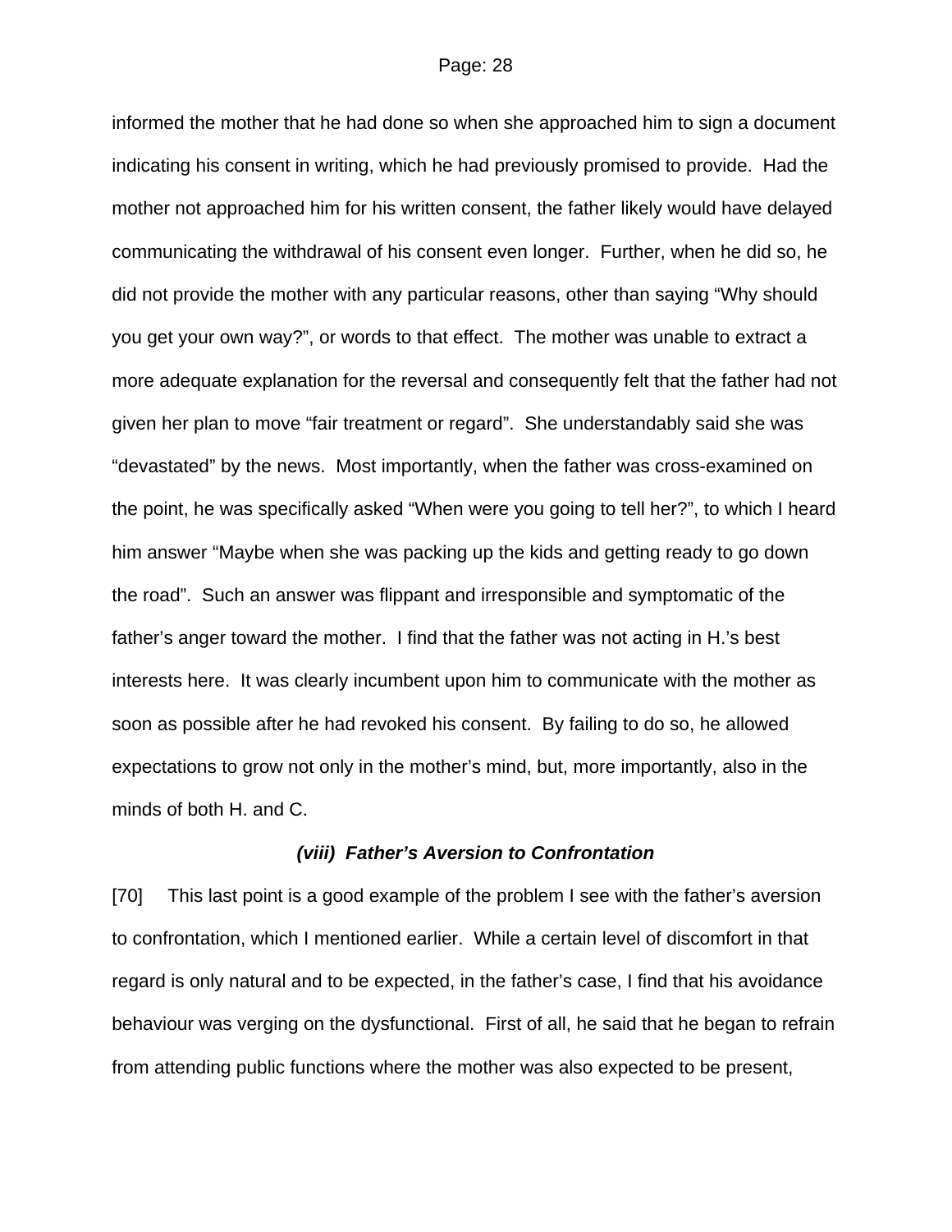informed the mother that he had done so when she approached him to sign a document indicating his consent in writing, which he had previously promised to provide. Had the mother not approached him for his written consent, the father likely would have delayed communicating the withdrawal of his consent even longer. Further, when he did so, he did not provide the mother with any particular reasons, other than saying "Why should you get your own way?", or words to that effect. The mother was unable to extract a more adequate explanation for the reversal and consequently felt that the father had not given her plan to move "fair treatment or regard". She understandably said she was "devastated" by the news. Most importantly, when the father was cross-examined on the point, he was specifically asked "When were you going to tell her?", to which I heard him answer "Maybe when she was packing up the kids and getting ready to go down the road". Such an answer was flippant and irresponsible and symptomatic of the father's anger toward the mother. I find that the father was not acting in H.'s best interests here. It was clearly incumbent upon him to communicate with the mother as soon as possible after he had revoked his consent. By failing to do so, he allowed expectations to grow not only in the mother's mind, but, more importantly, also in the minds of both H. and C.

### *(viii) Father's Aversion to Confrontation*

[70] This last point is a good example of the problem I see with the father's aversion to confrontation, which I mentioned earlier. While a certain level of discomfort in that regard is only natural and to be expected, in the father's case, I find that his avoidance behaviour was verging on the dysfunctional. First of all, he said that he began to refrain from attending public functions where the mother was also expected to be present,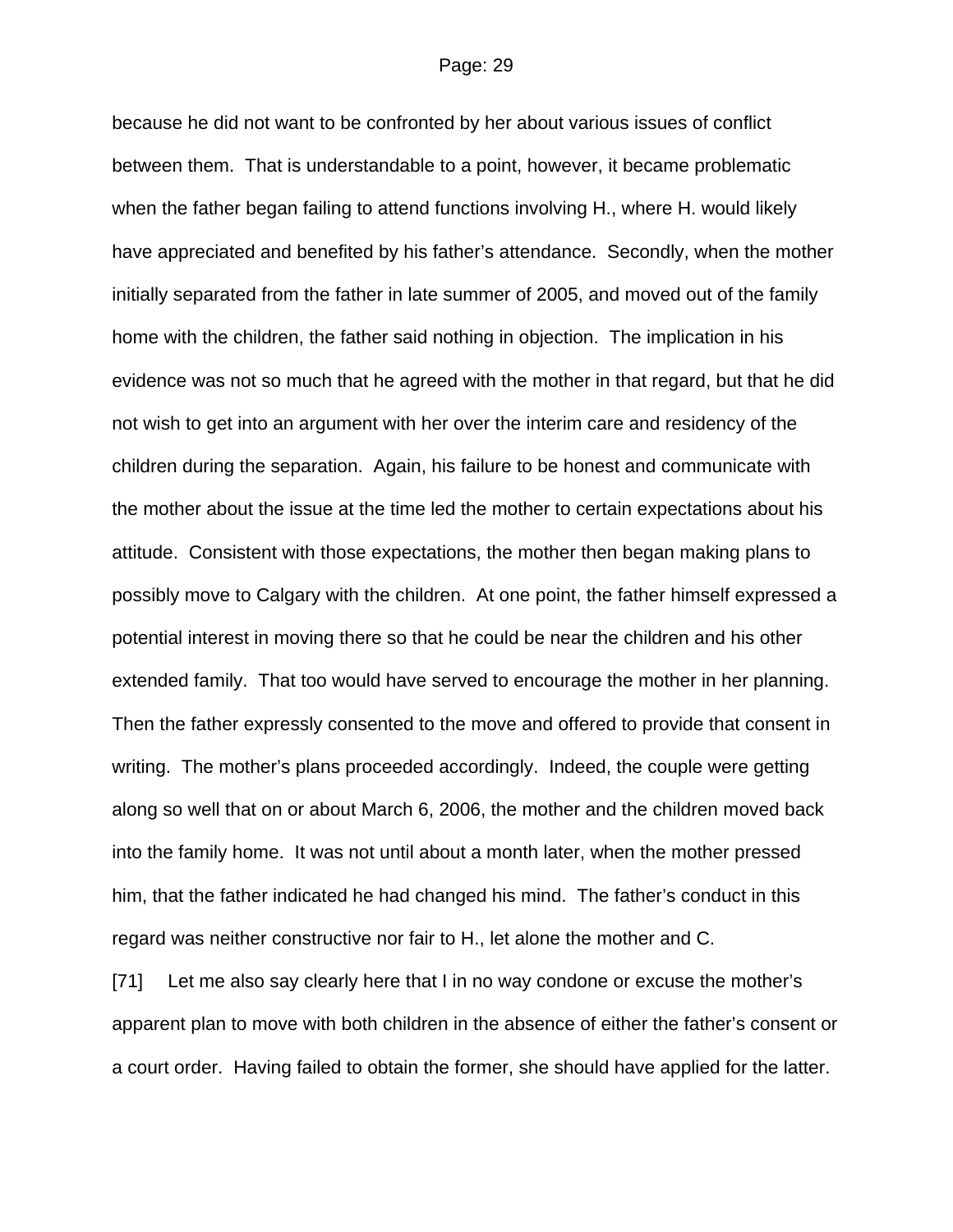because he did not want to be confronted by her about various issues of conflict between them. That is understandable to a point, however, it became problematic when the father began failing to attend functions involving H., where H. would likely have appreciated and benefited by his father's attendance. Secondly, when the mother initially separated from the father in late summer of 2005, and moved out of the family home with the children, the father said nothing in objection. The implication in his evidence was not so much that he agreed with the mother in that regard, but that he did not wish to get into an argument with her over the interim care and residency of the children during the separation. Again, his failure to be honest and communicate with the mother about the issue at the time led the mother to certain expectations about his attitude. Consistent with those expectations, the mother then began making plans to possibly move to Calgary with the children. At one point, the father himself expressed a potential interest in moving there so that he could be near the children and his other extended family. That too would have served to encourage the mother in her planning. Then the father expressly consented to the move and offered to provide that consent in writing. The mother's plans proceeded accordingly. Indeed, the couple were getting along so well that on or about March 6, 2006, the mother and the children moved back into the family home. It was not until about a month later, when the mother pressed him, that the father indicated he had changed his mind. The father's conduct in this regard was neither constructive nor fair to H., let alone the mother and C.

[71] Let me also say clearly here that I in no way condone or excuse the mother's apparent plan to move with both children in the absence of either the father's consent or a court order. Having failed to obtain the former, she should have applied for the latter.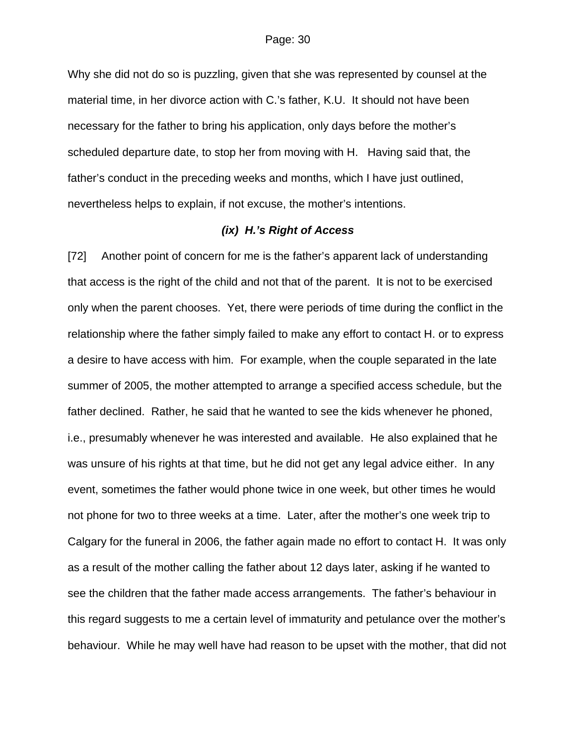Why she did not do so is puzzling, given that she was represented by counsel at the material time, in her divorce action with C.'s father, K.U. It should not have been necessary for the father to bring his application, only days before the mother's scheduled departure date, to stop her from moving with H. Having said that, the father's conduct in the preceding weeks and months, which I have just outlined, nevertheless helps to explain, if not excuse, the mother's intentions.

### *(ix) H.'s Right of Access*

[72] Another point of concern for me is the father's apparent lack of understanding that access is the right of the child and not that of the parent. It is not to be exercised only when the parent chooses. Yet, there were periods of time during the conflict in the relationship where the father simply failed to make any effort to contact H. or to express a desire to have access with him. For example, when the couple separated in the late summer of 2005, the mother attempted to arrange a specified access schedule, but the father declined. Rather, he said that he wanted to see the kids whenever he phoned, i.e., presumably whenever he was interested and available. He also explained that he was unsure of his rights at that time, but he did not get any legal advice either. In any event, sometimes the father would phone twice in one week, but other times he would not phone for two to three weeks at a time. Later, after the mother's one week trip to Calgary for the funeral in 2006, the father again made no effort to contact H. It was only as a result of the mother calling the father about 12 days later, asking if he wanted to see the children that the father made access arrangements. The father's behaviour in this regard suggests to me a certain level of immaturity and petulance over the mother's behaviour. While he may well have had reason to be upset with the mother, that did not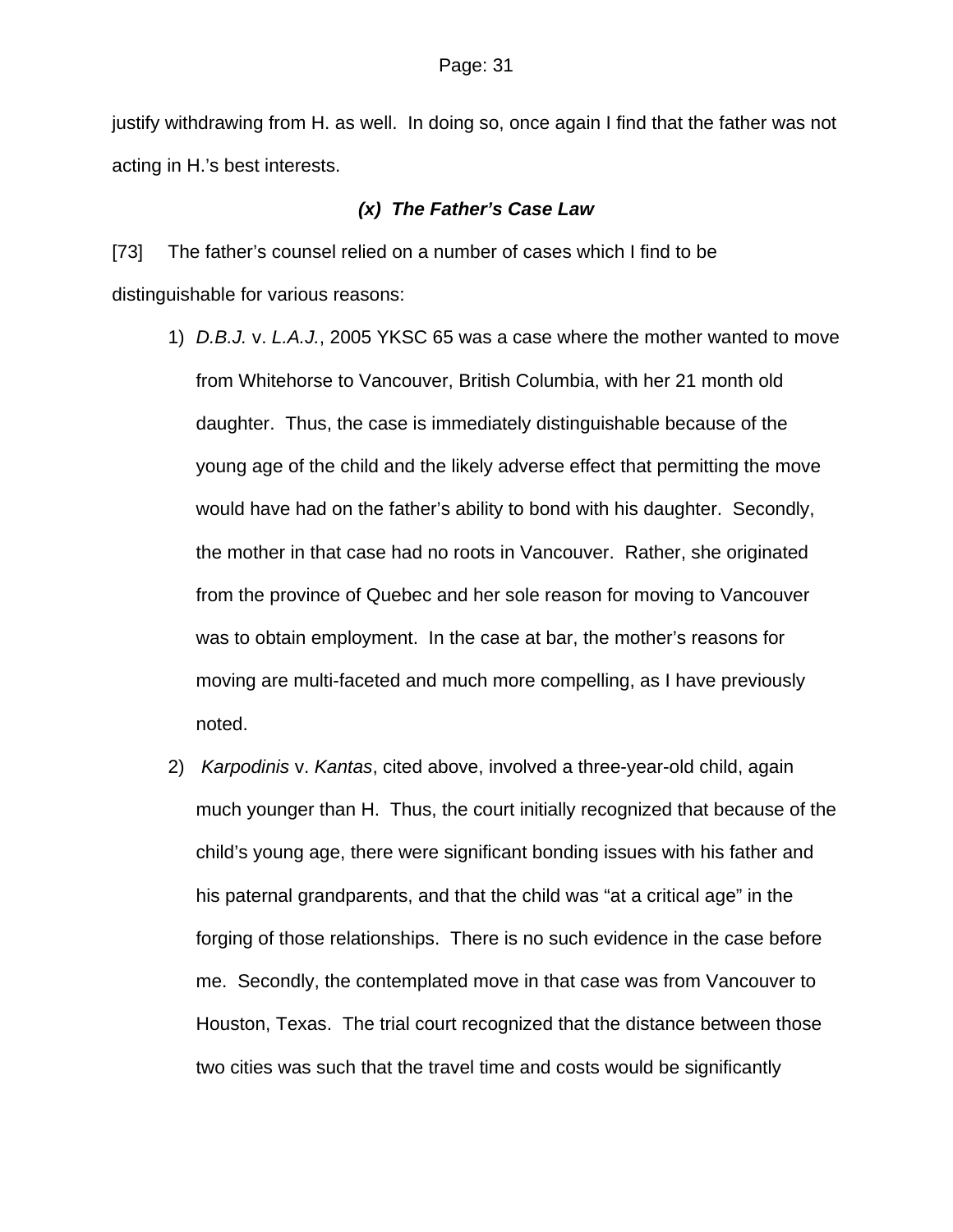justify withdrawing from H. as well. In doing so, once again I find that the father was not acting in H.'s best interests.

### *(x) The Father's Case Law*

[73] The father's counsel relied on a number of cases which I find to be distinguishable for various reasons:

1) *D.B.J.* v. *L.A.J.*, 2005 YKSC 65 was a case where the mother wanted to move from Whitehorse to Vancouver, British Columbia, with her 21 month old daughter. Thus, the case is immediately distinguishable because of the young age of the child and the likely adverse effect that permitting the move would have had on the father's ability to bond with his daughter. Secondly, the mother in that case had no roots in Vancouver. Rather, she originated from the province of Quebec and her sole reason for moving to Vancouver was to obtain employment. In the case at bar, the mother's reasons for moving are multi-faceted and much more compelling, as I have previously noted.

2) *Karpodinis* v. *Kantas*, cited above, involved a three-year-old child, again much younger than H. Thus, the court initially recognized that because of the child's young age, there were significant bonding issues with his father and his paternal grandparents, and that the child was "at a critical age" in the forging of those relationships. There is no such evidence in the case before me. Secondly, the contemplated move in that case was from Vancouver to Houston, Texas. The trial court recognized that the distance between those two cities was such that the travel time and costs would be significantly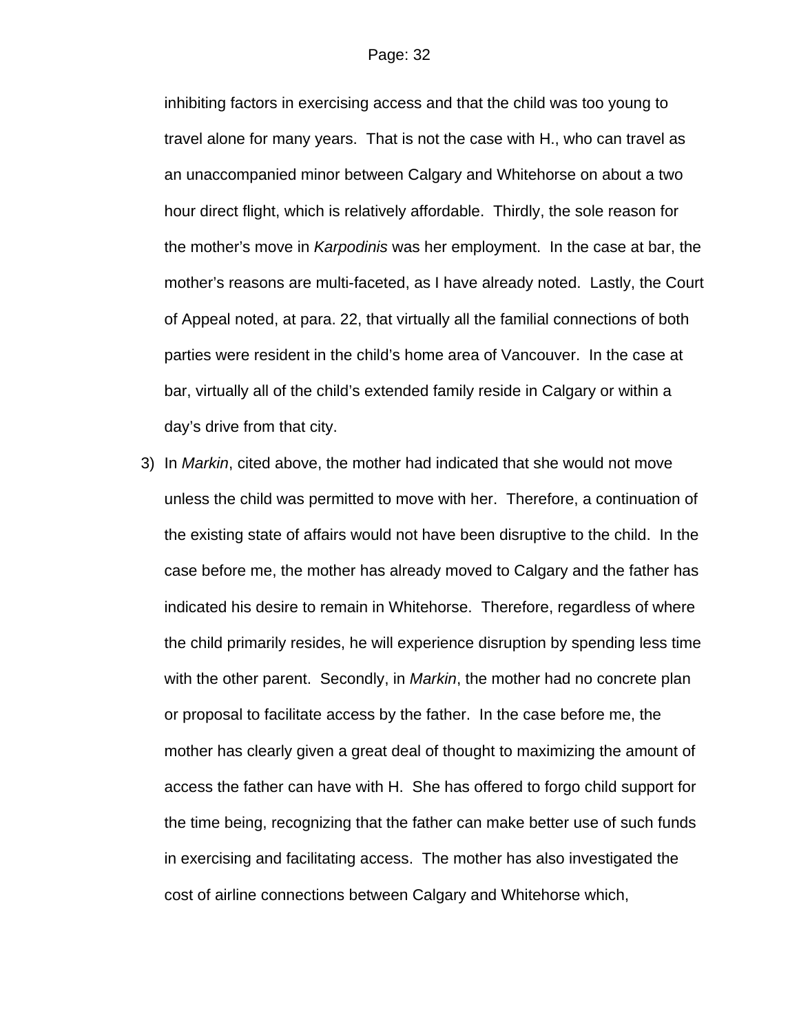inhibiting factors in exercising access and that the child was too young to travel alone for many years. That is not the case with H., who can travel as an unaccompanied minor between Calgary and Whitehorse on about a two hour direct flight, which is relatively affordable. Thirdly, the sole reason for the mother's move in *Karpodinis* was her employment. In the case at bar, the mother's reasons are multi-faceted, as I have already noted. Lastly, the Court of Appeal noted, at para. 22, that virtually all the familial connections of both parties were resident in the child's home area of Vancouver. In the case at bar, virtually all of the child's extended family reside in Calgary or within a day's drive from that city.

3) In *Markin*, cited above, the mother had indicated that she would not move unless the child was permitted to move with her. Therefore, a continuation of the existing state of affairs would not have been disruptive to the child. In the case before me, the mother has already moved to Calgary and the father has indicated his desire to remain in Whitehorse. Therefore, regardless of where the child primarily resides, he will experience disruption by spending less time with the other parent. Secondly, in *Markin*, the mother had no concrete plan or proposal to facilitate access by the father. In the case before me, the mother has clearly given a great deal of thought to maximizing the amount of access the father can have with H. She has offered to forgo child support for the time being, recognizing that the father can make better use of such funds in exercising and facilitating access. The mother has also investigated the cost of airline connections between Calgary and Whitehorse which,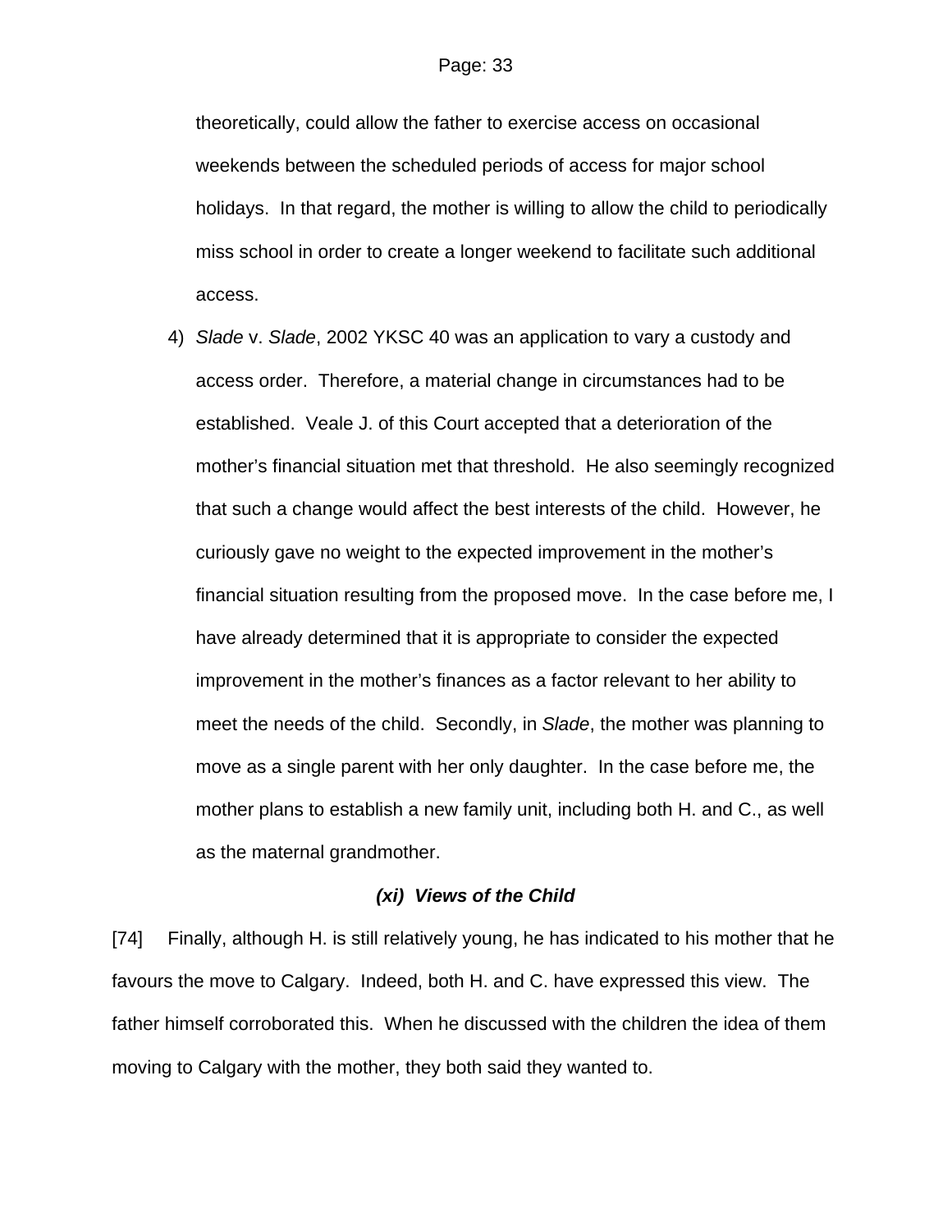theoretically, could allow the father to exercise access on occasional weekends between the scheduled periods of access for major school holidays. In that regard, the mother is willing to allow the child to periodically miss school in order to create a longer weekend to facilitate such additional access.

4) *Slade* v. *Slade*, 2002 YKSC 40 was an application to vary a custody and access order. Therefore, a material change in circumstances had to be established. Veale J. of this Court accepted that a deterioration of the mother's financial situation met that threshold. He also seemingly recognized that such a change would affect the best interests of the child. However, he curiously gave no weight to the expected improvement in the mother's financial situation resulting from the proposed move. In the case before me, I have already determined that it is appropriate to consider the expected improvement in the mother's finances as a factor relevant to her ability to meet the needs of the child. Secondly, in *Slade*, the mother was planning to move as a single parent with her only daughter. In the case before me, the mother plans to establish a new family unit, including both H. and C., as well as the maternal grandmother.

### ***(xi) Views of the Child***

[74] Finally, although H. is still relatively young, he has indicated to his mother that he favours the move to Calgary. Indeed, both H. and C. have expressed this view. The father himself corroborated this. When he discussed with the children the idea of them moving to Calgary with the mother, they both said they wanted to.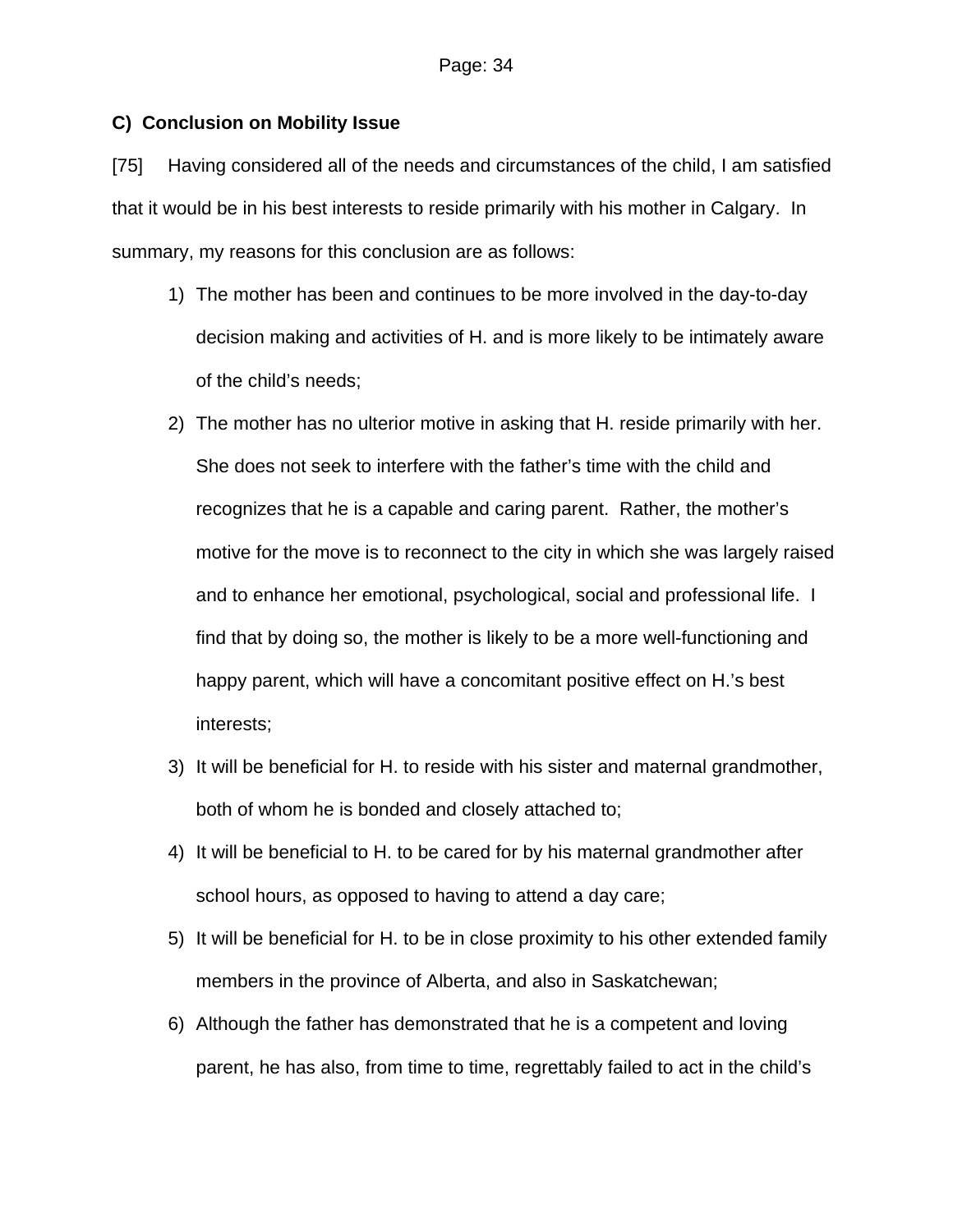### C) Conclusion on Mobility Issue

[75] Having considered all of the needs and circumstances of the child, I am satisfied that it would be in his best interests to reside primarily with his mother in Calgary. In summary, my reasons for this conclusion are as follows:

1) The mother has been and continues to be more involved in the day-to-day decision making and activities of H. and is more likely to be intimately aware of the child's needs;
2) The mother has no ulterior motive in asking that H. reside primarily with her. She does not seek to interfere with the father's time with the child and recognizes that he is a capable and caring parent. Rather, the mother's motive for the move is to reconnect to the city in which she was largely raised and to enhance her emotional, psychological, social and professional life. I find that by doing so, the mother is likely to be a more well-functioning and happy parent, which will have a concomitant positive effect on H.'s best interests;
3) It will be beneficial for H. to reside with his sister and maternal grandmother, both of whom he is bonded and closely attached to;
4) It will be beneficial to H. to be cared for by his maternal grandmother after school hours, as opposed to having to attend a day care;
5) It will be beneficial for H. to be in close proximity to his other extended family members in the province of Alberta, and also in Saskatchewan;
6) Although the father has demonstrated that he is a competent and loving parent, he has also, from time to time, regrettably failed to act in the child's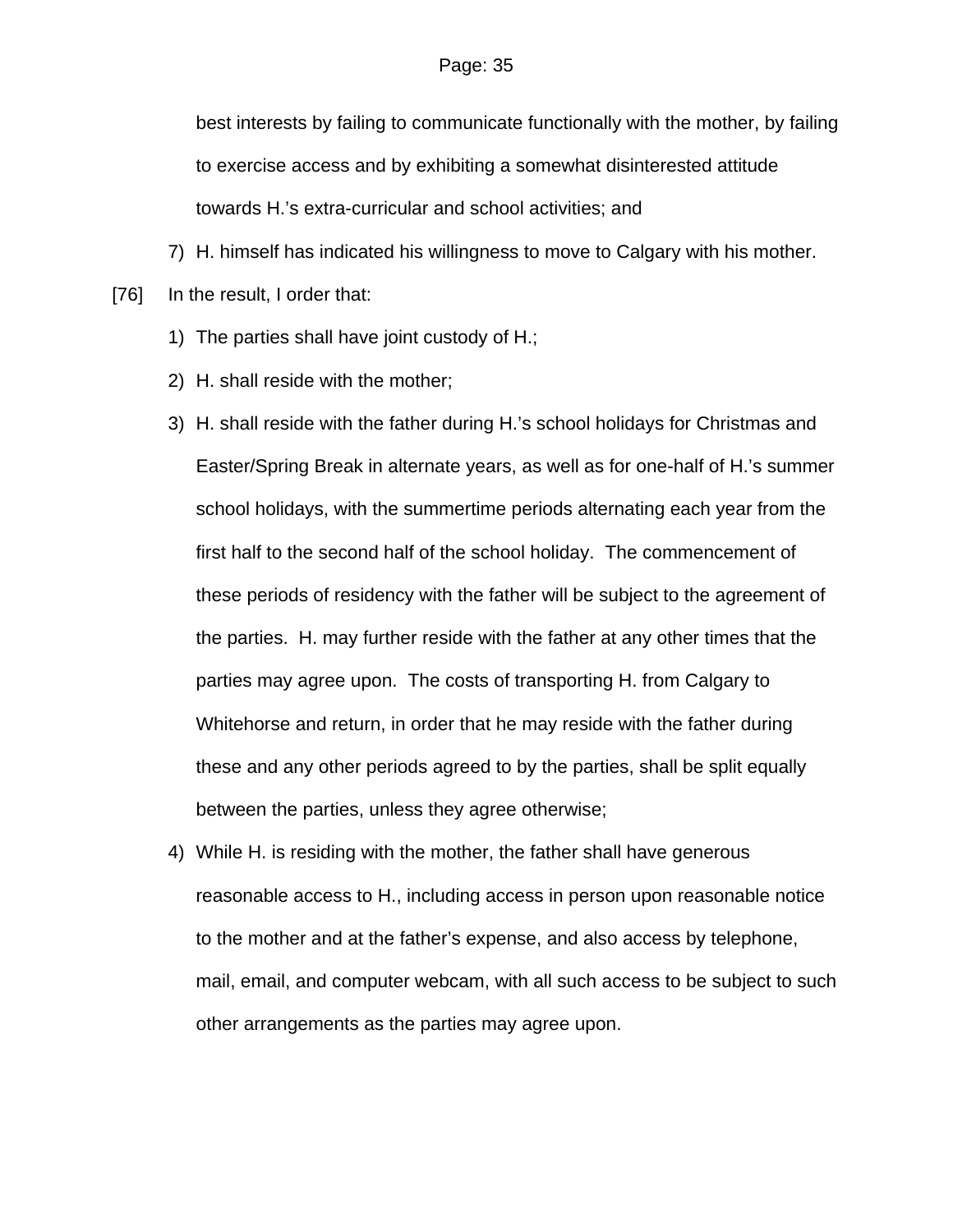best interests by failing to communicate functionally with the mother, by failing to exercise access and by exhibiting a somewhat disinterested attitude towards H.'s extra-curricular and school activities; and

7) H. himself has indicated his willingness to move to Calgary with his mother.

[76] In the result, I order that:

1) The parties shall have joint custody of H.;
2) H. shall reside with the mother;
3) H. shall reside with the father during H.'s school holidays for Christmas and Easter/Spring Break in alternate years, as well as for one-half of H.'s summer school holidays, with the summertime periods alternating each year from the first half to the second half of the school holiday. The commencement of these periods of residency with the father will be subject to the agreement of the parties. H. may further reside with the father at any other times that the parties may agree upon. The costs of transporting H. from Calgary to Whitehorse and return, in order that he may reside with the father during these and any other periods agreed to by the parties, shall be split equally between the parties, unless they agree otherwise;
4) While H. is residing with the mother, the father shall have generous reasonable access to H., including access in person upon reasonable notice to the mother and at the father's expense, and also access by telephone, mail, email, and computer webcam, with all such access to be subject to such other arrangements as the parties may agree upon.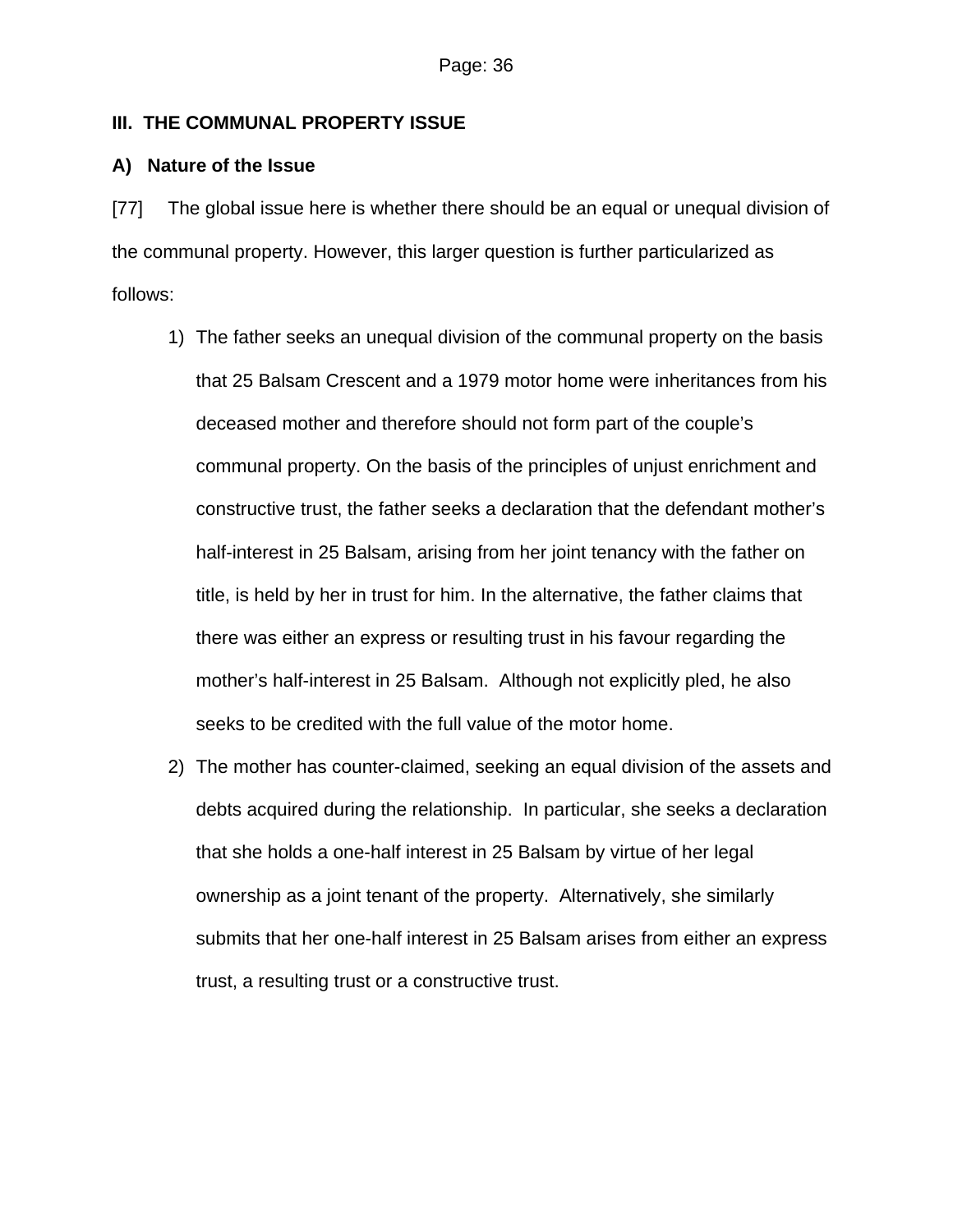## III. THE COMMUNAL PROPERTY ISSUE

### A) Nature of the Issue

[77] The global issue here is whether there should be an equal or unequal division of the communal property. However, this larger question is further particularized as follows:

1) The father seeks an unequal division of the communal property on the basis that 25 Balsam Crescent and a 1979 motor home were inheritances from his deceased mother and therefore should not form part of the couple's communal property. On the basis of the principles of unjust enrichment and constructive trust, the father seeks a declaration that the defendant mother's half-interest in 25 Balsam, arising from her joint tenancy with the father on title, is held by her in trust for him. In the alternative, the father claims that there was either an express or resulting trust in his favour regarding the mother's half-interest in 25 Balsam. Although not explicitly pled, he also seeks to be credited with the full value of the motor home.

2) The mother has counter-claimed, seeking an equal division of the assets and debts acquired during the relationship. In particular, she seeks a declaration that she holds a one-half interest in 25 Balsam by virtue of her legal ownership as a joint tenant of the property. Alternatively, she similarly submits that her one-half interest in 25 Balsam arises from either an express trust, a resulting trust or a constructive trust.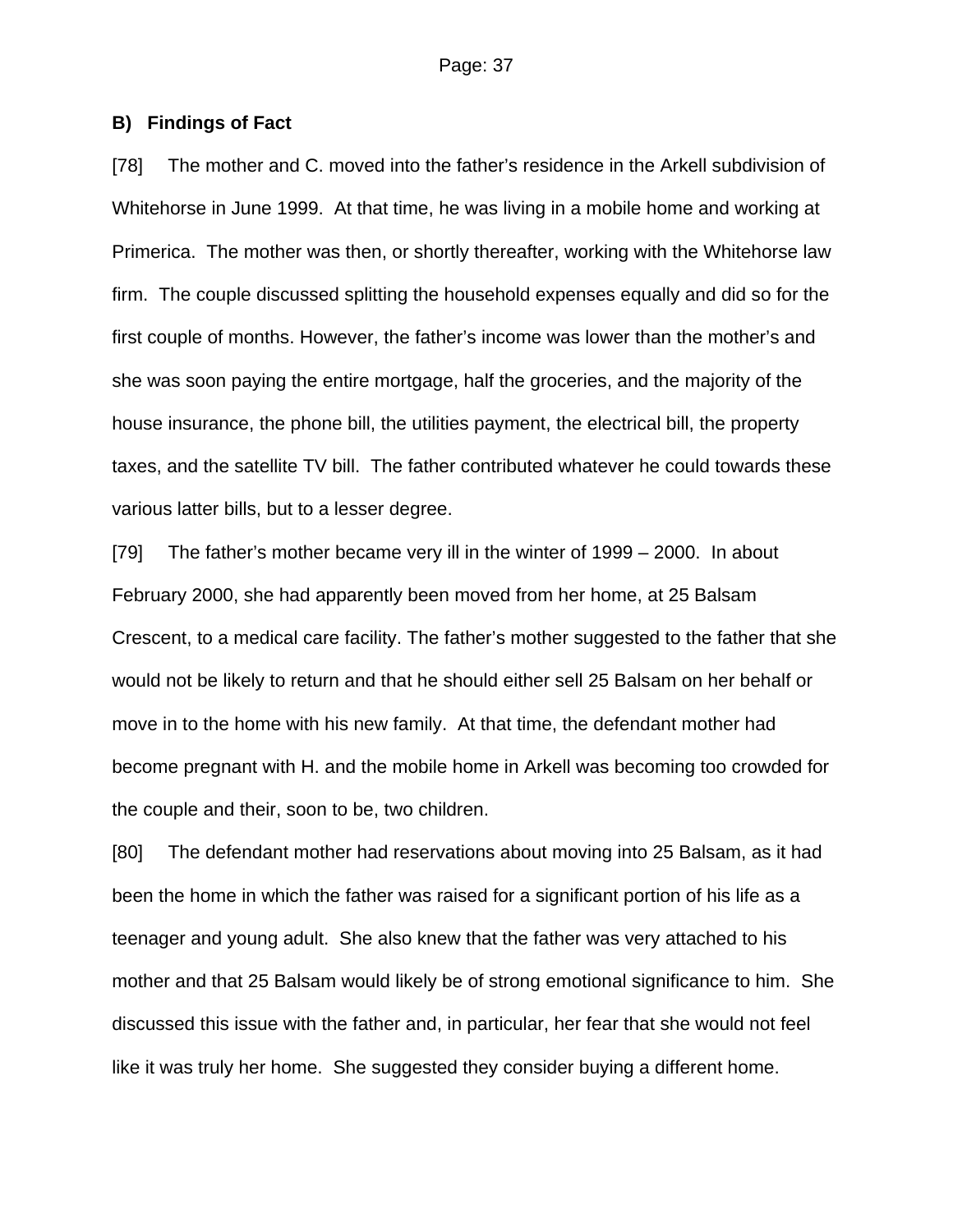### B) Findings of Fact

[78] The mother and C. moved into the father's residence in the Arkell subdivision of Whitehorse in June 1999. At that time, he was living in a mobile home and working at Primerica. The mother was then, or shortly thereafter, working with the Whitehorse law firm. The couple discussed splitting the household expenses equally and did so for the first couple of months. However, the father's income was lower than the mother's and she was soon paying the entire mortgage, half the groceries, and the majority of the house insurance, the phone bill, the utilities payment, the electrical bill, the property taxes, and the satellite TV bill. The father contributed whatever he could towards these various latter bills, but to a lesser degree.

[79] The father's mother became very ill in the winter of 1999 – 2000. In about February 2000, she had apparently been moved from her home, at 25 Balsam Crescent, to a medical care facility. The father's mother suggested to the father that she would not be likely to return and that he should either sell 25 Balsam on her behalf or move in to the home with his new family. At that time, the defendant mother had become pregnant with H. and the mobile home in Arkell was becoming too crowded for the couple and their, soon to be, two children.

[80] The defendant mother had reservations about moving into 25 Balsam, as it had been the home in which the father was raised for a significant portion of his life as a teenager and young adult. She also knew that the father was very attached to his mother and that 25 Balsam would likely be of strong emotional significance to him. She discussed this issue with the father and, in particular, her fear that she would not feel like it was truly her home. She suggested they consider buying a different home.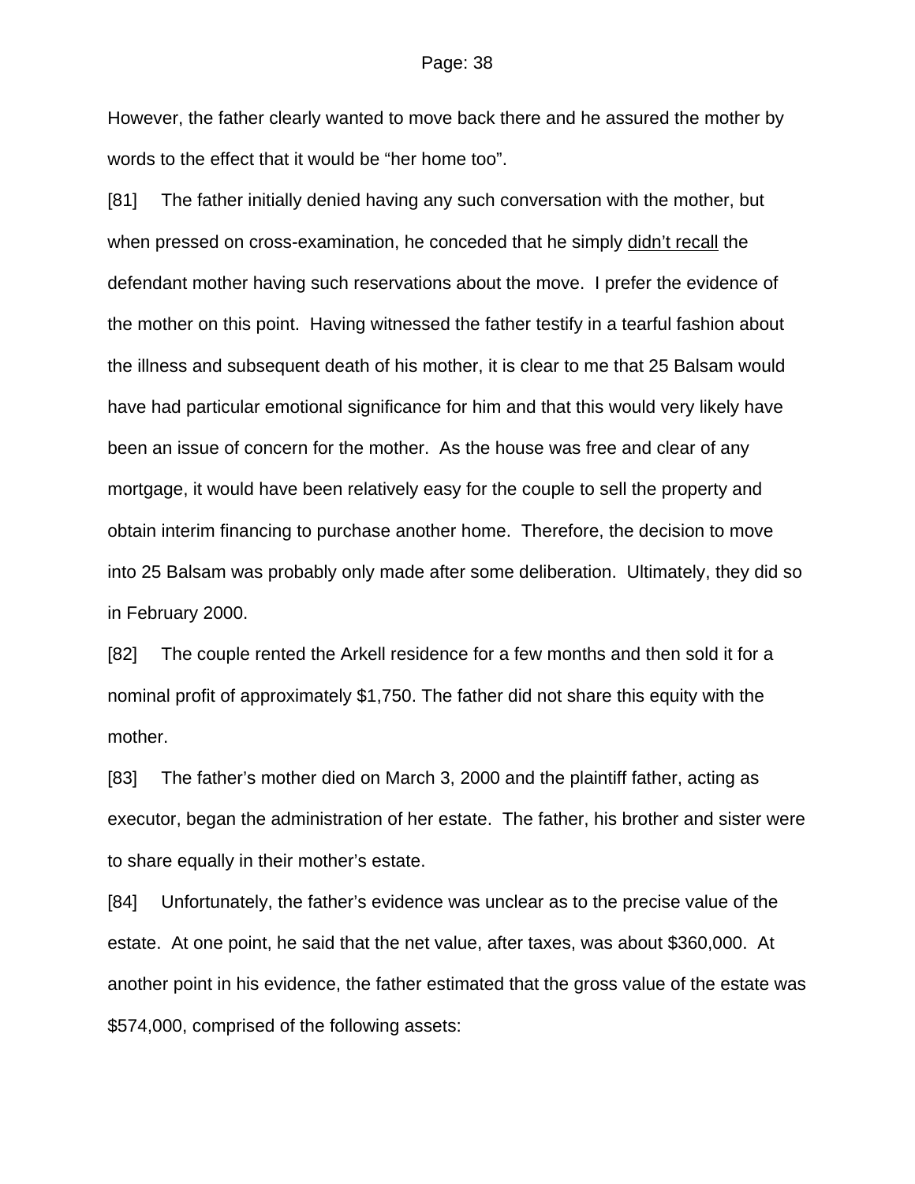However, the father clearly wanted to move back there and he assured the mother by words to the effect that it would be “her home too”.

[81] The father initially denied having any such conversation with the mother, but when pressed on cross-examination, he conceded that he simply <u>didn’t recall</u> the defendant mother having such reservations about the move. I prefer the evidence of the mother on this point. Having witnessed the father testify in a tearful fashion about the illness and subsequent death of his mother, it is clear to me that 25 Balsam would have had particular emotional significance for him and that this would very likely have been an issue of concern for the mother. As the house was free and clear of any mortgage, it would have been relatively easy for the couple to sell the property and obtain interim financing to purchase another home. Therefore, the decision to move into 25 Balsam was probably only made after some deliberation. Ultimately, they did so in February 2000.

[82] The couple rented the Arkell residence for a few months and then sold it for a nominal profit of approximately $1,750. The father did not share this equity with the mother.

[83] The father’s mother died on March 3, 2000 and the plaintiff father, acting as executor, began the administration of her estate. The father, his brother and sister were to share equally in their mother’s estate.

[84] Unfortunately, the father’s evidence was unclear as to the precise value of the estate. At one point, he said that the net value, after taxes, was about $360,000. At another point in his evidence, the father estimated that the gross value of the estate was $574,000, comprised of the following assets: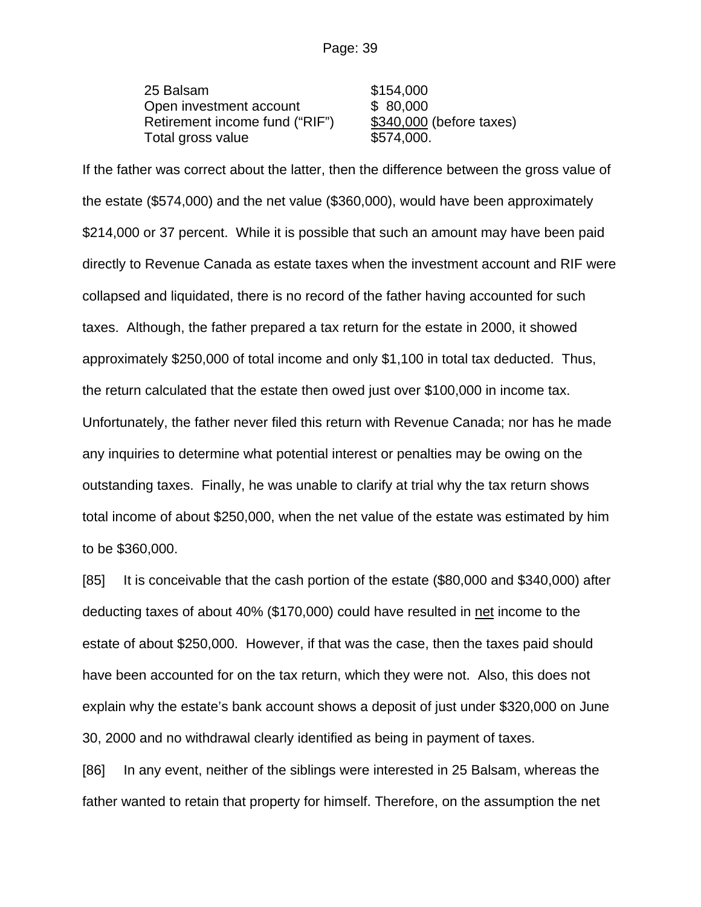| | |
|---|---|
| 25 Balsam | \$154,000 |
| Open investment account | \$ 80,000 |
| Retirement income fund ("RIF") | <u>\$340,000</u> (before taxes) |
| Total gross value | \$574,000. |

If the father was correct about the latter, then the difference between the gross value of the estate (\$574,000) and the net value (\$360,000), would have been approximately \$214,000 or 37 percent. While it is possible that such an amount may have been paid directly to Revenue Canada as estate taxes when the investment account and RIF were collapsed and liquidated, there is no record of the father having accounted for such taxes. Although, the father prepared a tax return for the estate in 2000, it showed approximately \$250,000 of total income and only \$1,100 in total tax deducted. Thus, the return calculated that the estate then owed just over \$100,000 in income tax. Unfortunately, the father never filed this return with Revenue Canada; nor has he made any inquiries to determine what potential interest or penalties may be owing on the outstanding taxes. Finally, he was unable to clarify at trial why the tax return shows total income of about \$250,000, when the net value of the estate was estimated by him to be \$360,000.

[85] It is conceivable that the cash portion of the estate (\$80,000 and \$340,000) after deducting taxes of about 40% (\$170,000) could have resulted in <u>net</u> income to the estate of about \$250,000. However, if that was the case, then the taxes paid should have been accounted for on the tax return, which they were not. Also, this does not explain why the estate's bank account shows a deposit of just under \$320,000 on June 30, 2000 and no withdrawal clearly identified as being in payment of taxes.

[86] In any event, neither of the siblings were interested in 25 Balsam, whereas the father wanted to retain that property for himself. Therefore, on the assumption the net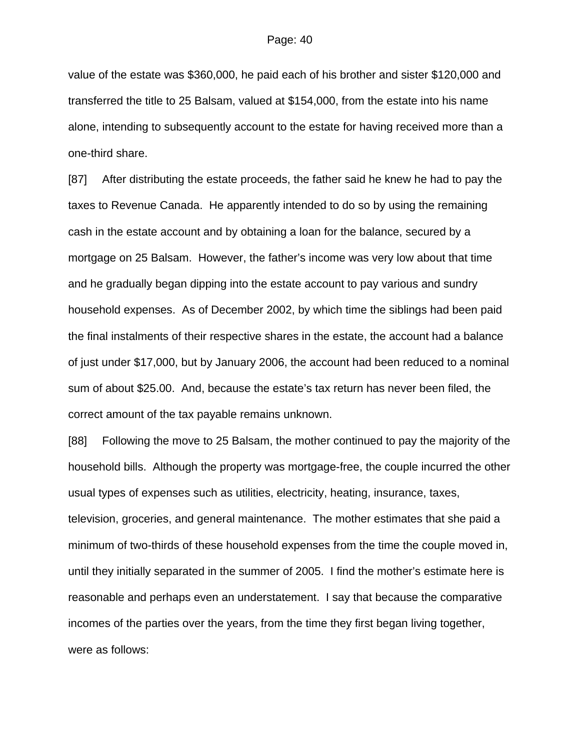value of the estate was $360,000, he paid each of his brother and sister $120,000 and transferred the title to 25 Balsam, valued at $154,000, from the estate into his name alone, intending to subsequently account to the estate for having received more than a one-third share.

[87] After distributing the estate proceeds, the father said he knew he had to pay the taxes to Revenue Canada. He apparently intended to do so by using the remaining cash in the estate account and by obtaining a loan for the balance, secured by a mortgage on 25 Balsam. However, the father's income was very low about that time and he gradually began dipping into the estate account to pay various and sundry household expenses. As of December 2002, by which time the siblings had been paid the final instalments of their respective shares in the estate, the account had a balance of just under $17,000, but by January 2006, the account had been reduced to a nominal sum of about $25.00. And, because the estate's tax return has never been filed, the correct amount of the tax payable remains unknown.

[88] Following the move to 25 Balsam, the mother continued to pay the majority of the household bills. Although the property was mortgage-free, the couple incurred the other usual types of expenses such as utilities, electricity, heating, insurance, taxes, television, groceries, and general maintenance. The mother estimates that she paid a minimum of two-thirds of these household expenses from the time the couple moved in, until they initially separated in the summer of 2005. I find the mother's estimate here is reasonable and perhaps even an understatement. I say that because the comparative incomes of the parties over the years, from the time they first began living together, were as follows: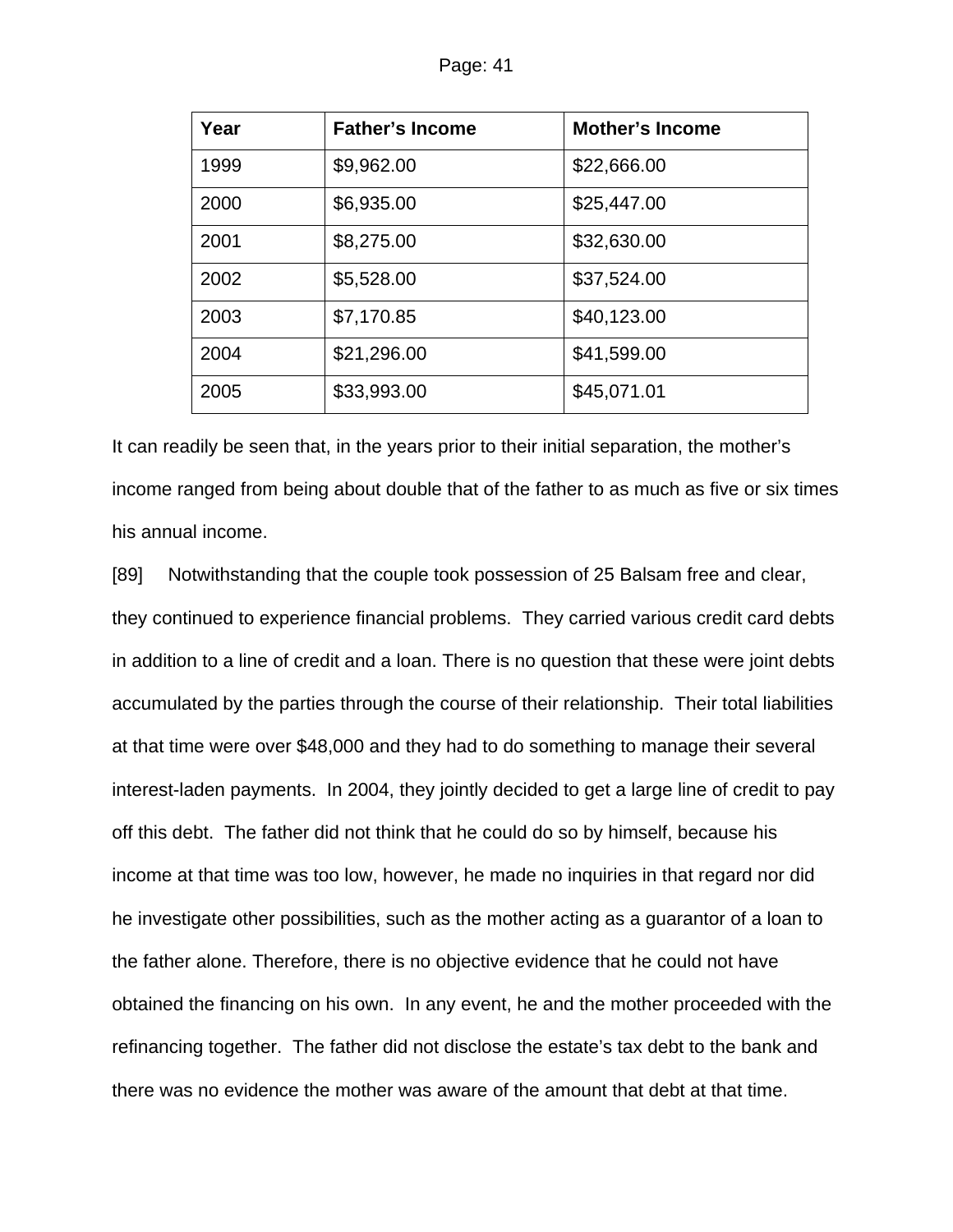| Year | Father's Income | Mother's Income |
| --- | --- | --- |
| 1999 | $9,962.00 | $22,666.00 |
| 2000 | $6,935.00 | $25,447.00 |
| 2001 | $8,275.00 | $32,630.00 |
| 2002 | $5,528.00 | $37,524.00 |
| 2003 | $7,170.85 | $40,123.00 |
| 2004 | $21,296.00 | $41,599.00 |
| 2005 | $33,993.00 | $45,071.01 |

It can readily be seen that, in the years prior to their initial separation, the mother's income ranged from being about double that of the father to as much as five or six times his annual income.

[89] Notwithstanding that the couple took possession of 25 Balsam free and clear, they continued to experience financial problems. They carried various credit card debts in addition to a line of credit and a loan. There is no question that these were joint debts accumulated by the parties through the course of their relationship. Their total liabilities at that time were over $48,000 and they had to do something to manage their several interest-laden payments. In 2004, they jointly decided to get a large line of credit to pay off this debt. The father did not think that he could do so by himself, because his income at that time was too low, however, he made no inquiries in that regard nor did he investigate other possibilities, such as the mother acting as a guarantor of a loan to the father alone. Therefore, there is no objective evidence that he could not have obtained the financing on his own. In any event, he and the mother proceeded with the refinancing together. The father did not disclose the estate's tax debt to the bank and there was no evidence the mother was aware of the amount that debt at that time.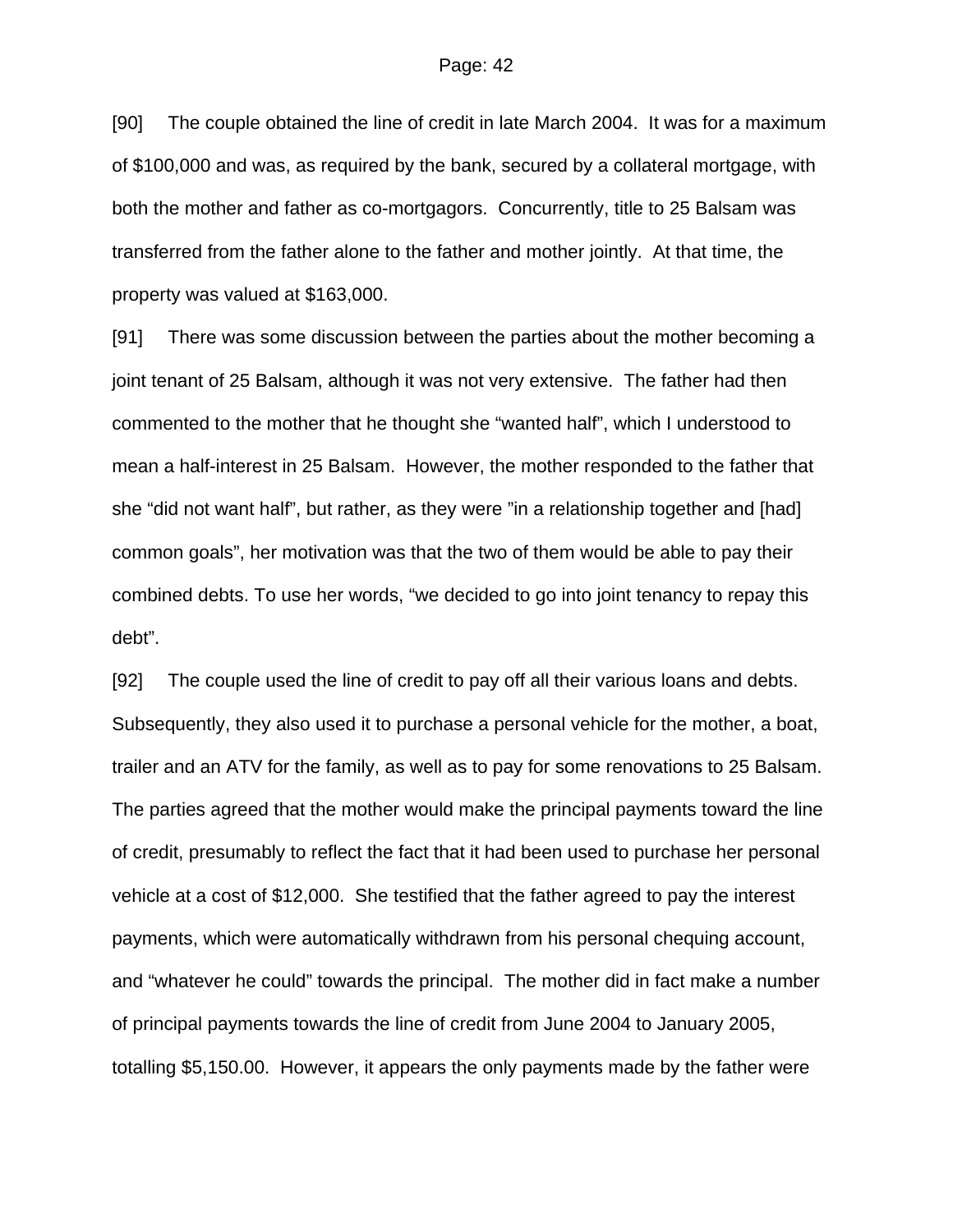[90] The couple obtained the line of credit in late March 2004. It was for a maximum of $100,000 and was, as required by the bank, secured by a collateral mortgage, with both the mother and father as co-mortgagors. Concurrently, title to 25 Balsam was transferred from the father alone to the father and mother jointly. At that time, the property was valued at $163,000.

[91] There was some discussion between the parties about the mother becoming a joint tenant of 25 Balsam, although it was not very extensive. The father had then commented to the mother that he thought she "wanted half", which I understood to mean a half-interest in 25 Balsam. However, the mother responded to the father that she "did not want half", but rather, as they were "in a relationship together and [had] common goals", her motivation was that the two of them would be able to pay their combined debts. To use her words, "we decided to go into joint tenancy to repay this debt".

[92] The couple used the line of credit to pay off all their various loans and debts. Subsequently, they also used it to purchase a personal vehicle for the mother, a boat, trailer and an ATV for the family, as well as to pay for some renovations to 25 Balsam. The parties agreed that the mother would make the principal payments toward the line of credit, presumably to reflect the fact that it had been used to purchase her personal vehicle at a cost of $12,000. She testified that the father agreed to pay the interest payments, which were automatically withdrawn from his personal chequing account, and "whatever he could" towards the principal. The mother did in fact make a number of principal payments towards the line of credit from June 2004 to January 2005, totalling $5,150.00. However, it appears the only payments made by the father were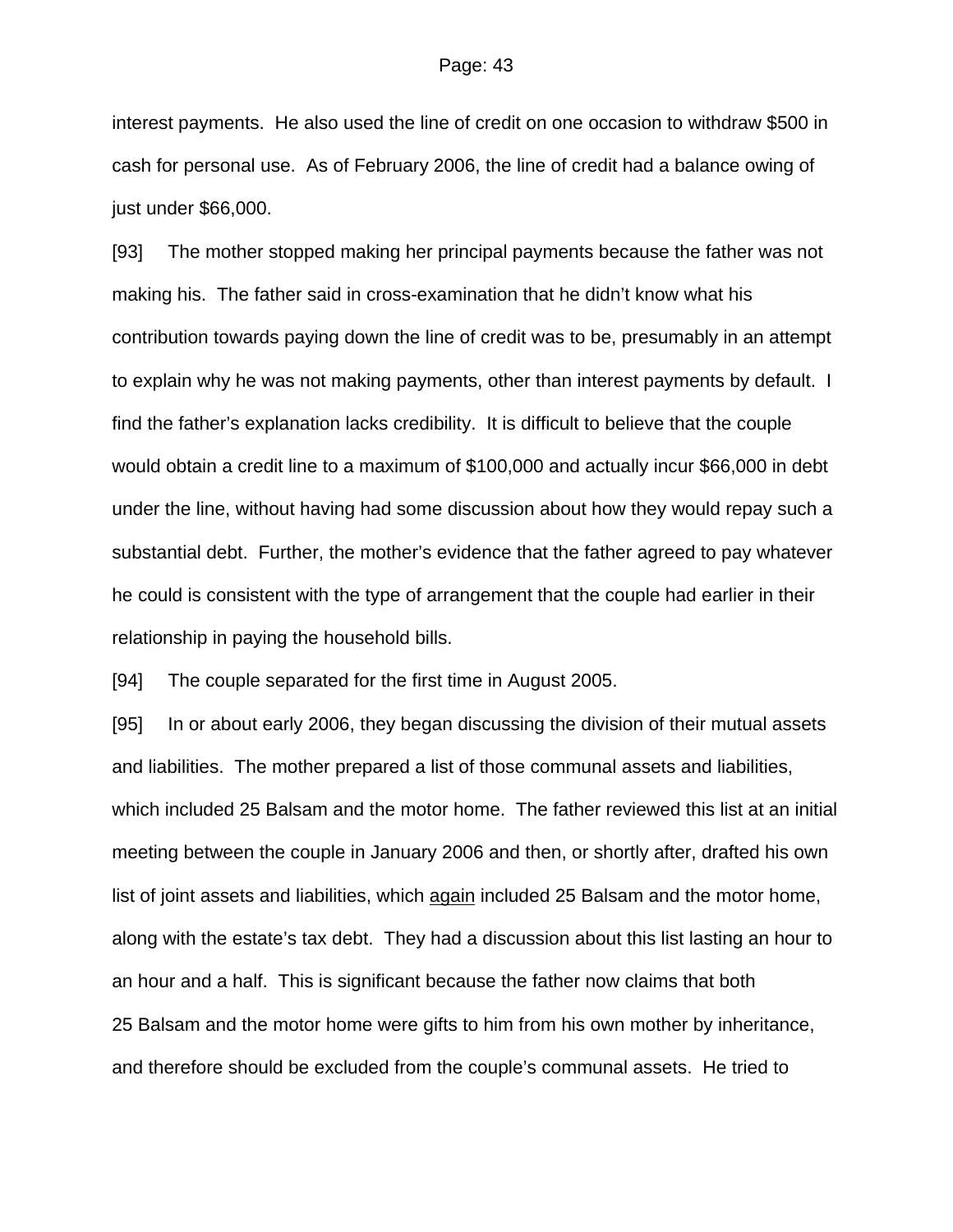interest payments. He also used the line of credit on one occasion to withdraw $500 in cash for personal use. As of February 2006, the line of credit had a balance owing of just under $66,000.

[93] The mother stopped making her principal payments because the father was not making his. The father said in cross-examination that he didn't know what his contribution towards paying down the line of credit was to be, presumably in an attempt to explain why he was not making payments, other than interest payments by default. I find the father's explanation lacks credibility. It is difficult to believe that the couple would obtain a credit line to a maximum of $100,000 and actually incur $66,000 in debt under the line, without having had some discussion about how they would repay such a substantial debt. Further, the mother's evidence that the father agreed to pay whatever he could is consistent with the type of arrangement that the couple had earlier in their relationship in paying the household bills.

[94] The couple separated for the first time in August 2005.

[95] In or about early 2006, they began discussing the division of their mutual assets and liabilities. The mother prepared a list of those communal assets and liabilities, which included 25 Balsam and the motor home. The father reviewed this list at an initial meeting between the couple in January 2006 and then, or shortly after, drafted his own list of joint assets and liabilities, which <u>again</u> included 25 Balsam and the motor home, along with the estate's tax debt. They had a discussion about this list lasting an hour to an hour and a half. This is significant because the father now claims that both 25 Balsam and the motor home were gifts to him from his own mother by inheritance, and therefore should be excluded from the couple's communal assets. He tried to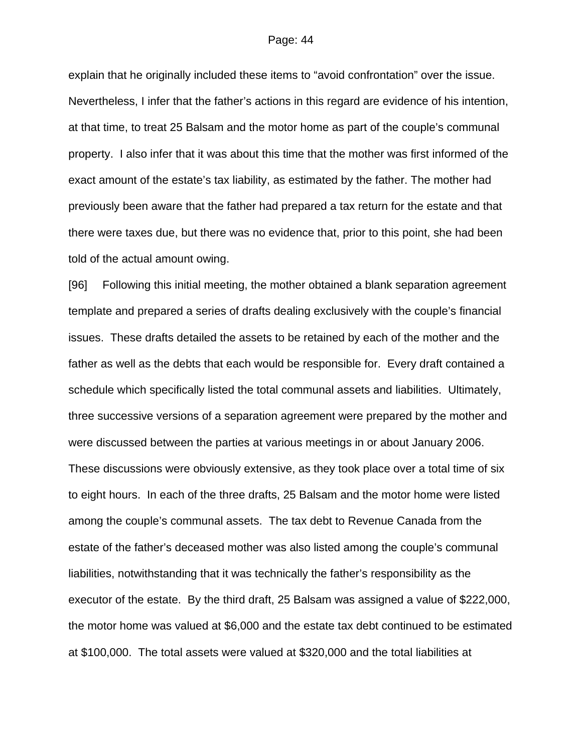explain that he originally included these items to "avoid confrontation" over the issue. Nevertheless, I infer that the father's actions in this regard are evidence of his intention, at that time, to treat 25 Balsam and the motor home as part of the couple's communal property. I also infer that it was about this time that the mother was first informed of the exact amount of the estate's tax liability, as estimated by the father. The mother had previously been aware that the father had prepared a tax return for the estate and that there were taxes due, but there was no evidence that, prior to this point, she had been told of the actual amount owing.

[96] Following this initial meeting, the mother obtained a blank separation agreement template and prepared a series of drafts dealing exclusively with the couple's financial issues. These drafts detailed the assets to be retained by each of the mother and the father as well as the debts that each would be responsible for. Every draft contained a schedule which specifically listed the total communal assets and liabilities. Ultimately, three successive versions of a separation agreement were prepared by the mother and were discussed between the parties at various meetings in or about January 2006. These discussions were obviously extensive, as they took place over a total time of six to eight hours. In each of the three drafts, 25 Balsam and the motor home were listed among the couple's communal assets. The tax debt to Revenue Canada from the estate of the father's deceased mother was also listed among the couple's communal liabilities, notwithstanding that it was technically the father's responsibility as the executor of the estate. By the third draft, 25 Balsam was assigned a value of $222,000, the motor home was valued at $6,000 and the estate tax debt continued to be estimated at $100,000. The total assets were valued at $320,000 and the total liabilities at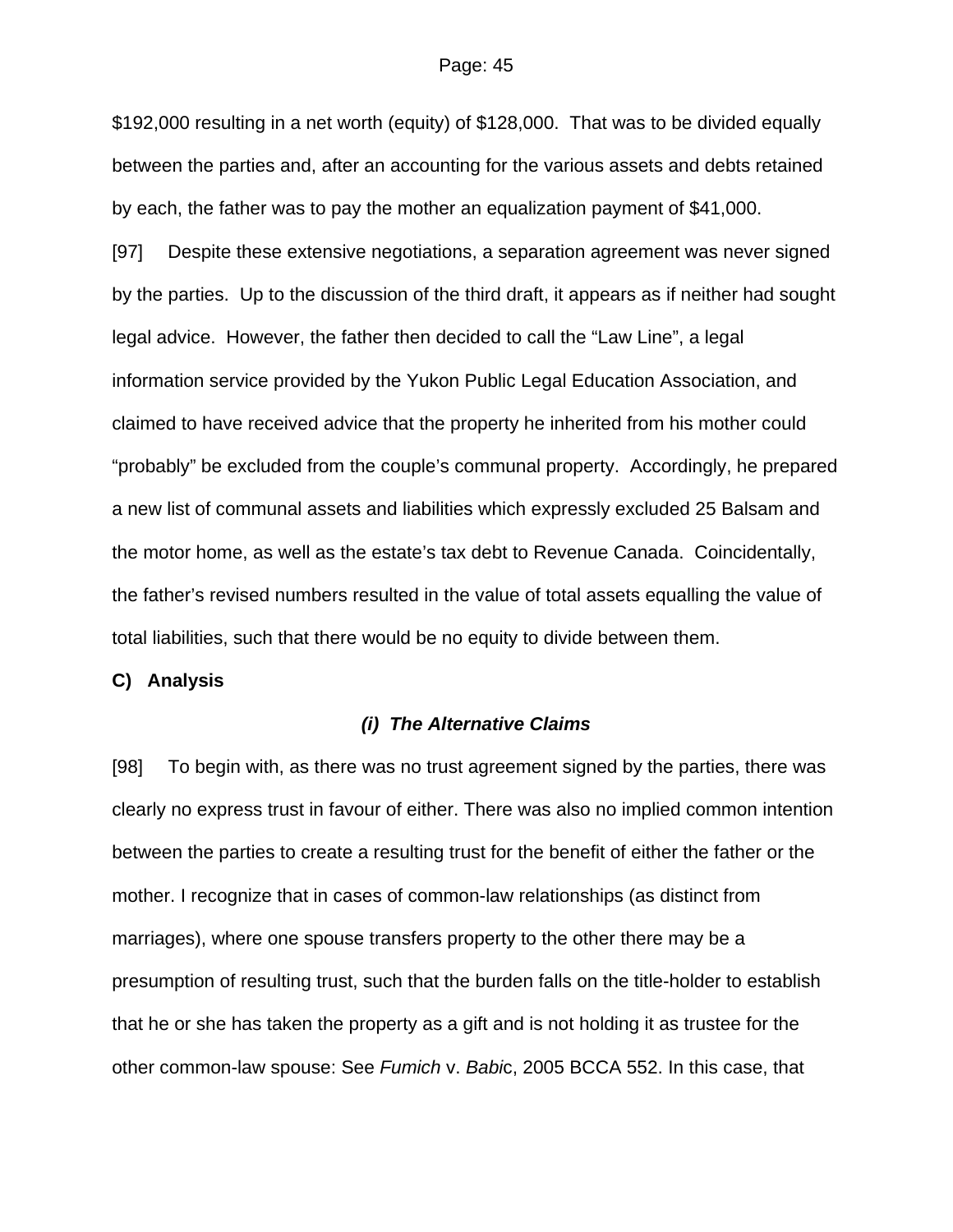$192,000 resulting in a net worth (equity) of $128,000. That was to be divided equally between the parties and, after an accounting for the various assets and debts retained by each, the father was to pay the mother an equalization payment of $41,000.

[97] Despite these extensive negotiations, a separation agreement was never signed by the parties. Up to the discussion of the third draft, it appears as if neither had sought legal advice. However, the father then decided to call the "Law Line", a legal information service provided by the Yukon Public Legal Education Association, and claimed to have received advice that the property he inherited from his mother could "probably" be excluded from the couple's communal property. Accordingly, he prepared a new list of communal assets and liabilities which expressly excluded 25 Balsam and the motor home, as well as the estate's tax debt to Revenue Canada. Coincidentally, the father's revised numbers resulted in the value of total assets equalling the value of total liabilities, such that there would be no equity to divide between them.

**C) Analysis**

***(i) The Alternative Claims***

[98] To begin with, as there was no trust agreement signed by the parties, there was clearly no express trust in favour of either. There was also no implied common intention between the parties to create a resulting trust for the benefit of either the father or the mother. I recognize that in cases of common-law relationships (as distinct from marriages), where one spouse transfers property to the other there may be a presumption of resulting trust, such that the burden falls on the title-holder to establish that he or she has taken the property as a gift and is not holding it as trustee for the other common-law spouse: See *Fumich* v. *Babic*, 2005 BCCA 552. In this case, that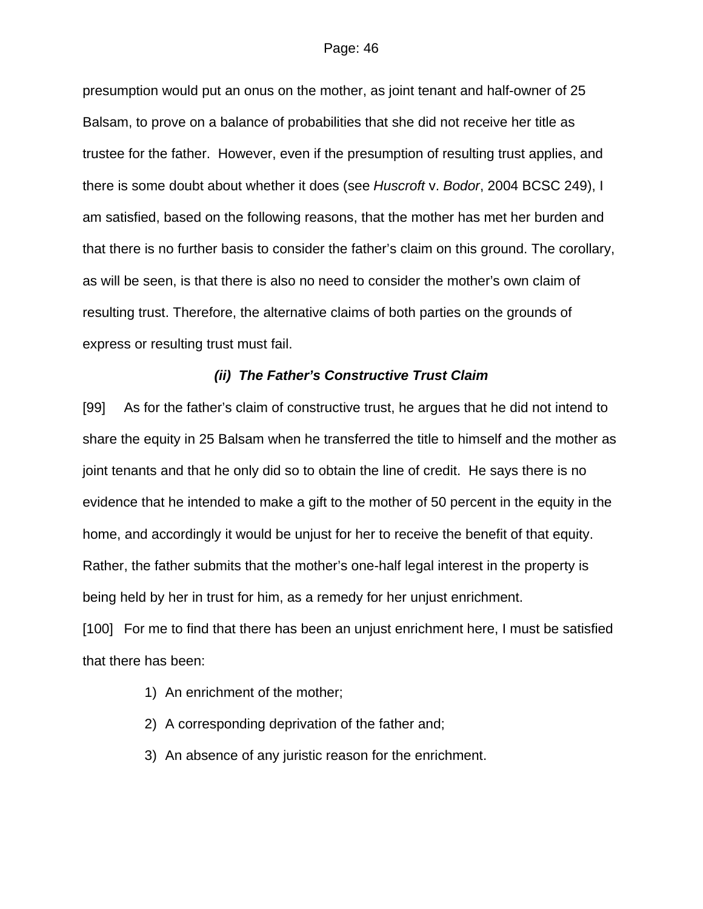presumption would put an onus on the mother, as joint tenant and half-owner of 25 Balsam, to prove on a balance of probabilities that she did not receive her title as trustee for the father. However, even if the presumption of resulting trust applies, and there is some doubt about whether it does (see *Huscroft* v. *Bodor*, 2004 BCSC 249), I am satisfied, based on the following reasons, that the mother has met her burden and that there is no further basis to consider the father's claim on this ground. The corollary, as will be seen, is that there is also no need to consider the mother's own claim of resulting trust. Therefore, the alternative claims of both parties on the grounds of express or resulting trust must fail.

### *(ii) The Father's Constructive Trust Claim*

[99] As for the father's claim of constructive trust, he argues that he did not intend to share the equity in 25 Balsam when he transferred the title to himself and the mother as joint tenants and that he only did so to obtain the line of credit. He says there is no evidence that he intended to make a gift to the mother of 50 percent in the equity in the home, and accordingly it would be unjust for her to receive the benefit of that equity. Rather, the father submits that the mother's one-half legal interest in the property is being held by her in trust for him, as a remedy for her unjust enrichment.

[100] For me to find that there has been an unjust enrichment here, I must be satisfied that there has been:

1) An enrichment of the mother;
2) A corresponding deprivation of the father and;
3) An absence of any juristic reason for the enrichment.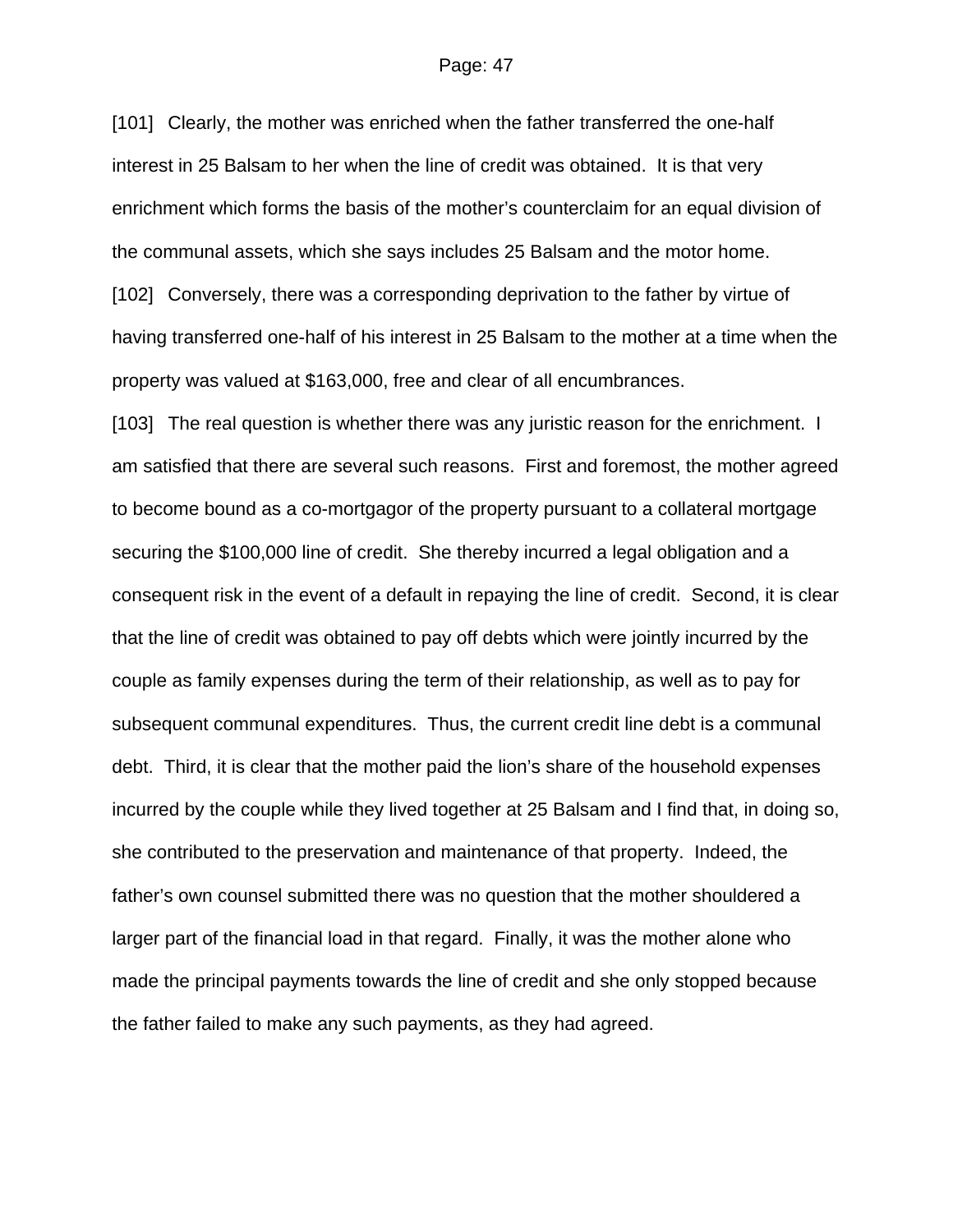[101] Clearly, the mother was enriched when the father transferred the one-half interest in 25 Balsam to her when the line of credit was obtained. It is that very enrichment which forms the basis of the mother's counterclaim for an equal division of the communal assets, which she says includes 25 Balsam and the motor home.

[102] Conversely, there was a corresponding deprivation to the father by virtue of having transferred one-half of his interest in 25 Balsam to the mother at a time when the property was valued at $163,000, free and clear of all encumbrances.

[103] The real question is whether there was any juristic reason for the enrichment. I am satisfied that there are several such reasons. First and foremost, the mother agreed to become bound as a co-mortgagor of the property pursuant to a collateral mortgage securing the $100,000 line of credit. She thereby incurred a legal obligation and a consequent risk in the event of a default in repaying the line of credit. Second, it is clear that the line of credit was obtained to pay off debts which were jointly incurred by the couple as family expenses during the term of their relationship, as well as to pay for subsequent communal expenditures. Thus, the current credit line debt is a communal debt. Third, it is clear that the mother paid the lion's share of the household expenses incurred by the couple while they lived together at 25 Balsam and I find that, in doing so, she contributed to the preservation and maintenance of that property. Indeed, the father's own counsel submitted there was no question that the mother shouldered a larger part of the financial load in that regard. Finally, it was the mother alone who made the principal payments towards the line of credit and she only stopped because the father failed to make any such payments, as they had agreed.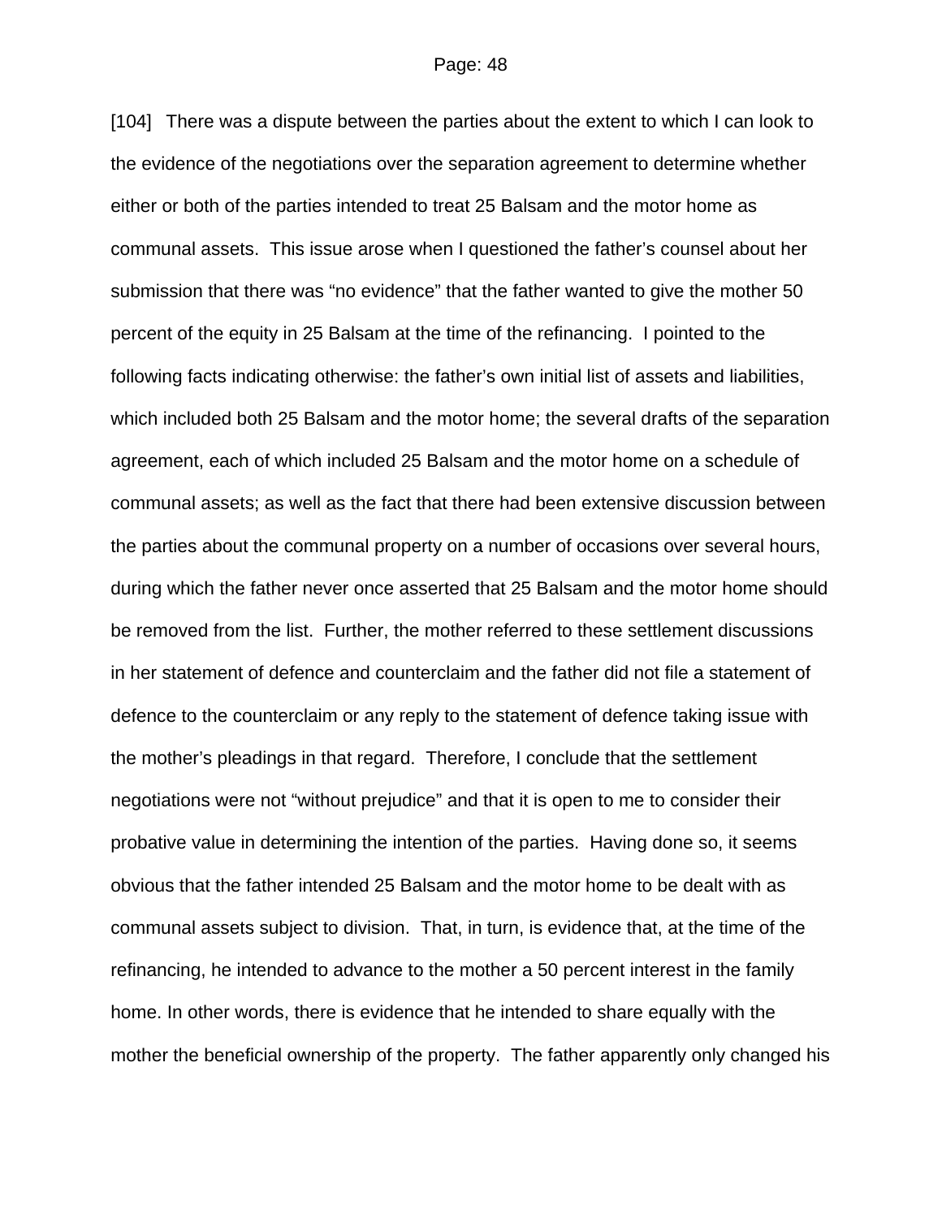[104] There was a dispute between the parties about the extent to which I can look to the evidence of the negotiations over the separation agreement to determine whether either or both of the parties intended to treat 25 Balsam and the motor home as communal assets. This issue arose when I questioned the father's counsel about her submission that there was "no evidence" that the father wanted to give the mother 50 percent of the equity in 25 Balsam at the time of the refinancing. I pointed to the following facts indicating otherwise: the father's own initial list of assets and liabilities, which included both 25 Balsam and the motor home; the several drafts of the separation agreement, each of which included 25 Balsam and the motor home on a schedule of communal assets; as well as the fact that there had been extensive discussion between the parties about the communal property on a number of occasions over several hours, during which the father never once asserted that 25 Balsam and the motor home should be removed from the list. Further, the mother referred to these settlement discussions in her statement of defence and counterclaim and the father did not file a statement of defence to the counterclaim or any reply to the statement of defence taking issue with the mother's pleadings in that regard. Therefore, I conclude that the settlement negotiations were not "without prejudice" and that it is open to me to consider their probative value in determining the intention of the parties. Having done so, it seems obvious that the father intended 25 Balsam and the motor home to be dealt with as communal assets subject to division. That, in turn, is evidence that, at the time of the refinancing, he intended to advance to the mother a 50 percent interest in the family home. In other words, there is evidence that he intended to share equally with the mother the beneficial ownership of the property. The father apparently only changed his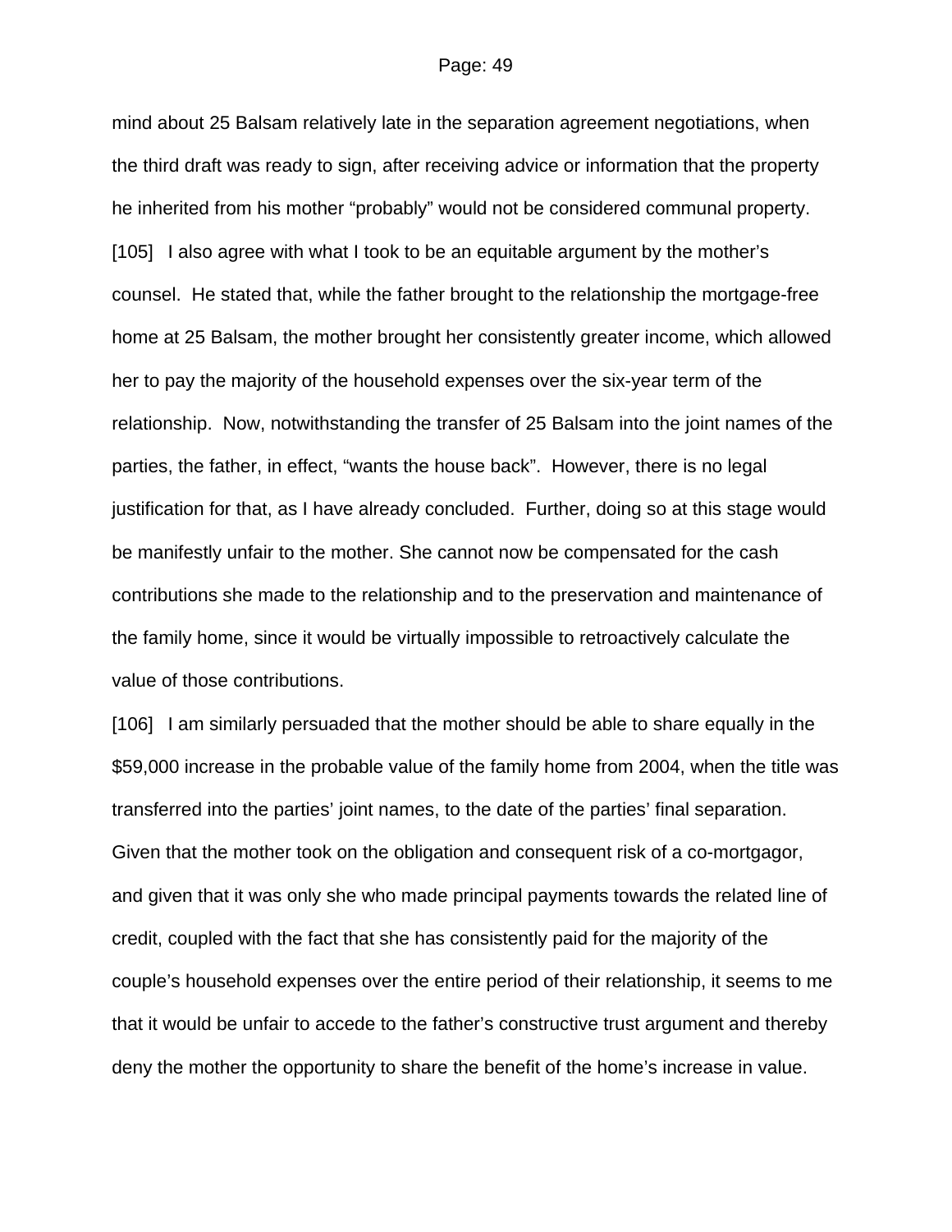mind about 25 Balsam relatively late in the separation agreement negotiations, when the third draft was ready to sign, after receiving advice or information that the property he inherited from his mother "probably" would not be considered communal property.

[105] I also agree with what I took to be an equitable argument by the mother's counsel. He stated that, while the father brought to the relationship the mortgage-free home at 25 Balsam, the mother brought her consistently greater income, which allowed her to pay the majority of the household expenses over the six-year term of the relationship. Now, notwithstanding the transfer of 25 Balsam into the joint names of the parties, the father, in effect, "wants the house back". However, there is no legal justification for that, as I have already concluded. Further, doing so at this stage would be manifestly unfair to the mother. She cannot now be compensated for the cash contributions she made to the relationship and to the preservation and maintenance of the family home, since it would be virtually impossible to retroactively calculate the value of those contributions.

[106] I am similarly persuaded that the mother should be able to share equally in the $59,000 increase in the probable value of the family home from 2004, when the title was transferred into the parties' joint names, to the date of the parties' final separation. Given that the mother took on the obligation and consequent risk of a co-mortgagor, and given that it was only she who made principal payments towards the related line of credit, coupled with the fact that she has consistently paid for the majority of the couple's household expenses over the entire period of their relationship, it seems to me that it would be unfair to accede to the father's constructive trust argument and thereby deny the mother the opportunity to share the benefit of the home's increase in value.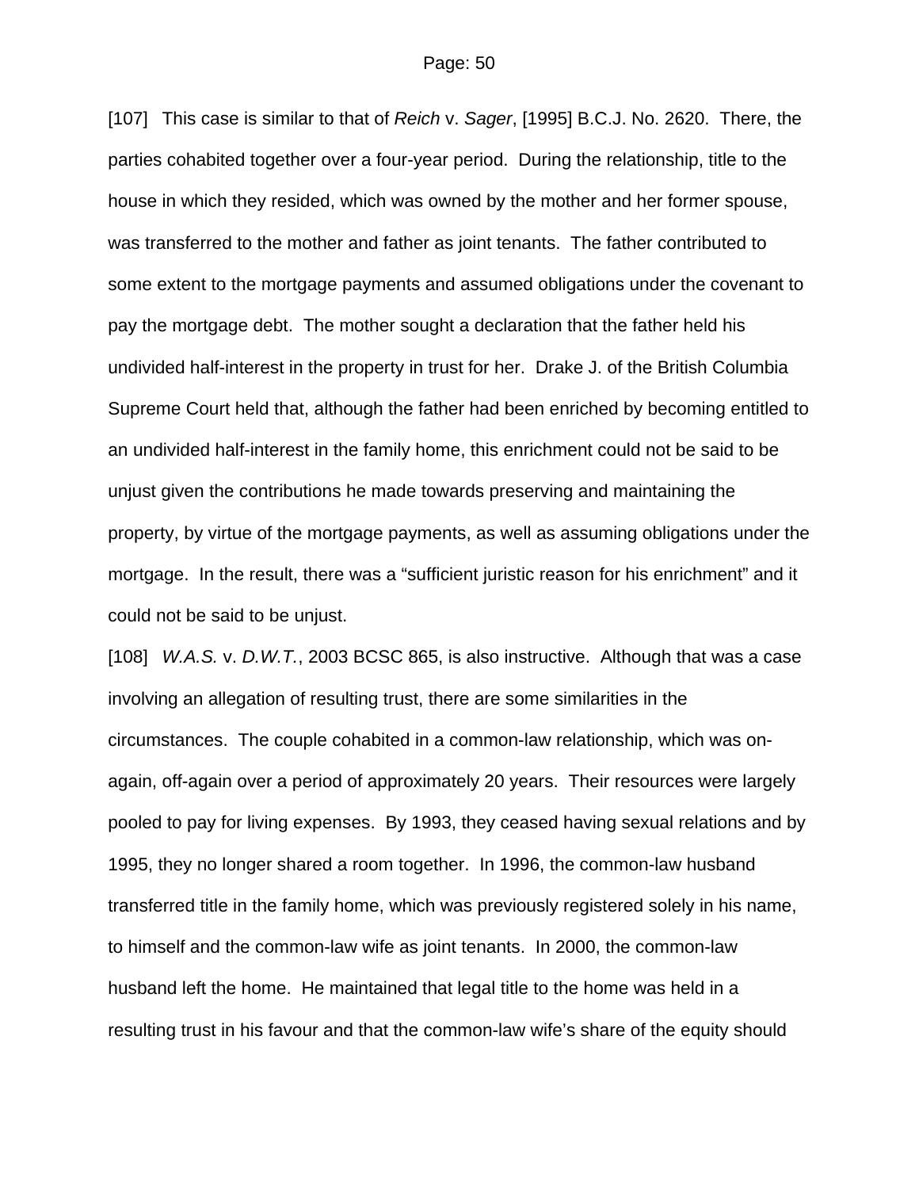[107] This case is similar to that of *Reich* v. *Sager*, [1995] B.C.J. No. 2620. There, the parties cohabited together over a four-year period. During the relationship, title to the house in which they resided, which was owned by the mother and her former spouse, was transferred to the mother and father as joint tenants. The father contributed to some extent to the mortgage payments and assumed obligations under the covenant to pay the mortgage debt. The mother sought a declaration that the father held his undivided half-interest in the property in trust for her. Drake J. of the British Columbia Supreme Court held that, although the father had been enriched by becoming entitled to an undivided half-interest in the family home, this enrichment could not be said to be unjust given the contributions he made towards preserving and maintaining the property, by virtue of the mortgage payments, as well as assuming obligations under the mortgage. In the result, there was a "sufficient juristic reason for his enrichment" and it could not be said to be unjust.

[108] *W.A.S.* v. *D.W.T.*, 2003 BCSC 865, is also instructive. Although that was a case involving an allegation of resulting trust, there are some similarities in the circumstances. The couple cohabited in a common-law relationship, which was on-again, off-again over a period of approximately 20 years. Their resources were largely pooled to pay for living expenses. By 1993, they ceased having sexual relations and by 1995, they no longer shared a room together. In 1996, the common-law husband transferred title in the family home, which was previously registered solely in his name, to himself and the common-law wife as joint tenants. In 2000, the common-law husband left the home. He maintained that legal title to the home was held in a resulting trust in his favour and that the common-law wife's share of the equity should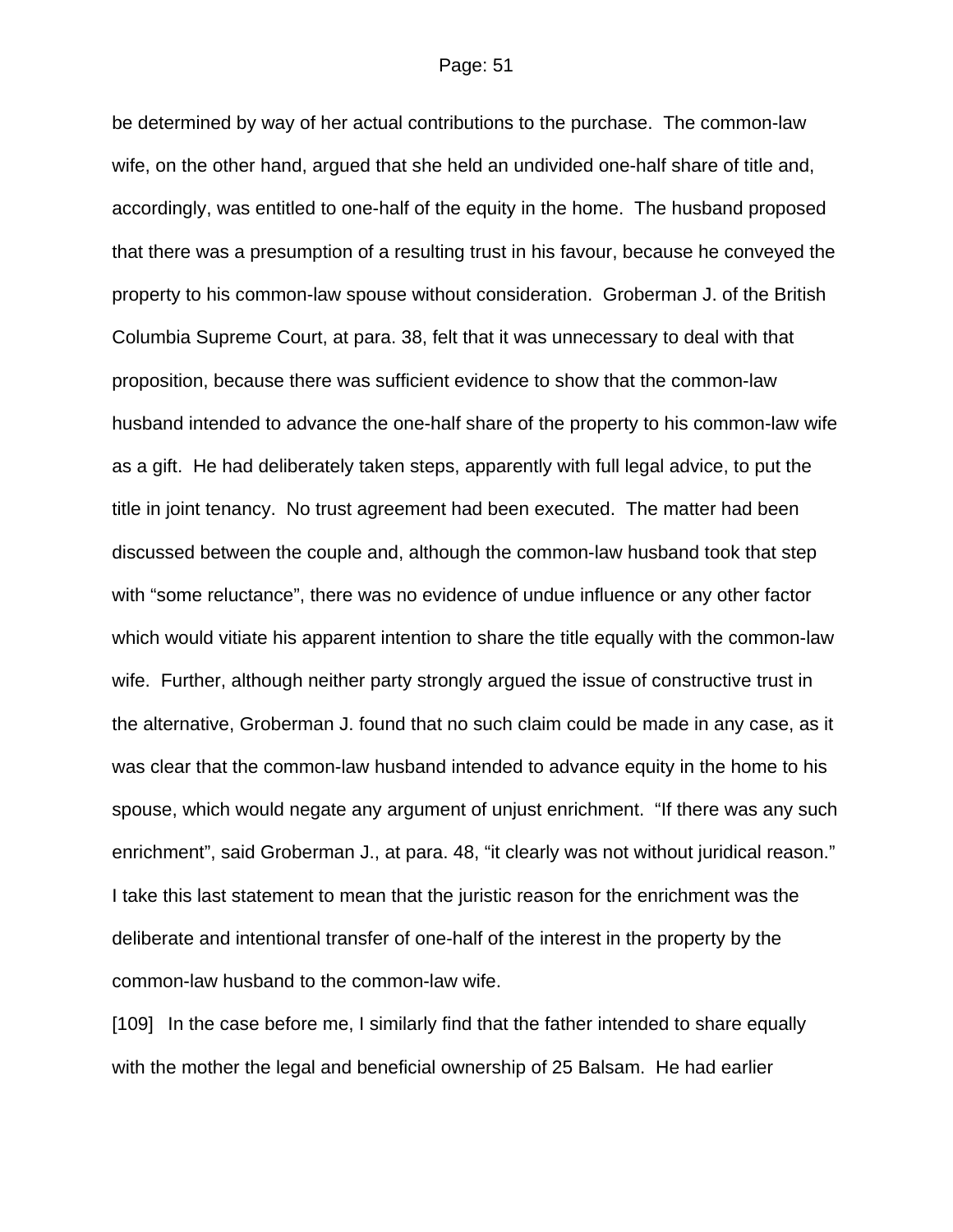be determined by way of her actual contributions to the purchase. The common-law wife, on the other hand, argued that she held an undivided one-half share of title and, accordingly, was entitled to one-half of the equity in the home. The husband proposed that there was a presumption of a resulting trust in his favour, because he conveyed the property to his common-law spouse without consideration. Groberman J. of the British Columbia Supreme Court, at para. 38, felt that it was unnecessary to deal with that proposition, because there was sufficient evidence to show that the common-law husband intended to advance the one-half share of the property to his common-law wife as a gift. He had deliberately taken steps, apparently with full legal advice, to put the title in joint tenancy. No trust agreement had been executed. The matter had been discussed between the couple and, although the common-law husband took that step with "some reluctance", there was no evidence of undue influence or any other factor which would vitiate his apparent intention to share the title equally with the common-law wife. Further, although neither party strongly argued the issue of constructive trust in the alternative, Groberman J. found that no such claim could be made in any case, as it was clear that the common-law husband intended to advance equity in the home to his spouse, which would negate any argument of unjust enrichment. "If there was any such enrichment", said Groberman J., at para. 48, "it clearly was not without juridical reason." I take this last statement to mean that the juristic reason for the enrichment was the deliberate and intentional transfer of one-half of the interest in the property by the common-law husband to the common-law wife.

[109] In the case before me, I similarly find that the father intended to share equally with the mother the legal and beneficial ownership of 25 Balsam. He had earlier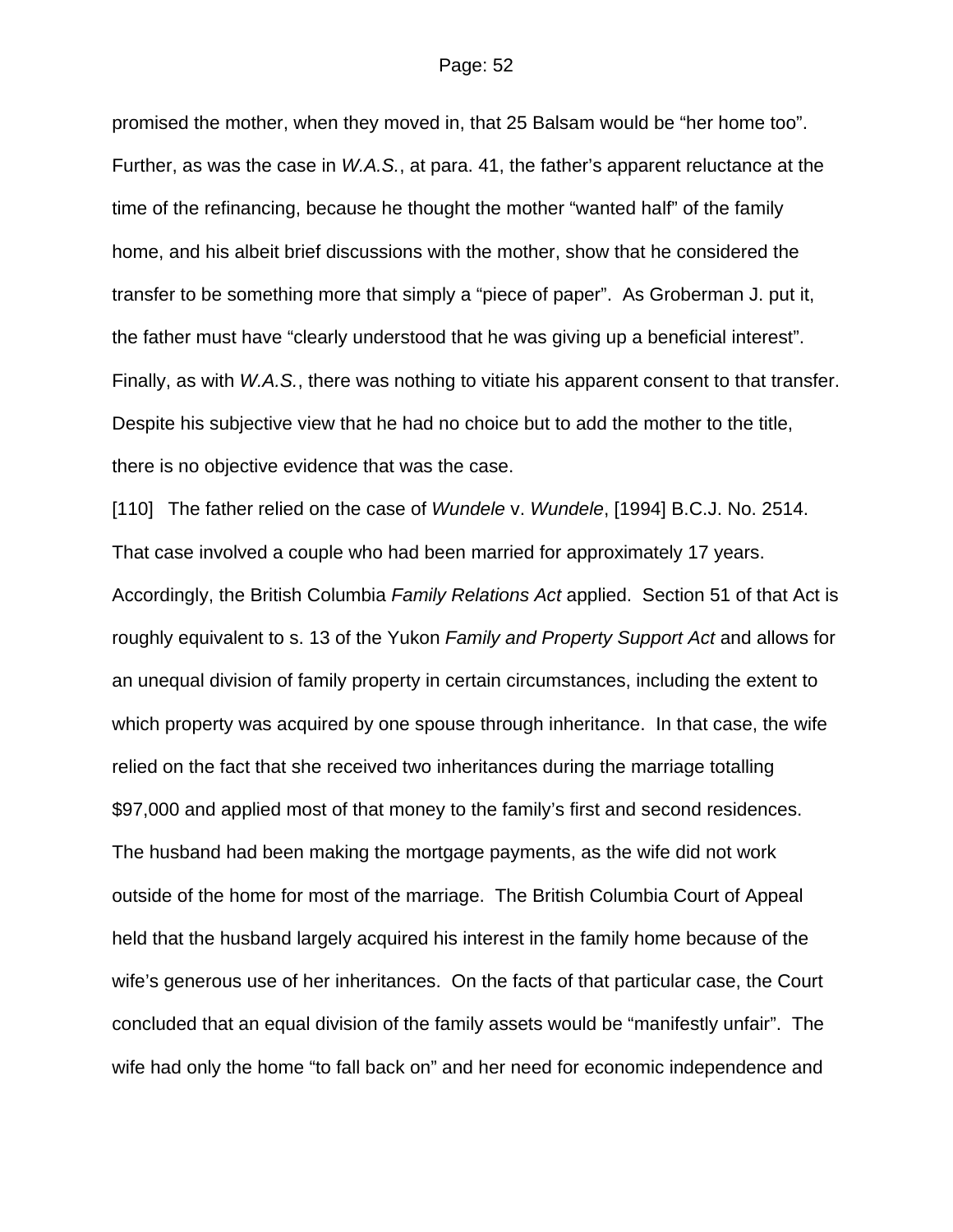promised the mother, when they moved in, that 25 Balsam would be “her home too”. Further, as was the case in *W.A.S.*, at para. 41, the father’s apparent reluctance at the time of the refinancing, because he thought the mother “wanted half” of the family home, and his albeit brief discussions with the mother, show that he considered the transfer to be something more that simply a “piece of paper”. As Groberman J. put it, the father must have “clearly understood that he was giving up a beneficial interest”. Finally, as with *W.A.S.*, there was nothing to vitiate his apparent consent to that transfer. Despite his subjective view that he had no choice but to add the mother to the title, there is no objective evidence that was the case.

[110] The father relied on the case of *Wundele* v. *Wundele*, [1994] B.C.J. No. 2514. That case involved a couple who had been married for approximately 17 years. Accordingly, the British Columbia *Family Relations Act* applied. Section 51 of that Act is roughly equivalent to s. 13 of the Yukon *Family and Property Support Act* and allows for an unequal division of family property in certain circumstances, including the extent to which property was acquired by one spouse through inheritance. In that case, the wife relied on the fact that she received two inheritances during the marriage totalling $97,000 and applied most of that money to the family’s first and second residences. The husband had been making the mortgage payments, as the wife did not work outside of the home for most of the marriage. The British Columbia Court of Appeal held that the husband largely acquired his interest in the family home because of the wife’s generous use of her inheritances. On the facts of that particular case, the Court concluded that an equal division of the family assets would be “manifestly unfair”. The wife had only the home “to fall back on” and her need for economic independence and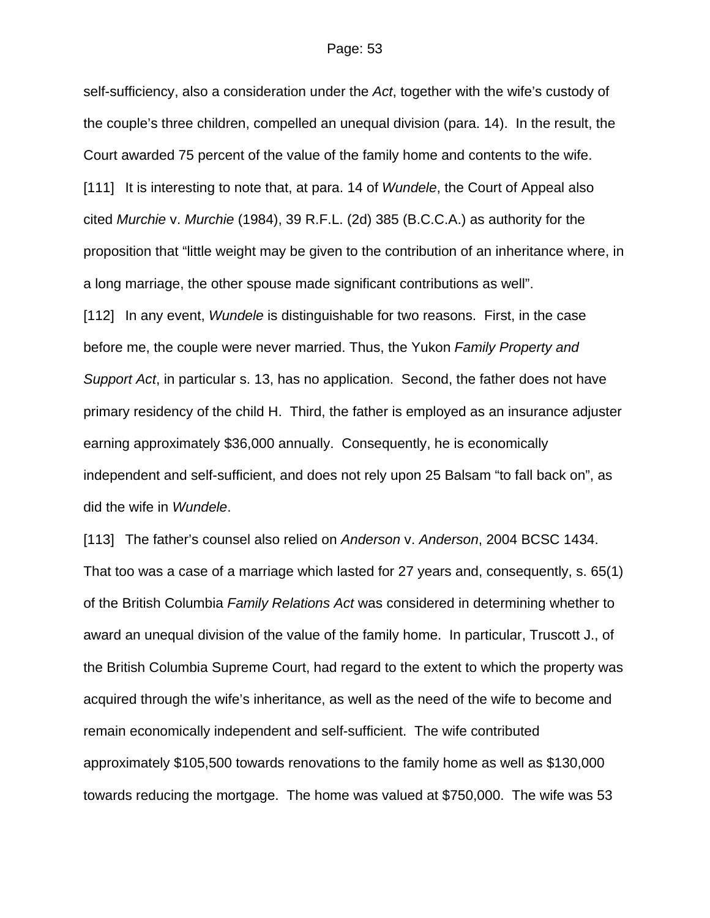self-sufficiency, also a consideration under the *Act*, together with the wife's custody of the couple's three children, compelled an unequal division (para. 14). In the result, the Court awarded 75 percent of the value of the family home and contents to the wife.

[111] It is interesting to note that, at para. 14 of *Wundele*, the Court of Appeal also cited *Murchie* v. *Murchie* (1984), 39 R.F.L. (2d) 385 (B.C.C.A.) as authority for the proposition that "little weight may be given to the contribution of an inheritance where, in a long marriage, the other spouse made significant contributions as well".

[112] In any event, *Wundele* is distinguishable for two reasons. First, in the case before me, the couple were never married. Thus, the Yukon *Family Property and Support Act*, in particular s. 13, has no application. Second, the father does not have primary residency of the child H. Third, the father is employed as an insurance adjuster earning approximately $36,000 annually. Consequently, he is economically independent and self-sufficient, and does not rely upon 25 Balsam "to fall back on", as did the wife in *Wundele*.

[113] The father's counsel also relied on *Anderson* v. *Anderson*, 2004 BCSC 1434. That too was a case of a marriage which lasted for 27 years and, consequently, s. 65(1) of the British Columbia *Family Relations Act* was considered in determining whether to award an unequal division of the value of the family home. In particular, Truscott J., of the British Columbia Supreme Court, had regard to the extent to which the property was acquired through the wife's inheritance, as well as the need of the wife to become and remain economically independent and self-sufficient. The wife contributed approximately $105,500 towards renovations to the family home as well as $130,000 towards reducing the mortgage. The home was valued at $750,000. The wife was 53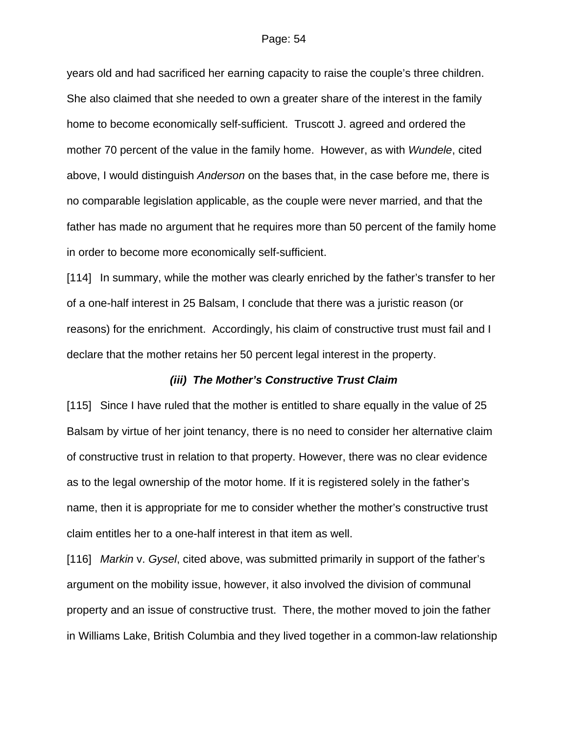years old and had sacrificed her earning capacity to raise the couple's three children. She also claimed that she needed to own a greater share of the interest in the family home to become economically self-sufficient. Truscott J. agreed and ordered the mother 70 percent of the value in the family home. However, as with *Wundele*, cited above, I would distinguish *Anderson* on the bases that, in the case before me, there is no comparable legislation applicable, as the couple were never married, and that the father has made no argument that he requires more than 50 percent of the family home in order to become more economically self-sufficient.

[114] In summary, while the mother was clearly enriched by the father's transfer to her of a one-half interest in 25 Balsam, I conclude that there was a juristic reason (or reasons) for the enrichment. Accordingly, his claim of constructive trust must fail and I declare that the mother retains her 50 percent legal interest in the property.

### *(iii) The Mother's Constructive Trust Claim*

[115] Since I have ruled that the mother is entitled to share equally in the value of 25 Balsam by virtue of her joint tenancy, there is no need to consider her alternative claim of constructive trust in relation to that property. However, there was no clear evidence as to the legal ownership of the motor home. If it is registered solely in the father's name, then it is appropriate for me to consider whether the mother's constructive trust claim entitles her to a one-half interest in that item as well.

[116] *Markin* v. *Gysel*, cited above, was submitted primarily in support of the father's argument on the mobility issue, however, it also involved the division of communal property and an issue of constructive trust. There, the mother moved to join the father in Williams Lake, British Columbia and they lived together in a common-law relationship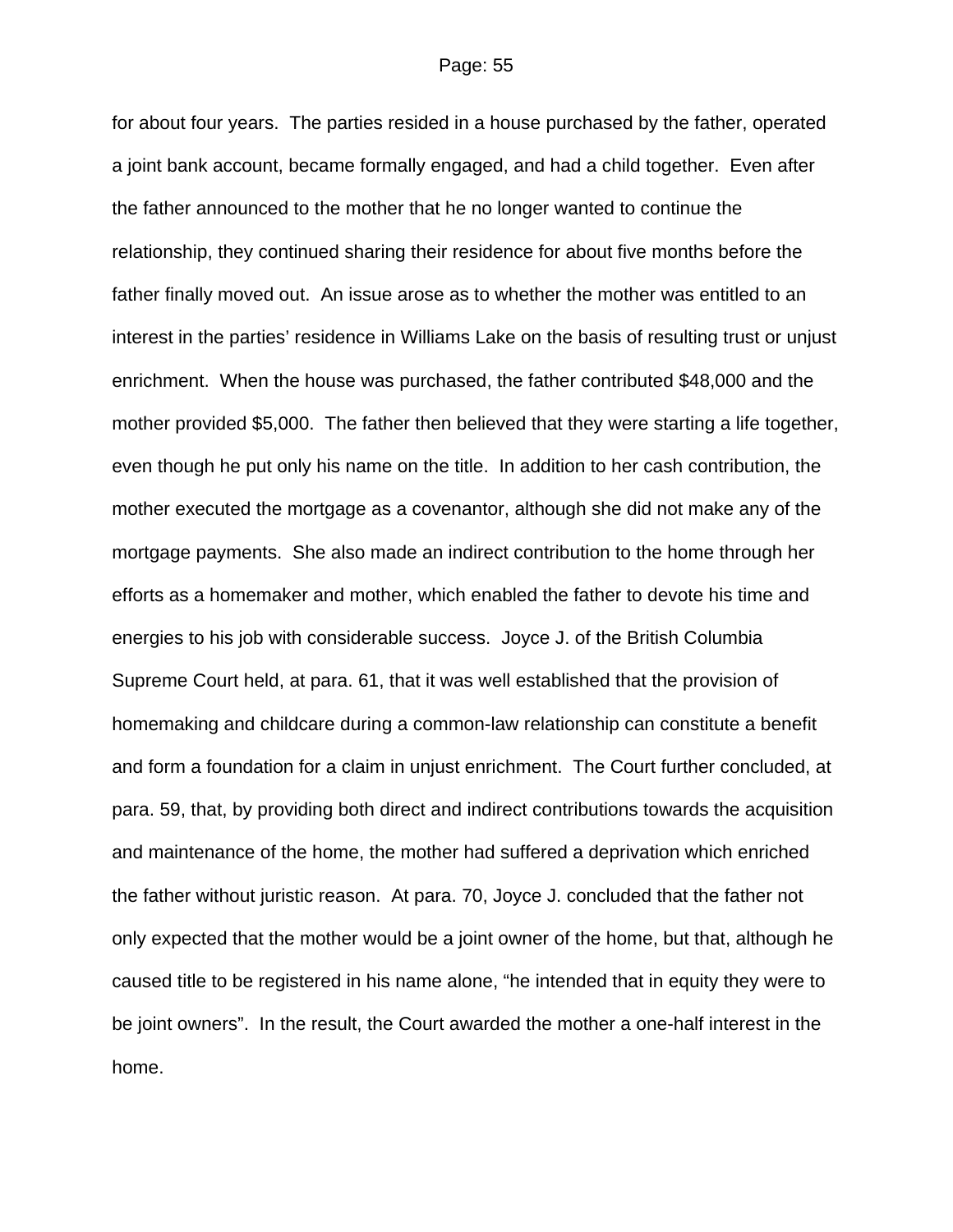for about four years. The parties resided in a house purchased by the father, operated a joint bank account, became formally engaged, and had a child together. Even after the father announced to the mother that he no longer wanted to continue the relationship, they continued sharing their residence for about five months before the father finally moved out. An issue arose as to whether the mother was entitled to an interest in the parties' residence in Williams Lake on the basis of resulting trust or unjust enrichment. When the house was purchased, the father contributed $48,000 and the mother provided $5,000. The father then believed that they were starting a life together, even though he put only his name on the title. In addition to her cash contribution, the mother executed the mortgage as a covenantor, although she did not make any of the mortgage payments. She also made an indirect contribution to the home through her efforts as a homemaker and mother, which enabled the father to devote his time and energies to his job with considerable success. Joyce J. of the British Columbia Supreme Court held, at para. 61, that it was well established that the provision of homemaking and childcare during a common-law relationship can constitute a benefit and form a foundation for a claim in unjust enrichment. The Court further concluded, at para. 59, that, by providing both direct and indirect contributions towards the acquisition and maintenance of the home, the mother had suffered a deprivation which enriched the father without juristic reason. At para. 70, Joyce J. concluded that the father not only expected that the mother would be a joint owner of the home, but that, although he caused title to be registered in his name alone, "he intended that in equity they were to be joint owners". In the result, the Court awarded the mother a one-half interest in the home.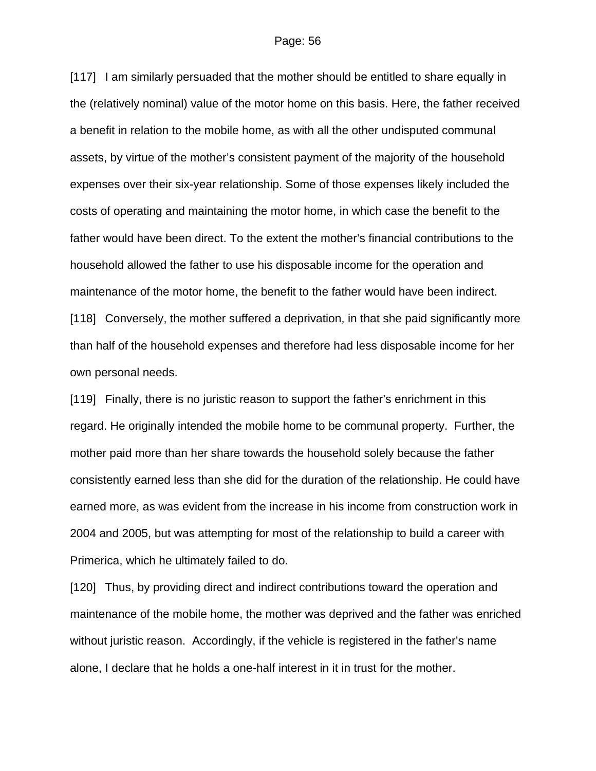[117] I am similarly persuaded that the mother should be entitled to share equally in the (relatively nominal) value of the motor home on this basis. Here, the father received a benefit in relation to the mobile home, as with all the other undisputed communal assets, by virtue of the mother's consistent payment of the majority of the household expenses over their six-year relationship. Some of those expenses likely included the costs of operating and maintaining the motor home, in which case the benefit to the father would have been direct. To the extent the mother's financial contributions to the household allowed the father to use his disposable income for the operation and maintenance of the motor home, the benefit to the father would have been indirect.

[118] Conversely, the mother suffered a deprivation, in that she paid significantly more than half of the household expenses and therefore had less disposable income for her own personal needs.

[119] Finally, there is no juristic reason to support the father's enrichment in this regard. He originally intended the mobile home to be communal property. Further, the mother paid more than her share towards the household solely because the father consistently earned less than she did for the duration of the relationship. He could have earned more, as was evident from the increase in his income from construction work in 2004 and 2005, but was attempting for most of the relationship to build a career with Primerica, which he ultimately failed to do.

[120] Thus, by providing direct and indirect contributions toward the operation and maintenance of the mobile home, the mother was deprived and the father was enriched without juristic reason. Accordingly, if the vehicle is registered in the father's name alone, I declare that he holds a one-half interest in it in trust for the mother.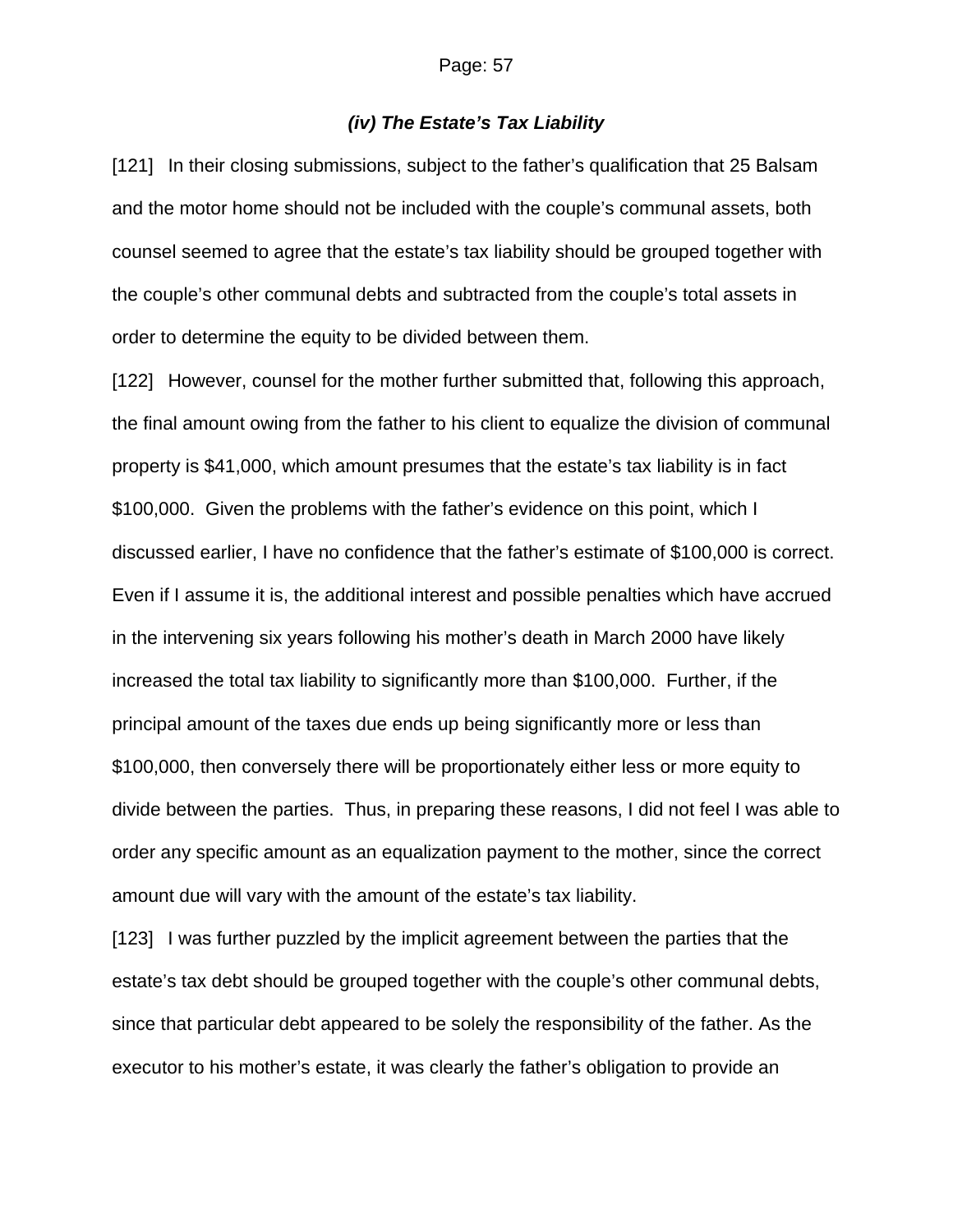### *(iv) The Estate's Tax Liability*

[121] In their closing submissions, subject to the father's qualification that 25 Balsam and the motor home should not be included with the couple's communal assets, both counsel seemed to agree that the estate's tax liability should be grouped together with the couple's other communal debts and subtracted from the couple's total assets in order to determine the equity to be divided between them.

[122] However, counsel for the mother further submitted that, following this approach, the final amount owing from the father to his client to equalize the division of communal property is $41,000, which amount presumes that the estate's tax liability is in fact $100,000. Given the problems with the father's evidence on this point, which I discussed earlier, I have no confidence that the father's estimate of $100,000 is correct. Even if I assume it is, the additional interest and possible penalties which have accrued in the intervening six years following his mother's death in March 2000 have likely increased the total tax liability to significantly more than $100,000. Further, if the principal amount of the taxes due ends up being significantly more or less than $100,000, then conversely there will be proportionately either less or more equity to divide between the parties. Thus, in preparing these reasons, I did not feel I was able to order any specific amount as an equalization payment to the mother, since the correct amount due will vary with the amount of the estate's tax liability.

[123] I was further puzzled by the implicit agreement between the parties that the estate's tax debt should be grouped together with the couple's other communal debts, since that particular debt appeared to be solely the responsibility of the father. As the executor to his mother's estate, it was clearly the father's obligation to provide an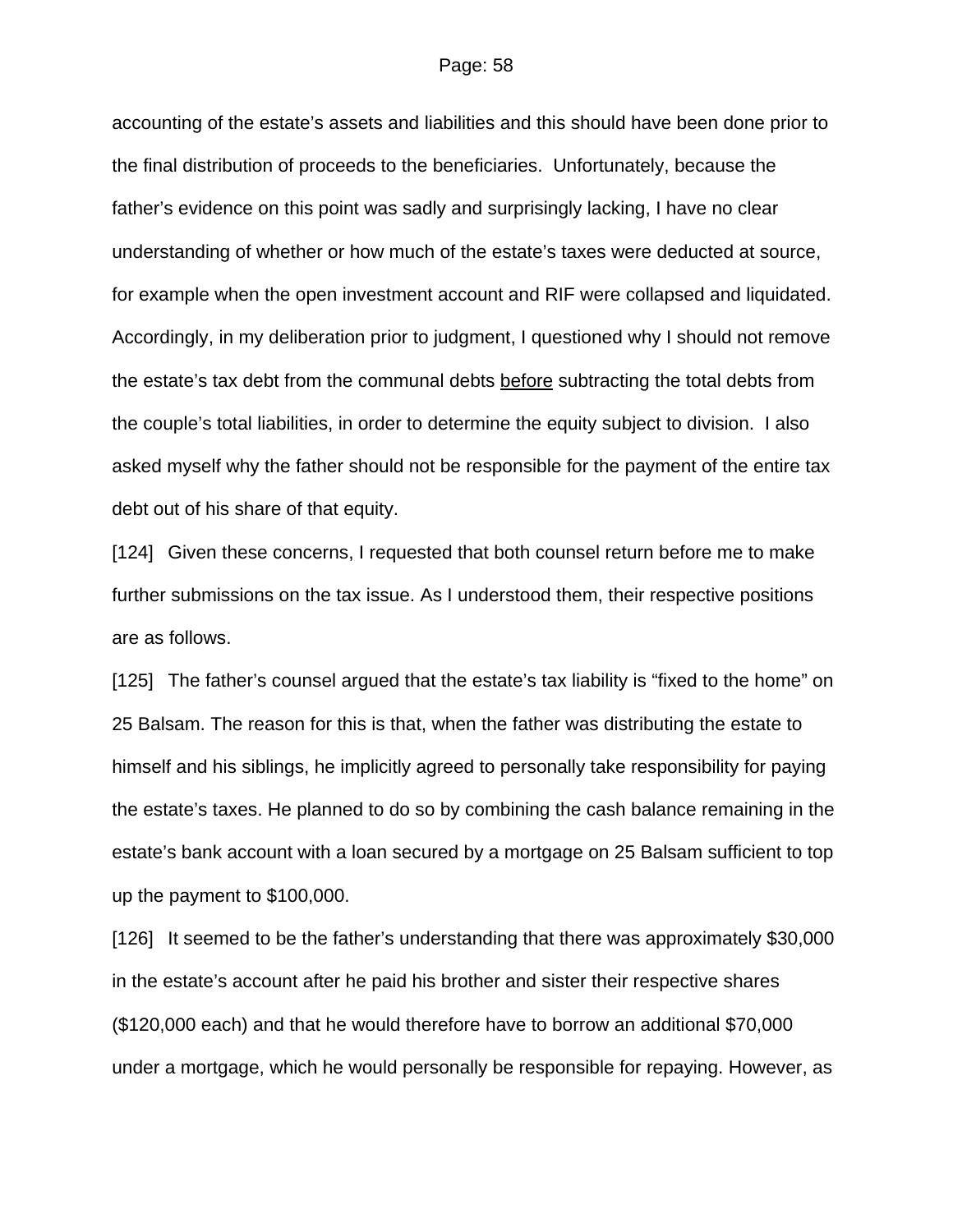accounting of the estate's assets and liabilities and this should have been done prior to the final distribution of proceeds to the beneficiaries. Unfortunately, because the father's evidence on this point was sadly and surprisingly lacking, I have no clear understanding of whether or how much of the estate's taxes were deducted at source, for example when the open investment account and RIF were collapsed and liquidated. Accordingly, in my deliberation prior to judgment, I questioned why I should not remove the estate's tax debt from the communal debts <u>before</u> subtracting the total debts from the couple's total liabilities, in order to determine the equity subject to division. I also asked myself why the father should not be responsible for the payment of the entire tax debt out of his share of that equity.

[124] Given these concerns, I requested that both counsel return before me to make further submissions on the tax issue. As I understood them, their respective positions are as follows.

[125] The father's counsel argued that the estate's tax liability is "fixed to the home" on 25 Balsam. The reason for this is that, when the father was distributing the estate to himself and his siblings, he implicitly agreed to personally take responsibility for paying the estate's taxes. He planned to do so by combining the cash balance remaining in the estate's bank account with a loan secured by a mortgage on 25 Balsam sufficient to top up the payment to $100,000.

[126] It seemed to be the father's understanding that there was approximately $30,000 in the estate's account after he paid his brother and sister their respective shares ($120,000 each) and that he would therefore have to borrow an additional $70,000 under a mortgage, which he would personally be responsible for repaying. However, as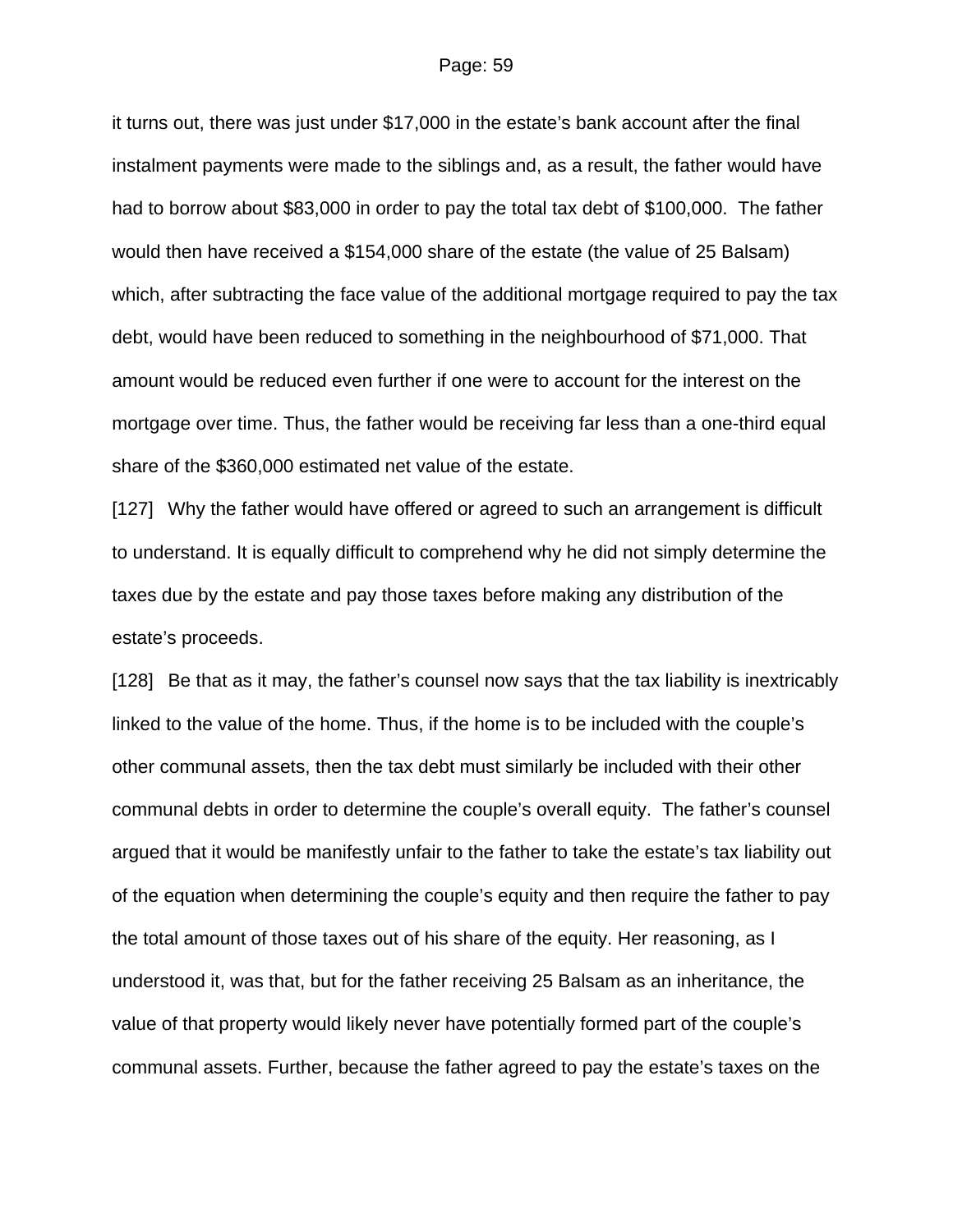it turns out, there was just under $17,000 in the estate's bank account after the final instalment payments were made to the siblings and, as a result, the father would have had to borrow about $83,000 in order to pay the total tax debt of $100,000. The father would then have received a $154,000 share of the estate (the value of 25 Balsam) which, after subtracting the face value of the additional mortgage required to pay the tax debt, would have been reduced to something in the neighbourhood of $71,000. That amount would be reduced even further if one were to account for the interest on the mortgage over time. Thus, the father would be receiving far less than a one-third equal share of the $360,000 estimated net value of the estate.

[127] Why the father would have offered or agreed to such an arrangement is difficult to understand. It is equally difficult to comprehend why he did not simply determine the taxes due by the estate and pay those taxes before making any distribution of the estate's proceeds.

[128] Be that as it may, the father's counsel now says that the tax liability is inextricably linked to the value of the home. Thus, if the home is to be included with the couple's other communal assets, then the tax debt must similarly be included with their other communal debts in order to determine the couple's overall equity. The father's counsel argued that it would be manifestly unfair to the father to take the estate's tax liability out of the equation when determining the couple's equity and then require the father to pay the total amount of those taxes out of his share of the equity. Her reasoning, as I understood it, was that, but for the father receiving 25 Balsam as an inheritance, the value of that property would likely never have potentially formed part of the couple's communal assets. Further, because the father agreed to pay the estate's taxes on the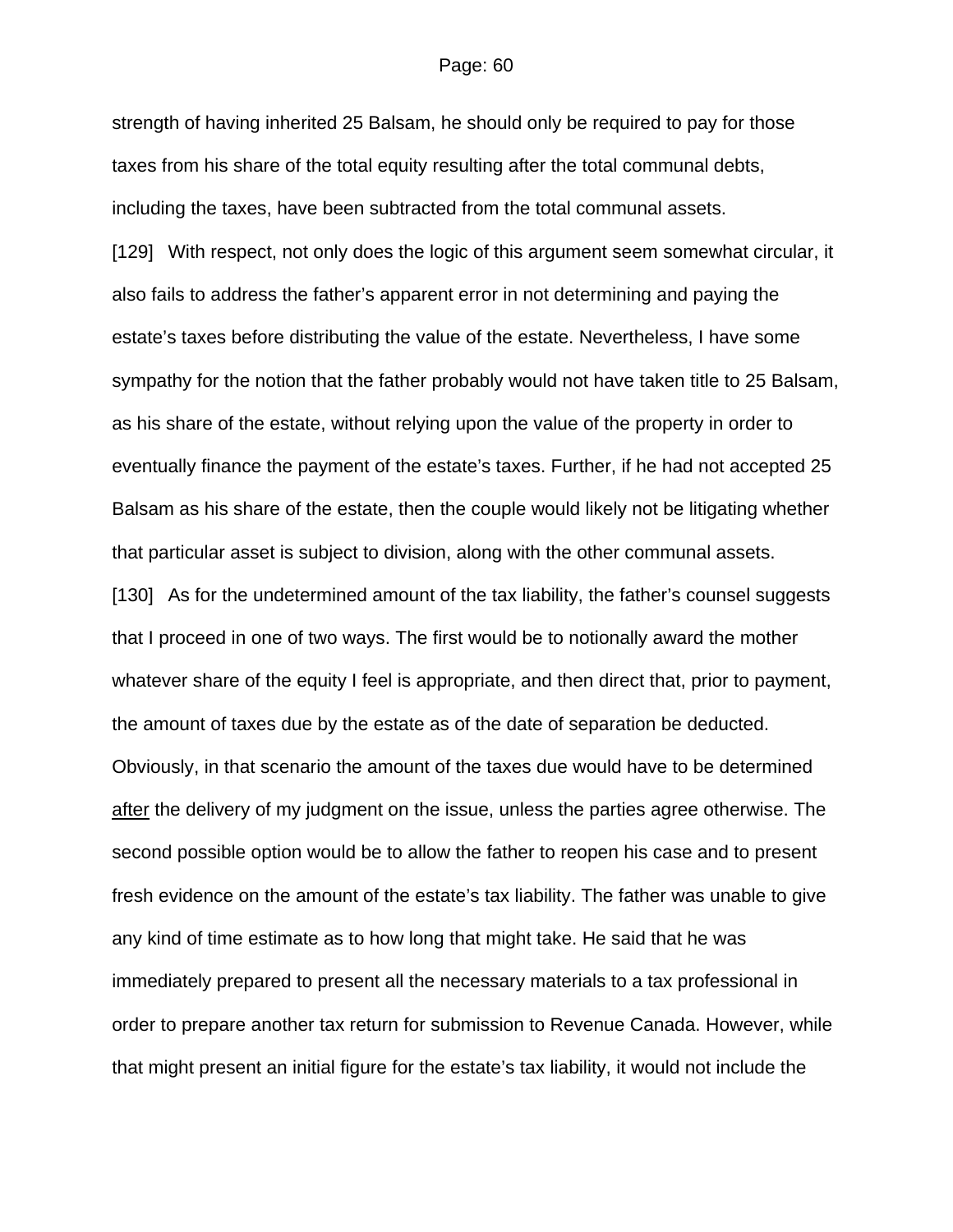strength of having inherited 25 Balsam, he should only be required to pay for those taxes from his share of the total equity resulting after the total communal debts, including the taxes, have been subtracted from the total communal assets.

[129] With respect, not only does the logic of this argument seem somewhat circular, it also fails to address the father's apparent error in not determining and paying the estate's taxes before distributing the value of the estate. Nevertheless, I have some sympathy for the notion that the father probably would not have taken title to 25 Balsam, as his share of the estate, without relying upon the value of the property in order to eventually finance the payment of the estate's taxes. Further, if he had not accepted 25 Balsam as his share of the estate, then the couple would likely not be litigating whether that particular asset is subject to division, along with the other communal assets.

[130] As for the undetermined amount of the tax liability, the father's counsel suggests that I proceed in one of two ways. The first would be to notionally award the mother whatever share of the equity I feel is appropriate, and then direct that, prior to payment, the amount of taxes due by the estate as of the date of separation be deducted. Obviously, in that scenario the amount of the taxes due would have to be determined <u>after</u> the delivery of my judgment on the issue, unless the parties agree otherwise. The second possible option would be to allow the father to reopen his case and to present fresh evidence on the amount of the estate's tax liability. The father was unable to give any kind of time estimate as to how long that might take. He said that he was immediately prepared to present all the necessary materials to a tax professional in order to prepare another tax return for submission to Revenue Canada. However, while that might present an initial figure for the estate's tax liability, it would not include the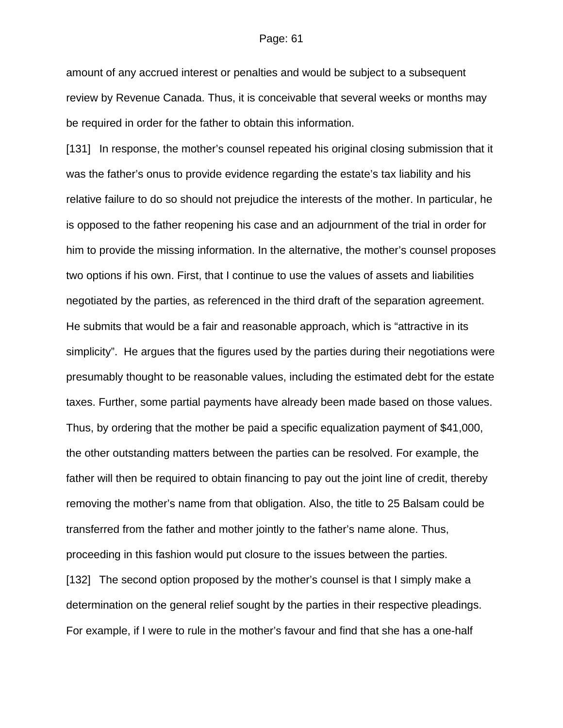amount of any accrued interest or penalties and would be subject to a subsequent review by Revenue Canada. Thus, it is conceivable that several weeks or months may be required in order for the father to obtain this information.

[131] In response, the mother's counsel repeated his original closing submission that it was the father's onus to provide evidence regarding the estate's tax liability and his relative failure to do so should not prejudice the interests of the mother. In particular, he is opposed to the father reopening his case and an adjournment of the trial in order for him to provide the missing information. In the alternative, the mother's counsel proposes two options if his own. First, that I continue to use the values of assets and liabilities negotiated by the parties, as referenced in the third draft of the separation agreement. He submits that would be a fair and reasonable approach, which is "attractive in its simplicity". He argues that the figures used by the parties during their negotiations were presumably thought to be reasonable values, including the estimated debt for the estate taxes. Further, some partial payments have already been made based on those values. Thus, by ordering that the mother be paid a specific equalization payment of $41,000, the other outstanding matters between the parties can be resolved. For example, the father will then be required to obtain financing to pay out the joint line of credit, thereby removing the mother's name from that obligation. Also, the title to 25 Balsam could be transferred from the father and mother jointly to the father's name alone. Thus, proceeding in this fashion would put closure to the issues between the parties.

[132] The second option proposed by the mother's counsel is that I simply make a determination on the general relief sought by the parties in their respective pleadings. For example, if I were to rule in the mother's favour and find that she has a one-half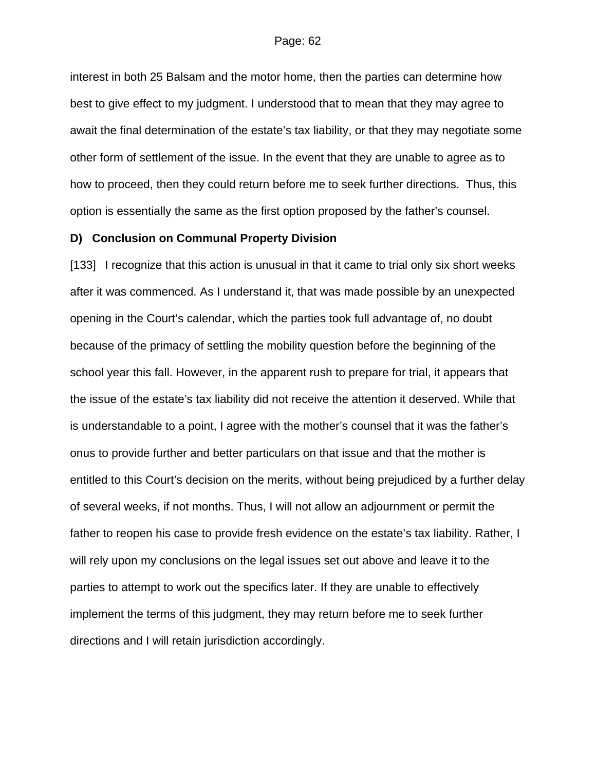interest in both 25 Balsam and the motor home, then the parties can determine how best to give effect to my judgment. I understood that to mean that they may agree to await the final determination of the estate's tax liability, or that they may negotiate some other form of settlement of the issue. In the event that they are unable to agree as to how to proceed, then they could return before me to seek further directions. Thus, this option is essentially the same as the first option proposed by the father's counsel.

### D) Conclusion on Communal Property Division

[133] I recognize that this action is unusual in that it came to trial only six short weeks after it was commenced. As I understand it, that was made possible by an unexpected opening in the Court's calendar, which the parties took full advantage of, no doubt because of the primacy of settling the mobility question before the beginning of the school year this fall. However, in the apparent rush to prepare for trial, it appears that the issue of the estate's tax liability did not receive the attention it deserved. While that is understandable to a point, I agree with the mother's counsel that it was the father's onus to provide further and better particulars on that issue and that the mother is entitled to this Court's decision on the merits, without being prejudiced by a further delay of several weeks, if not months. Thus, I will not allow an adjournment or permit the father to reopen his case to provide fresh evidence on the estate's tax liability. Rather, I will rely upon my conclusions on the legal issues set out above and leave it to the parties to attempt to work out the specifics later. If they are unable to effectively implement the terms of this judgment, they may return before me to seek further directions and I will retain jurisdiction accordingly.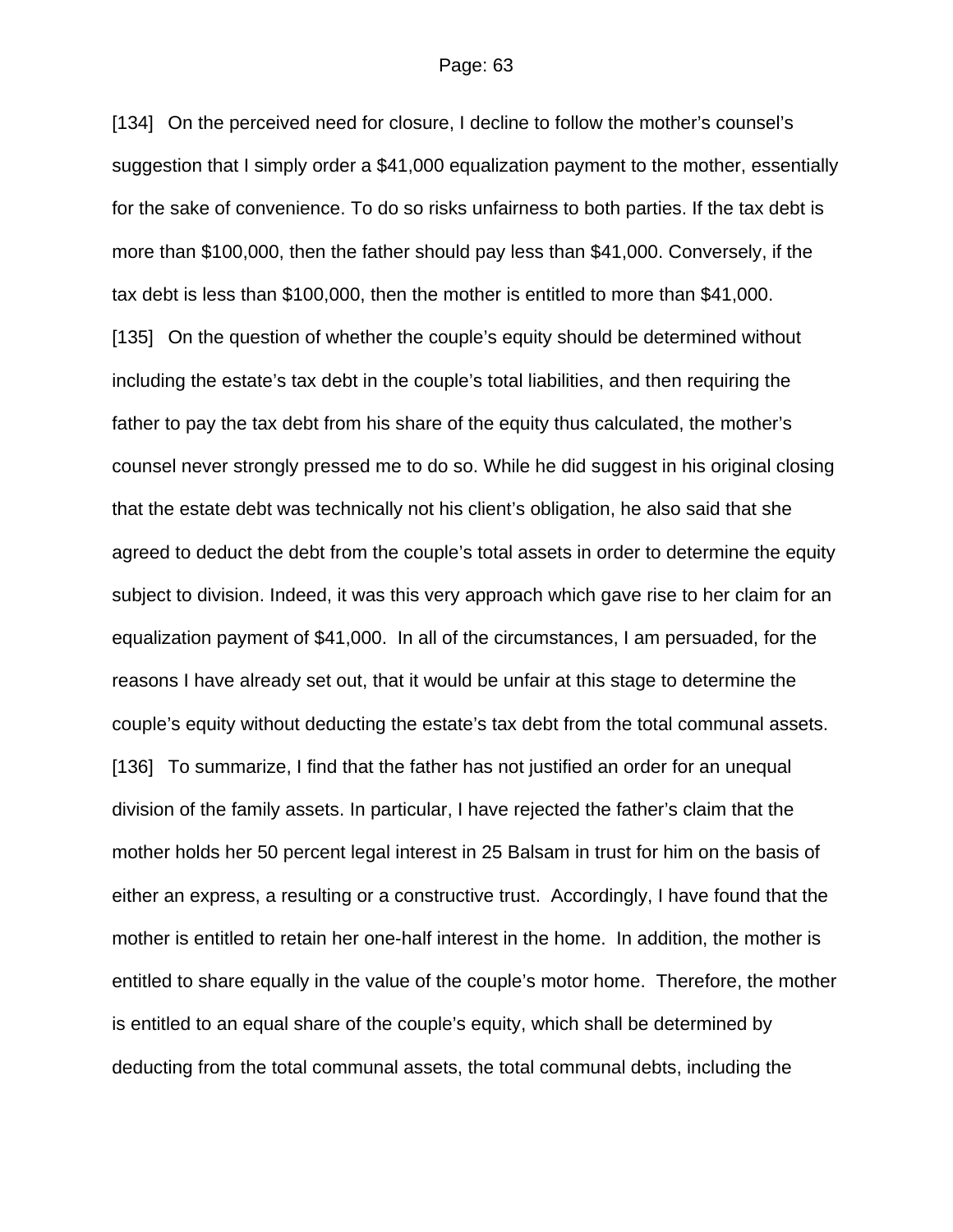[134] On the perceived need for closure, I decline to follow the mother's counsel's suggestion that I simply order a $41,000 equalization payment to the mother, essentially for the sake of convenience. To do so risks unfairness to both parties. If the tax debt is more than $100,000, then the father should pay less than $41,000. Conversely, if the tax debt is less than $100,000, then the mother is entitled to more than $41,000.

[135] On the question of whether the couple's equity should be determined without including the estate's tax debt in the couple's total liabilities, and then requiring the father to pay the tax debt from his share of the equity thus calculated, the mother's counsel never strongly pressed me to do so. While he did suggest in his original closing that the estate debt was technically not his client's obligation, he also said that she agreed to deduct the debt from the couple's total assets in order to determine the equity subject to division. Indeed, it was this very approach which gave rise to her claim for an equalization payment of $41,000. In all of the circumstances, I am persuaded, for the reasons I have already set out, that it would be unfair at this stage to determine the couple's equity without deducting the estate's tax debt from the total communal assets.

[136] To summarize, I find that the father has not justified an order for an unequal division of the family assets. In particular, I have rejected the father's claim that the mother holds her 50 percent legal interest in 25 Balsam in trust for him on the basis of either an express, a resulting or a constructive trust. Accordingly, I have found that the mother is entitled to retain her one-half interest in the home. In addition, the mother is entitled to share equally in the value of the couple's motor home. Therefore, the mother is entitled to an equal share of the couple's equity, which shall be determined by deducting from the total communal assets, the total communal debts, including the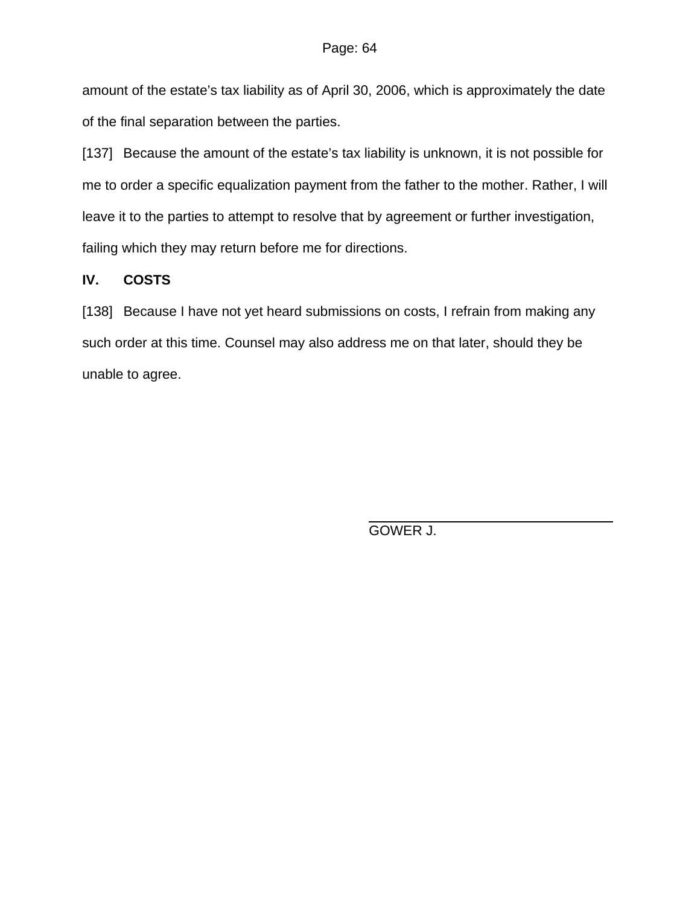amount of the estate's tax liability as of April 30, 2006, which is approximately the date of the final separation between the parties.

[137] Because the amount of the estate's tax liability is unknown, it is not possible for me to order a specific equalization payment from the father to the mother. Rather, I will leave it to the parties to attempt to resolve that by agreement or further investigation, failing which they may return before me for directions.

## IV. COSTS

[138] Because I have not yet heard submissions on costs, I refrain from making any such order at this time. Counsel may also address me on that later, should they be unable to agree.

GOWER J.